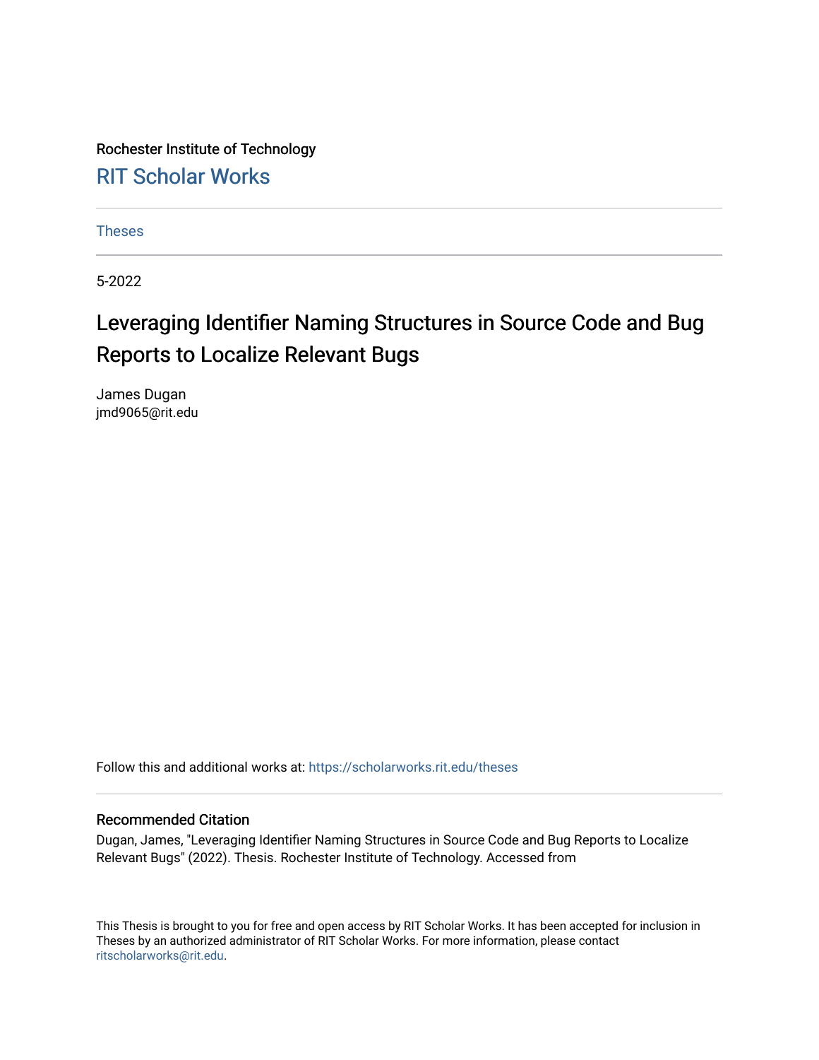Rochester Institute of Technology

RIT Scholar Works

Theses

5-2022

# Leveraging Identifier Naming Structures in Source Code and Bug Reports to Localize Relevant Bugs

James Dugan
jmd9065@rit.edu

Follow this and additional works at: https://scholarworks.rit.edu/theses

## Recommended Citation

Dugan, James, "Leveraging Identifier Naming Structures in Source Code and Bug Reports to Localize Relevant Bugs" (2022). Thesis. Rochester Institute of Technology. Accessed from

This Thesis is brought to you for free and open access by RIT Scholar Works. It has been accepted for inclusion in Theses by an authorized administrator of RIT Scholar Works. For more information, please contact ritscholarworks@rit.edu.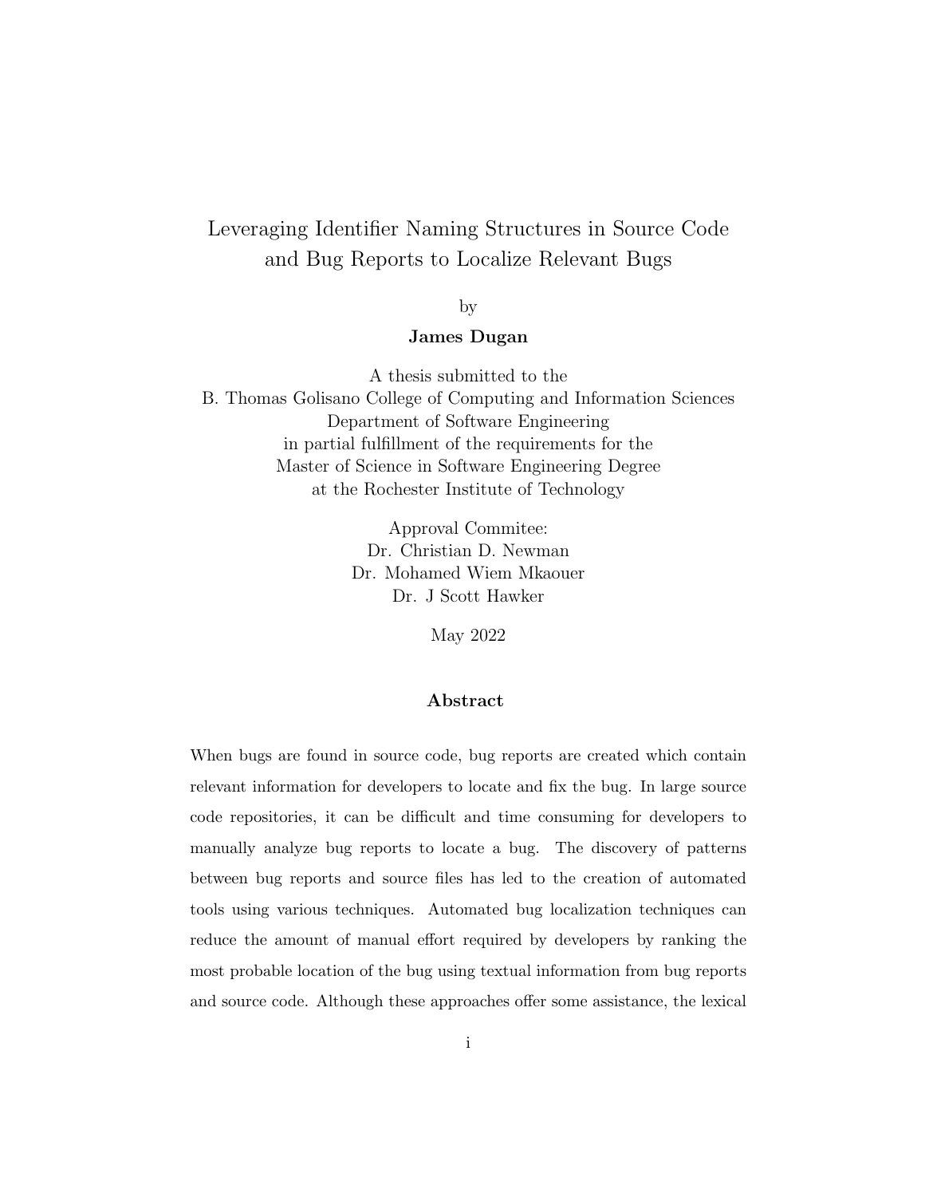# Leveraging Identifier Naming Structures in Source Code and Bug Reports to Localize Relevant Bugs

by

**James Dugan**

A thesis submitted to the
B. Thomas Golisano College of Computing and Information Sciences
Department of Software Engineering
in partial fulfillment of the requirements for the
Master of Science in Software Engineering Degree
at the Rochester Institute of Technology

Approval Commitee:
Dr. Christian D. Newman
Dr. Mohamed Wiem Mkaouer
Dr. J Scott Hawker

May 2022

## Abstract

When bugs are found in source code, bug reports are created which contain relevant information for developers to locate and fix the bug. In large source code repositories, it can be difficult and time consuming for developers to manually analyze bug reports to locate a bug. The discovery of patterns between bug reports and source files has led to the creation of automated tools using various techniques. Automated bug localization techniques can reduce the amount of manual effort required by developers by ranking the most probable location of the bug using textual information from bug reports and source code. Although these approaches offer some assistance, the lexical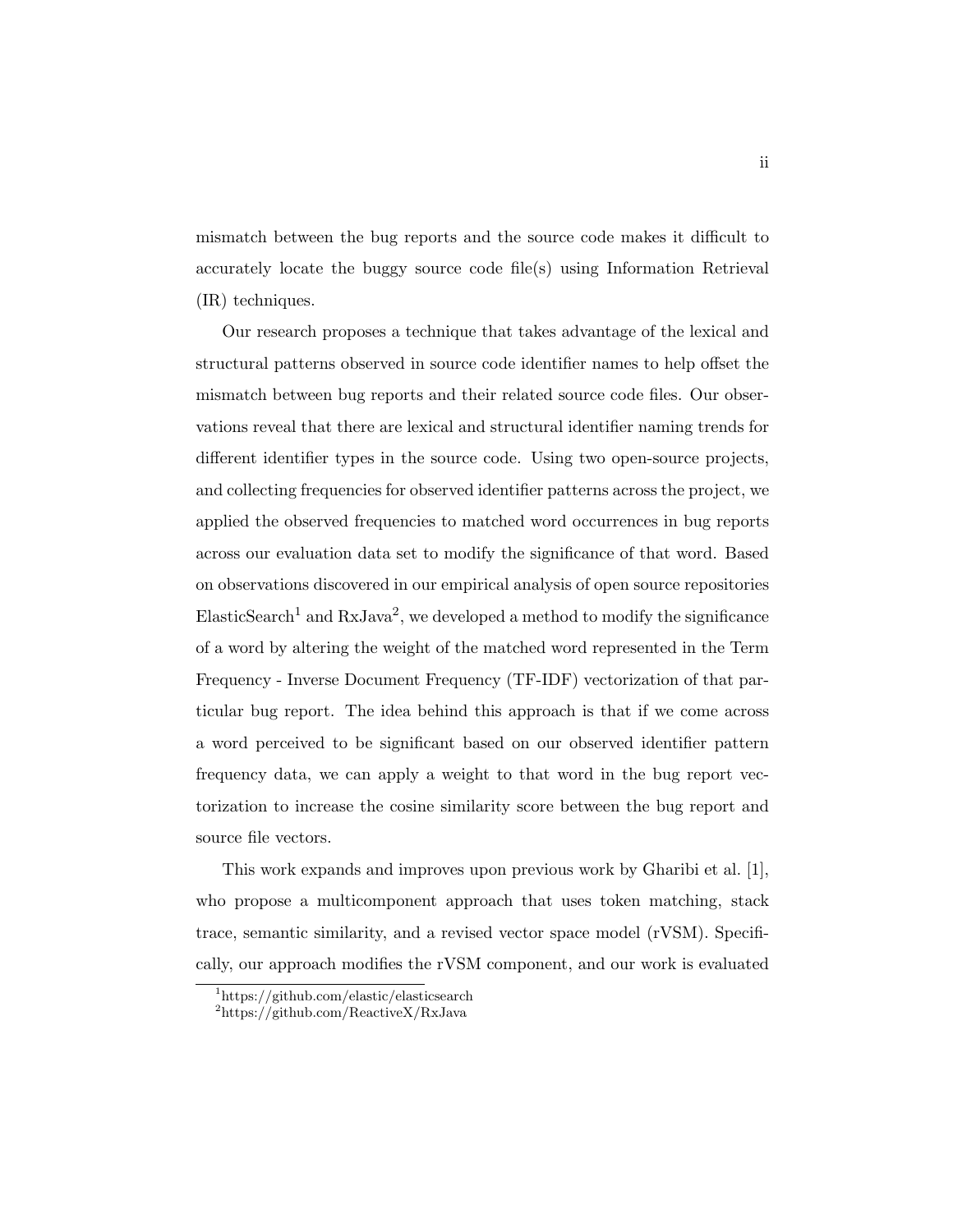mismatch between the bug reports and the source code makes it difficult to accurately locate the buggy source code file(s) using Information Retrieval (IR) techniques.

Our research proposes a technique that takes advantage of the lexical and structural patterns observed in source code identifier names to help offset the mismatch between bug reports and their related source code files. Our observations reveal that there are lexical and structural identifier naming trends for different identifier types in the source code. Using two open-source projects, and collecting frequencies for observed identifier patterns across the project, we applied the observed frequencies to matched word occurrences in bug reports across our evaluation data set to modify the significance of that word. Based on observations discovered in our empirical analysis of open source repositories ElasticSearch[1] and RxJava[2], we developed a method to modify the significance of a word by altering the weight of the matched word represented in the Term Frequency - Inverse Document Frequency (TF-IDF) vectorization of that particular bug report. The idea behind this approach is that if we come across a word perceived to be significant based on our observed identifier pattern frequency data, we can apply a weight to that word in the bug report vectorization to increase the cosine similarity score between the bug report and source file vectors.

This work expands and improves upon previous work by Gharibi et al. [1], who propose a multicomponent approach that uses token matching, stack trace, semantic similarity, and a revised vector space model (rVSM). Specifically, our approach modifies the rVSM component, and our work is evaluated

[1]https://github.com/elastic/elasticsearch

[2]https://github.com/ReactiveX/RxJava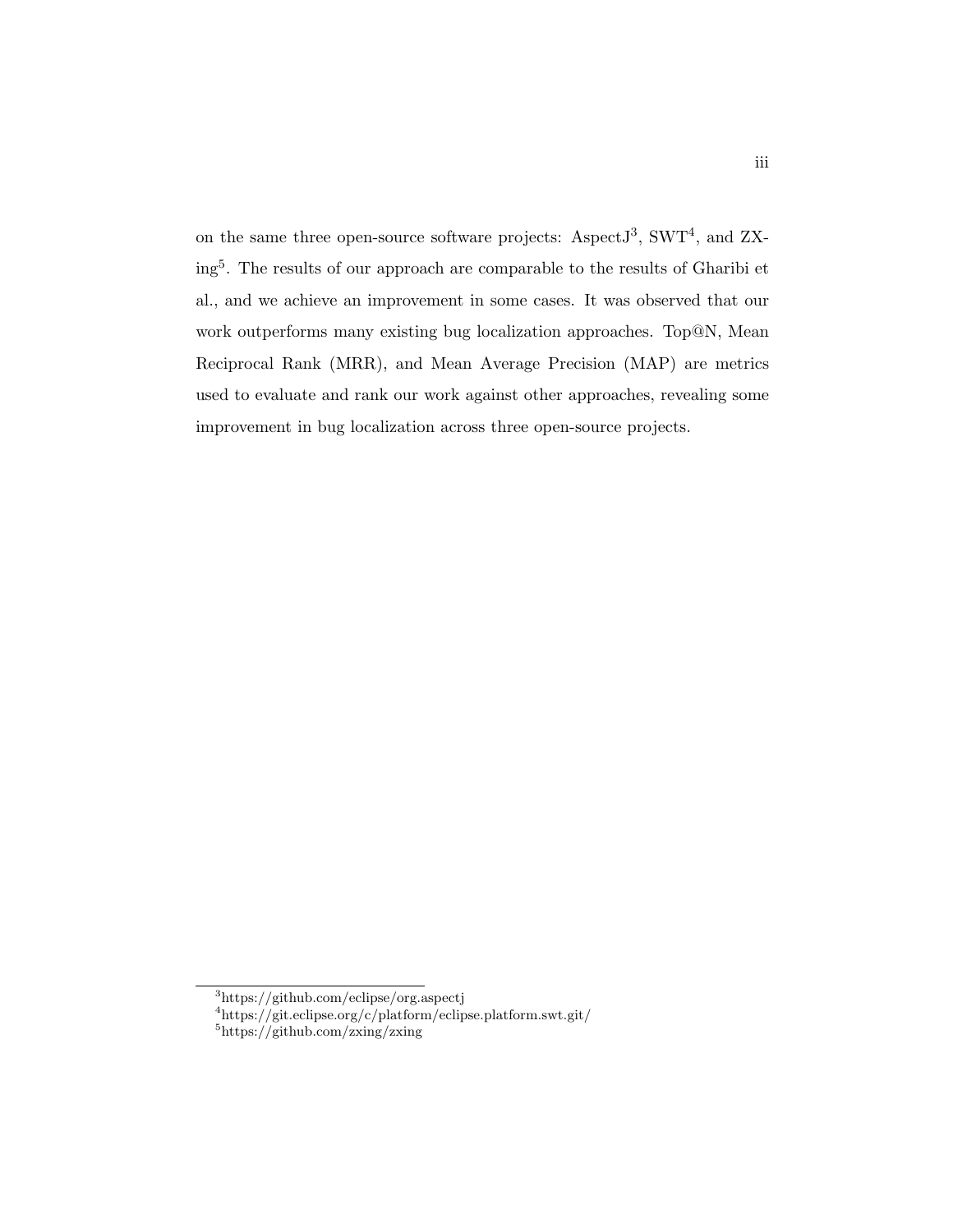on the same three open-source software projects: AspectJ[3], SWT[4], and ZXing[5]. The results of our approach are comparable to the results of Gharibi et al., and we achieve an improvement in some cases. It was observed that our work outperforms many existing bug localization approaches. Top@N, Mean Reciprocal Rank (MRR), and Mean Average Precision (MAP) are metrics used to evaluate and rank our work against other approaches, revealing some improvement in bug localization across three open-source projects.

---

[3]https://github.com/eclipse/org.aspectj

[4]https://git.eclipse.org/c/platform/eclipse.platform.swt.git/

[5]https://github.com/zxing/zxing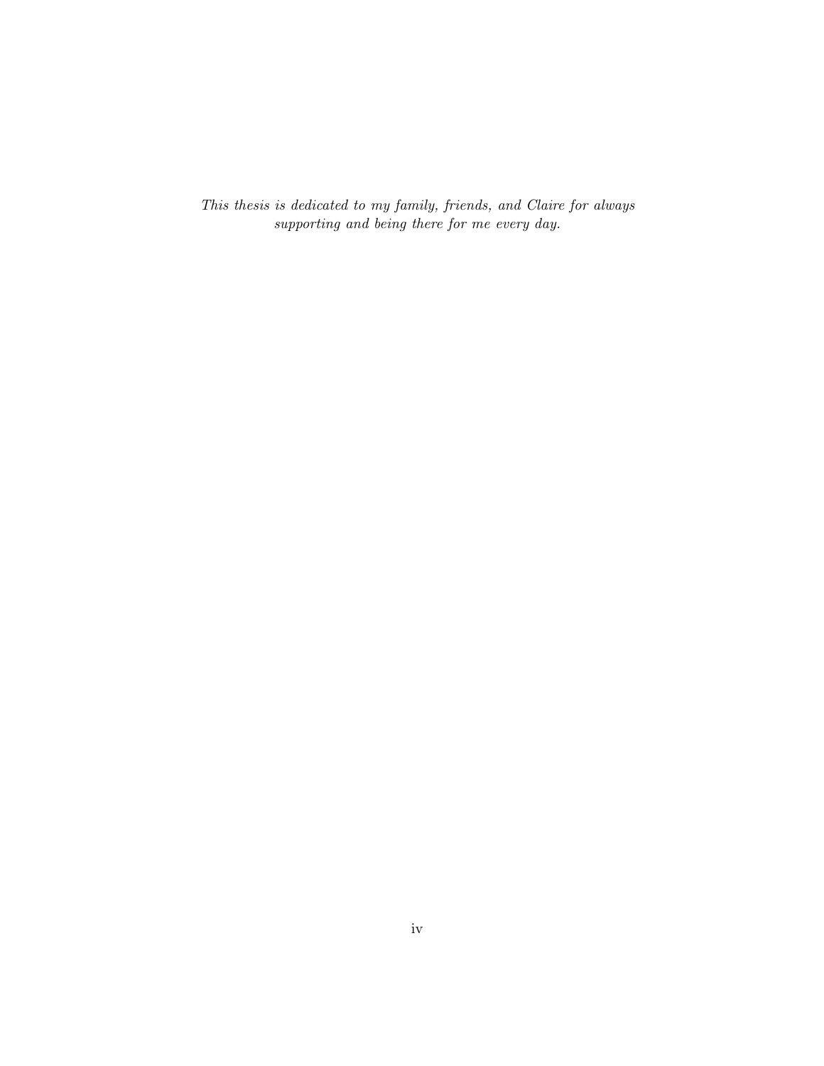*This thesis is dedicated to my family, friends, and Claire for always supporting and being there for me every day.*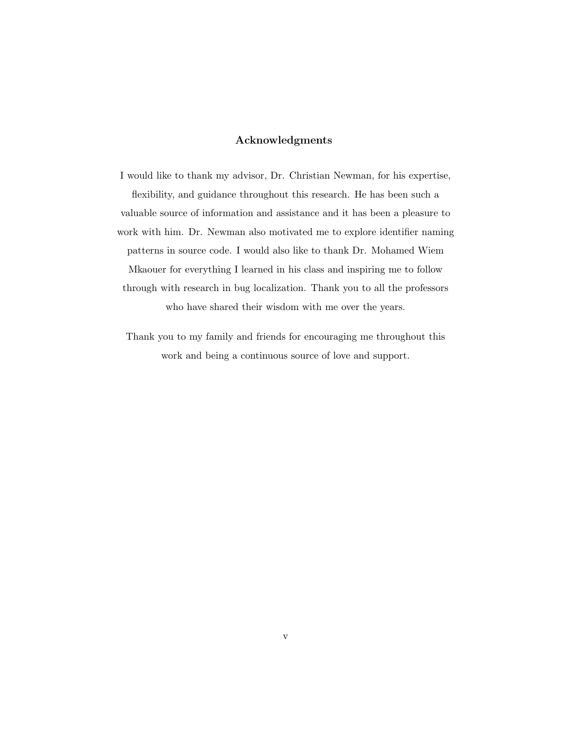# Acknowledgments

I would like to thank my advisor, Dr. Christian Newman, for his expertise, flexibility, and guidance throughout this research. He has been such a valuable source of information and assistance and it has been a pleasure to work with him. Dr. Newman also motivated me to explore identifier naming patterns in source code. I would also like to thank Dr. Mohamed Wiem Mkaouer for everything I learned in his class and inspiring me to follow through with research in bug localization. Thank you to all the professors who have shared their wisdom with me over the years.

Thank you to my family and friends for encouraging me throughout this work and being a continuous source of love and support.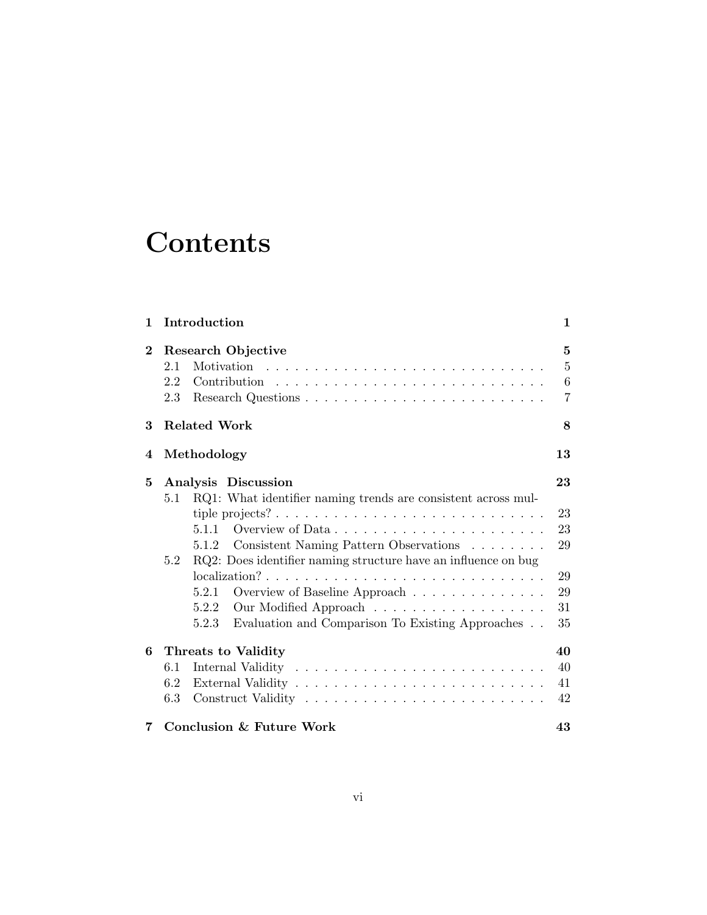# Contents

| | | |
|---|---|---|
| **1** | **Introduction** | **1** |
| **2** | **Research Objective** | **5** |
| 2.1 | Motivation | 5 |
| 2.2 | Contribution | 6 |
| 2.3 | Research Questions | 7 |
| **3** | **Related Work** | **8** |
| **4** | **Methodology** | **13** |
| **5** | **Analysis Discussion** | **23** |
| 5.1 | RQ1: What identifier naming trends are consistent across multiple projects? | 23 |
| 5.1.1 | Overview of Data | 23 |
| 5.1.2 | Consistent Naming Pattern Observations | 29 |
| 5.2 | RQ2: Does identifier naming structure have an influence on bug localization? | 29 |
| 5.2.1 | Overview of Baseline Approach | 29 |
| 5.2.2 | Our Modified Approach | 31 |
| 5.2.3 | Evaluation and Comparison To Existing Approaches | 35 |
| **6** | **Threats to Validity** | **40** |
| 6.1 | Internal Validity | 40 |
| 6.2 | External Validity | 41 |
| 6.3 | Construct Validity | 42 |
| **7** | **Conclusion & Future Work** | **43** |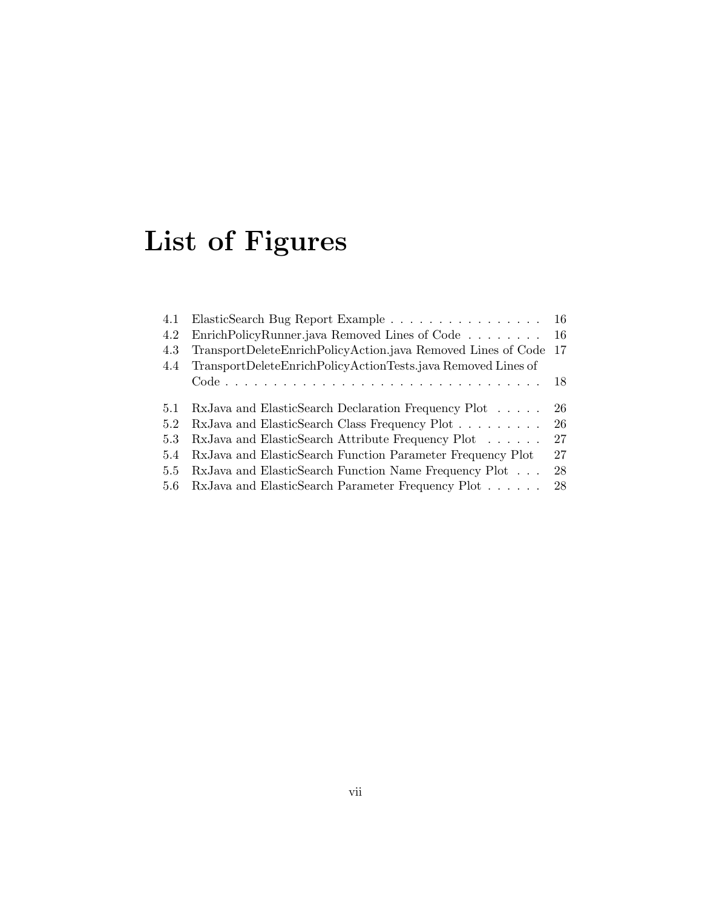# List of Figures

| | | |
|---|---|---|
| 4.1 | ElasticSearch Bug Report Example | 16 |
| 4.2 | EnrichPolicyRunner.java Removed Lines of Code | 16 |
| 4.3 | TransportDeleteEnrichPolicyAction.java Removed Lines of Code | 17 |
| 4.4 | TransportDeleteEnrichPolicyActionTests.java Removed Lines of Code | 18 |
| 5.1 | RxJava and ElasticSearch Declaration Frequency Plot | 26 |
| 5.2 | RxJava and ElasticSearch Class Frequency Plot | 26 |
| 5.3 | RxJava and ElasticSearch Attribute Frequency Plot | 27 |
| 5.4 | RxJava and ElasticSearch Function Parameter Frequency Plot | 27 |
| 5.5 | RxJava and ElasticSearch Function Name Frequency Plot | 28 |
| 5.6 | RxJava and ElasticSearch Parameter Frequency Plot | 28 |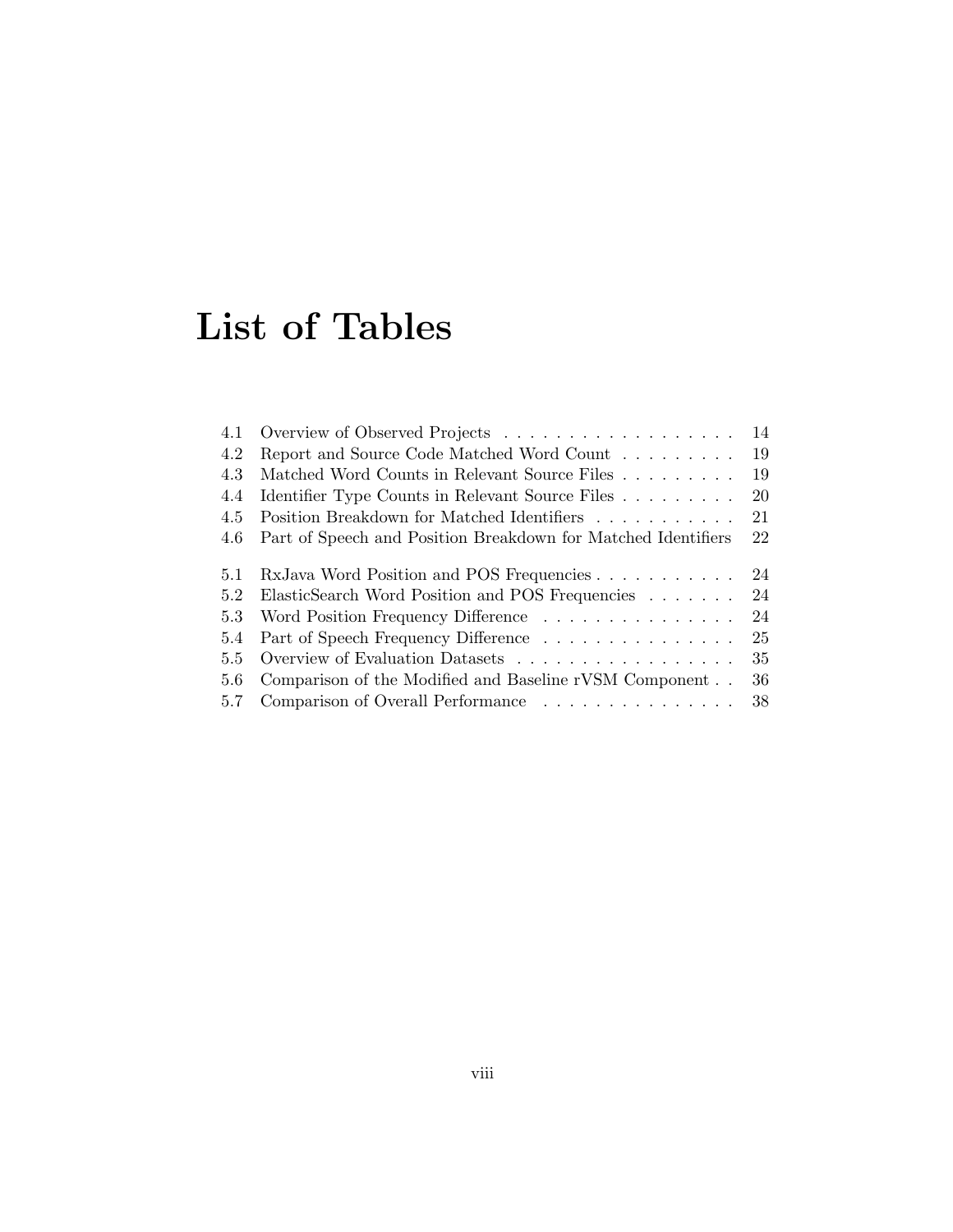# List of Tables

| | | |
|---|---|---|
| 4.1 | Overview of Observed Projects | 14 |
| 4.2 | Report and Source Code Matched Word Count | 19 |
| 4.3 | Matched Word Counts in Relevant Source Files | 19 |
| 4.4 | Identifier Type Counts in Relevant Source Files | 20 |
| 4.5 | Position Breakdown for Matched Identifiers | 21 |
| 4.6 | Part of Speech and Position Breakdown for Matched Identifiers | 22 |
| 5.1 | RxJava Word Position and POS Frequencies | 24 |
| 5.2 | ElasticSearch Word Position and POS Frequencies | 24 |
| 5.3 | Word Position Frequency Difference | 24 |
| 5.4 | Part of Speech Frequency Difference | 25 |
| 5.5 | Overview of Evaluation Datasets | 35 |
| 5.6 | Comparison of the Modified and Baseline rVSM Component | 36 |
| 5.7 | Comparison of Overall Performance | 38 |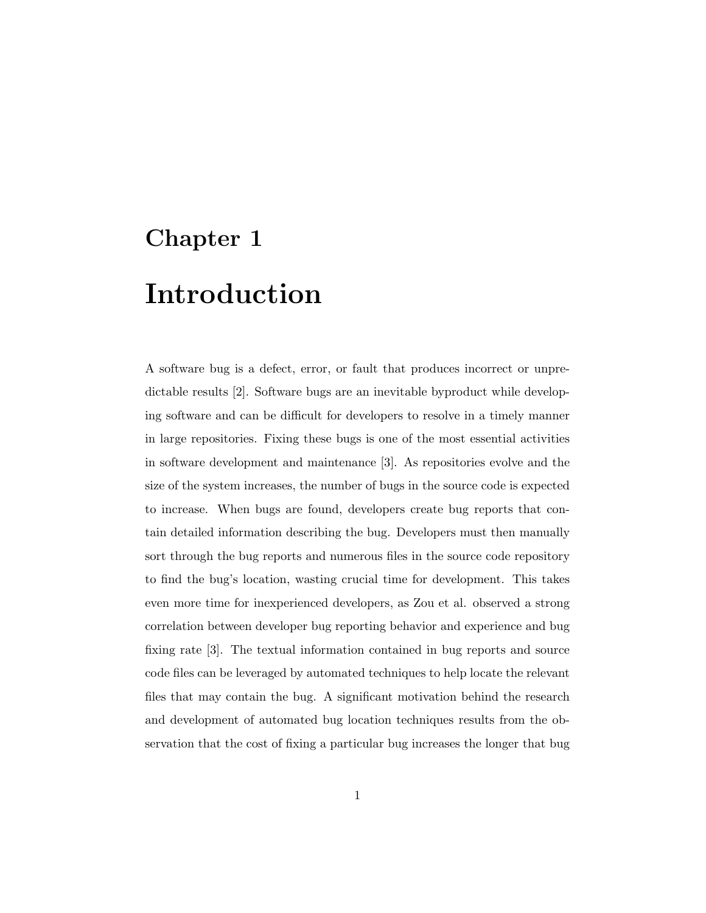# Chapter 1

# Introduction

A software bug is a defect, error, or fault that produces incorrect or unpredictable results [2]. Software bugs are an inevitable byproduct while developing software and can be difficult for developers to resolve in a timely manner in large repositories. Fixing these bugs is one of the most essential activities in software development and maintenance [3]. As repositories evolve and the size of the system increases, the number of bugs in the source code is expected to increase. When bugs are found, developers create bug reports that contain detailed information describing the bug. Developers must then manually sort through the bug reports and numerous files in the source code repository to find the bug's location, wasting crucial time for development. This takes even more time for inexperienced developers, as Zou et al. observed a strong correlation between developer bug reporting behavior and experience and bug fixing rate [3]. The textual information contained in bug reports and source code files can be leveraged by automated techniques to help locate the relevant files that may contain the bug. A significant motivation behind the research and development of automated bug location techniques results from the observation that the cost of fixing a particular bug increases the longer that bug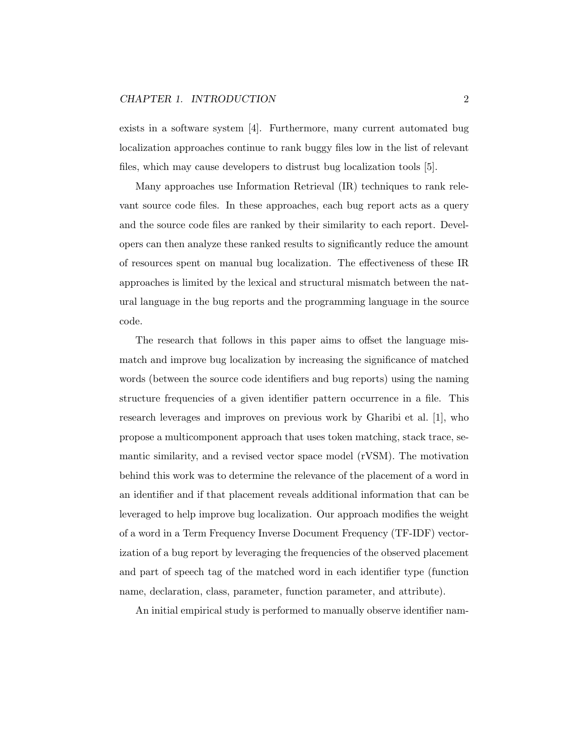exists in a software system [4]. Furthermore, many current automated bug localization approaches continue to rank buggy files low in the list of relevant files, which may cause developers to distrust bug localization tools [5].

Many approaches use Information Retrieval (IR) techniques to rank relevant source code files. In these approaches, each bug report acts as a query and the source code files are ranked by their similarity to each report. Developers can then analyze these ranked results to significantly reduce the amount of resources spent on manual bug localization. The effectiveness of these IR approaches is limited by the lexical and structural mismatch between the natural language in the bug reports and the programming language in the source code.

The research that follows in this paper aims to offset the language mismatch and improve bug localization by increasing the significance of matched words (between the source code identifiers and bug reports) using the naming structure frequencies of a given identifier pattern occurrence in a file. This research leverages and improves on previous work by Gharibi et al. [1], who propose a multicomponent approach that uses token matching, stack trace, semantic similarity, and a revised vector space model (rVSM). The motivation behind this work was to determine the relevance of the placement of a word in an identifier and if that placement reveals additional information that can be leveraged to help improve bug localization. Our approach modifies the weight of a word in a Term Frequency Inverse Document Frequency (TF-IDF) vectorization of a bug report by leveraging the frequencies of the observed placement and part of speech tag of the matched word in each identifier type (function name, declaration, class, parameter, function parameter, and attribute).

An initial empirical study is performed to manually observe identifier nam-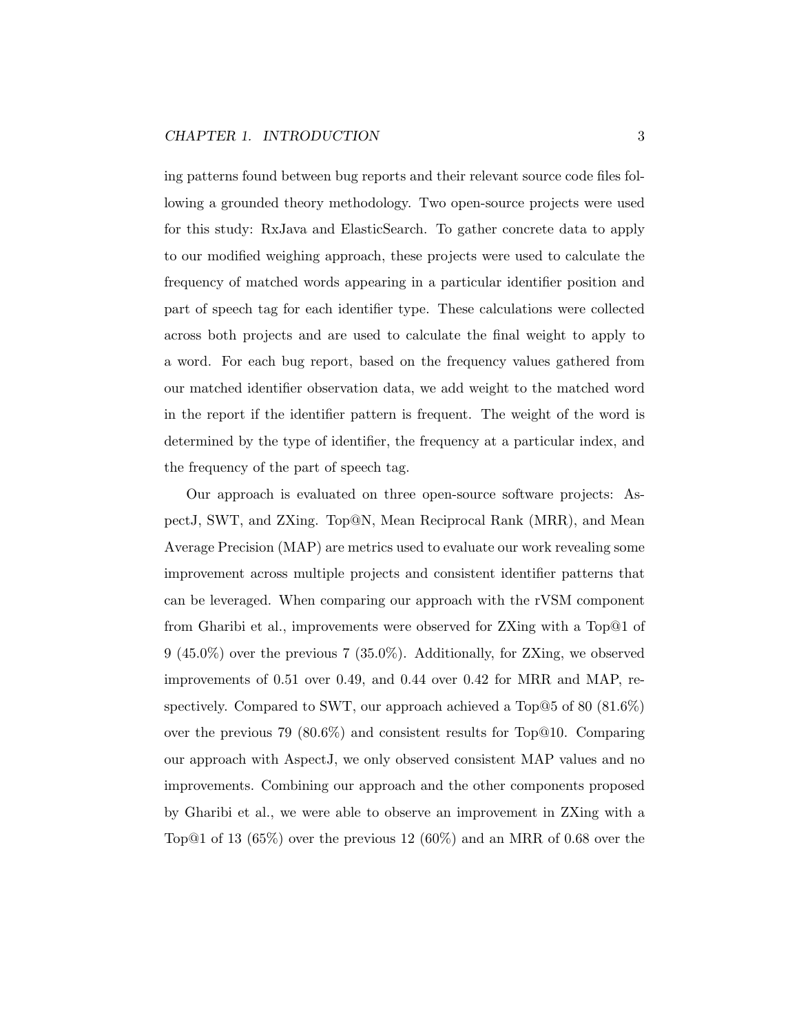ing patterns found between bug reports and their relevant source code files following a grounded theory methodology. Two open-source projects were used for this study: RxJava and ElasticSearch. To gather concrete data to apply to our modified weighing approach, these projects were used to calculate the frequency of matched words appearing in a particular identifier position and part of speech tag for each identifier type. These calculations were collected across both projects and are used to calculate the final weight to apply to a word. For each bug report, based on the frequency values gathered from our matched identifier observation data, we add weight to the matched word in the report if the identifier pattern is frequent. The weight of the word is determined by the type of identifier, the frequency at a particular index, and the frequency of the part of speech tag.

Our approach is evaluated on three open-source software projects: AspectJ, SWT, and ZXing. Top@N, Mean Reciprocal Rank (MRR), and Mean Average Precision (MAP) are metrics used to evaluate our work revealing some improvement across multiple projects and consistent identifier patterns that can be leveraged. When comparing our approach with the rVSM component from Gharibi et al., improvements were observed for ZXing with a Top@1 of 9 (45.0%) over the previous 7 (35.0%). Additionally, for ZXing, we observed improvements of 0.51 over 0.49, and 0.44 over 0.42 for MRR and MAP, respectively. Compared to SWT, our approach achieved a Top@5 of 80 (81.6%) over the previous 79 (80.6%) and consistent results for Top@10. Comparing our approach with AspectJ, we only observed consistent MAP values and no improvements. Combining our approach and the other components proposed by Gharibi et al., we were able to observe an improvement in ZXing with a Top@1 of 13 (65%) over the previous 12 (60%) and an MRR of 0.68 over the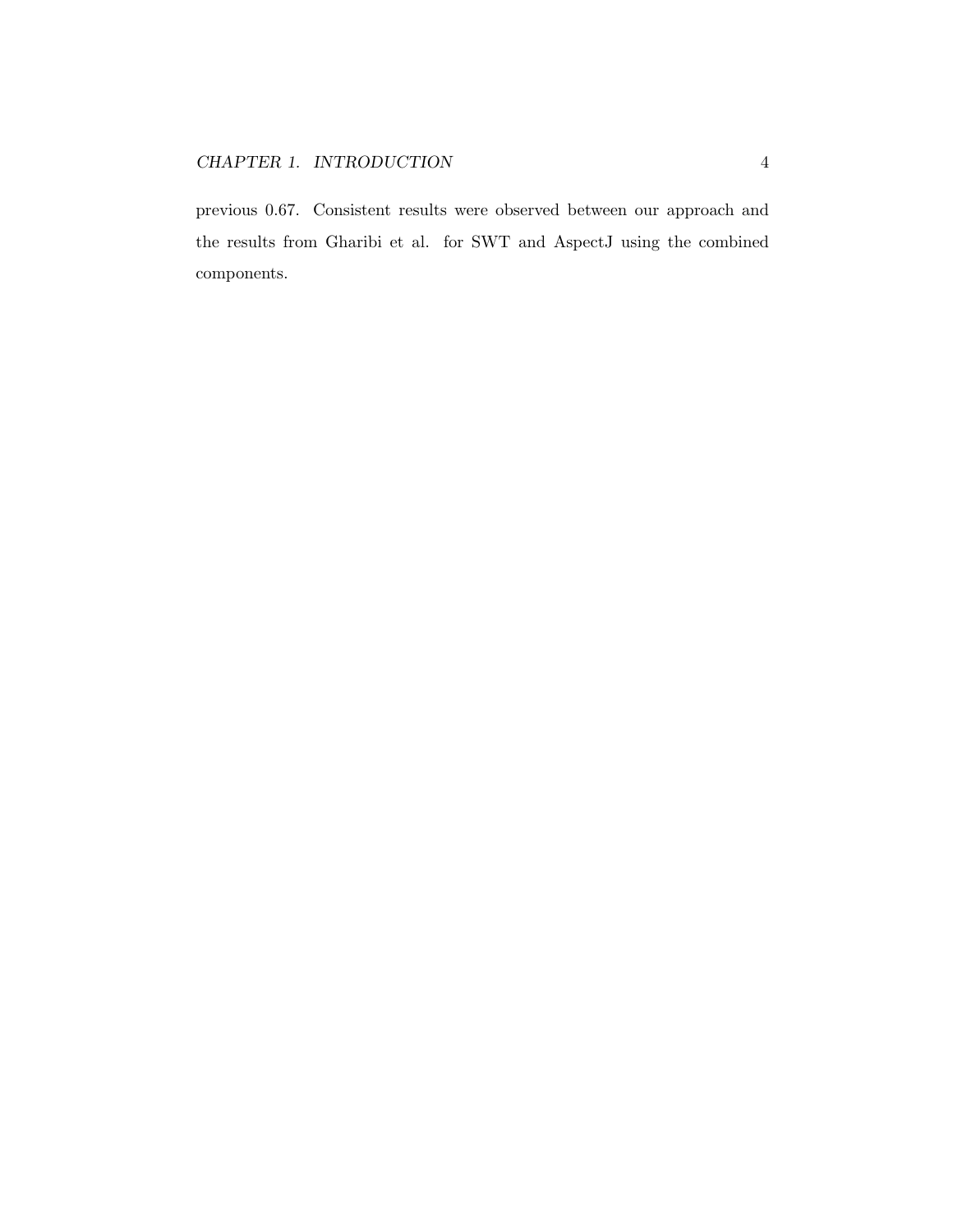previous 0.67. Consistent results were observed between our approach and the results from Gharibi et al. for SWT and AspectJ using the combined components.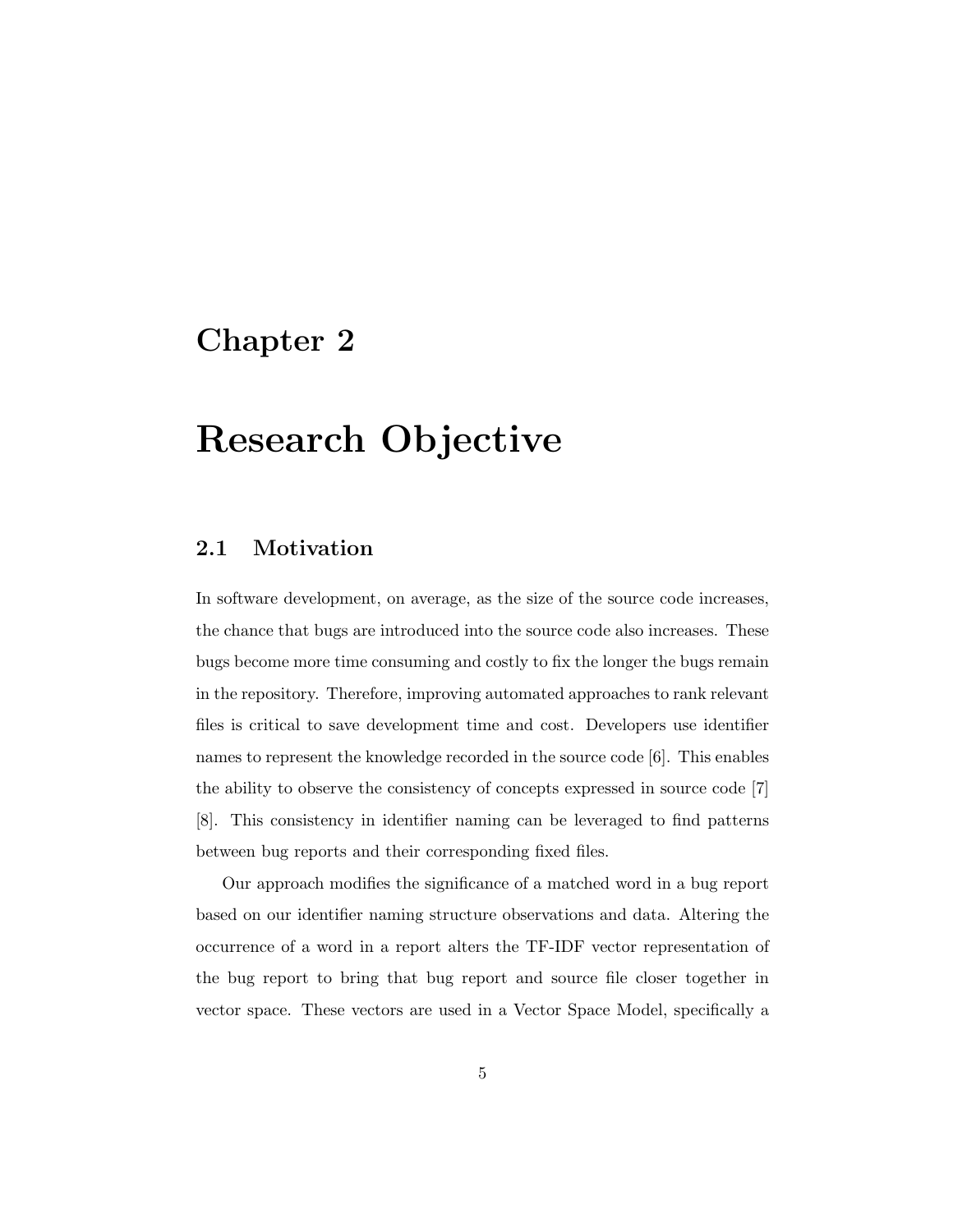# Chapter 2

# Research Objective

## 2.1 Motivation

In software development, on average, as the size of the source code increases, the chance that bugs are introduced into the source code also increases. These bugs become more time consuming and costly to fix the longer the bugs remain in the repository. Therefore, improving automated approaches to rank relevant files is critical to save development time and cost. Developers use identifier names to represent the knowledge recorded in the source code [6]. This enables the ability to observe the consistency of concepts expressed in source code [7] [8]. This consistency in identifier naming can be leveraged to find patterns between bug reports and their corresponding fixed files.

Our approach modifies the significance of a matched word in a bug report based on our identifier naming structure observations and data. Altering the occurrence of a word in a report alters the TF-IDF vector representation of the bug report to bring that bug report and source file closer together in vector space. These vectors are used in a Vector Space Model, specifically a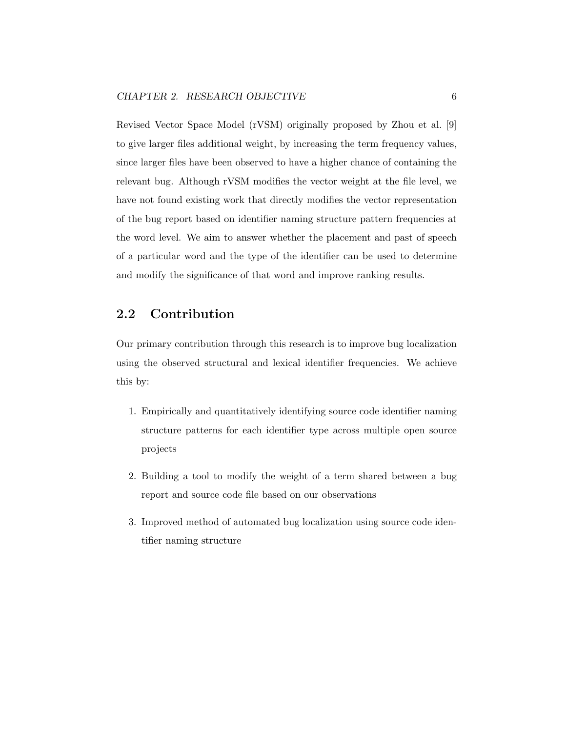Revised Vector Space Model (rVSM) originally proposed by Zhou et al. [9] to give larger files additional weight, by increasing the term frequency values, since larger files have been observed to have a higher chance of containing the relevant bug. Although rVSM modifies the vector weight at the file level, we have not found existing work that directly modifies the vector representation of the bug report based on identifier naming structure pattern frequencies at the word level. We aim to answer whether the placement and past of speech of a particular word and the type of the identifier can be used to determine and modify the significance of that word and improve ranking results.

## 2.2 Contribution

Our primary contribution through this research is to improve bug localization using the observed structural and lexical identifier frequencies. We achieve this by:

1. Empirically and quantitatively identifying source code identifier naming structure patterns for each identifier type across multiple open source projects
2. Building a tool to modify the weight of a term shared between a bug report and source code file based on our observations
3. Improved method of automated bug localization using source code identifier naming structure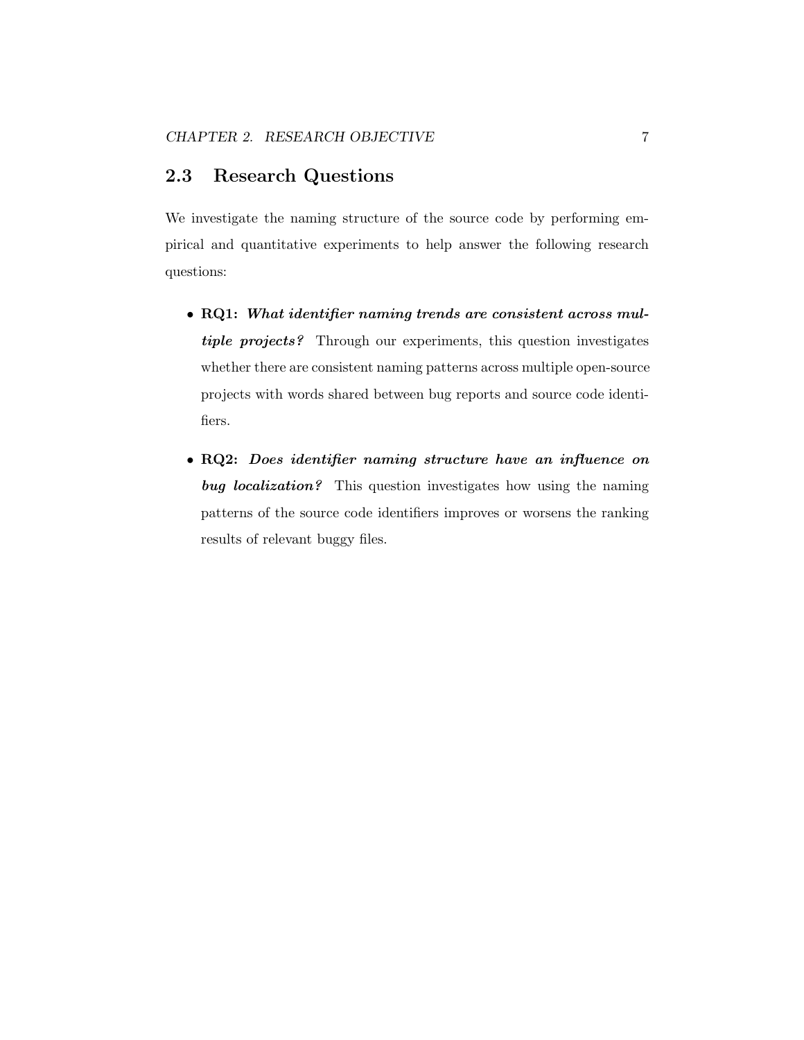## 2.3 Research Questions

We investigate the naming structure of the source code by performing empirical and quantitative experiments to help answer the following research questions:

- **RQ1:** ***What identifier naming trends are consistent across multiple projects?*** Through our experiments, this question investigates whether there are consistent naming patterns across multiple open-source projects with words shared between bug reports and source code identifiers.

- **RQ2:** ***Does identifier naming structure have an influence on bug localization?*** This question investigates how using the naming patterns of the source code identifiers improves or worsens the ranking results of relevant buggy files.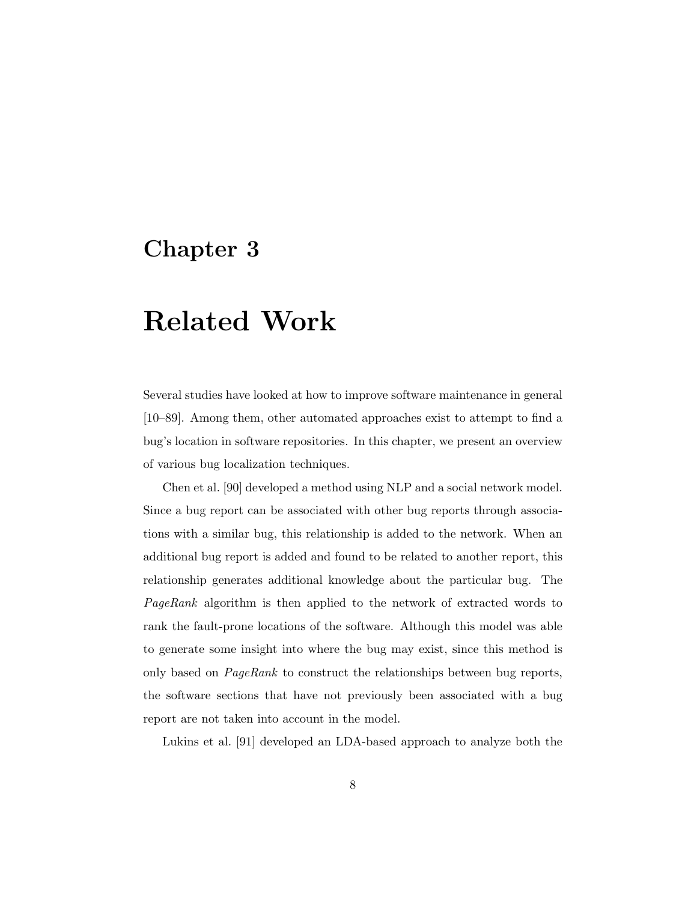# Chapter 3

# Related Work

Several studies have looked at how to improve software maintenance in general [10–89]. Among them, other automated approaches exist to attempt to find a bug's location in software repositories. In this chapter, we present an overview of various bug localization techniques.

Chen et al. [90] developed a method using NLP and a social network model. Since a bug report can be associated with other bug reports through associations with a similar bug, this relationship is added to the network. When an additional bug report is added and found to be related to another report, this relationship generates additional knowledge about the particular bug. The *PageRank* algorithm is then applied to the network of extracted words to rank the fault-prone locations of the software. Although this model was able to generate some insight into where the bug may exist, since this method is only based on *PageRank* to construct the relationships between bug reports, the software sections that have not previously been associated with a bug report are not taken into account in the model.

Lukins et al. [91] developed an LDA-based approach to analyze both the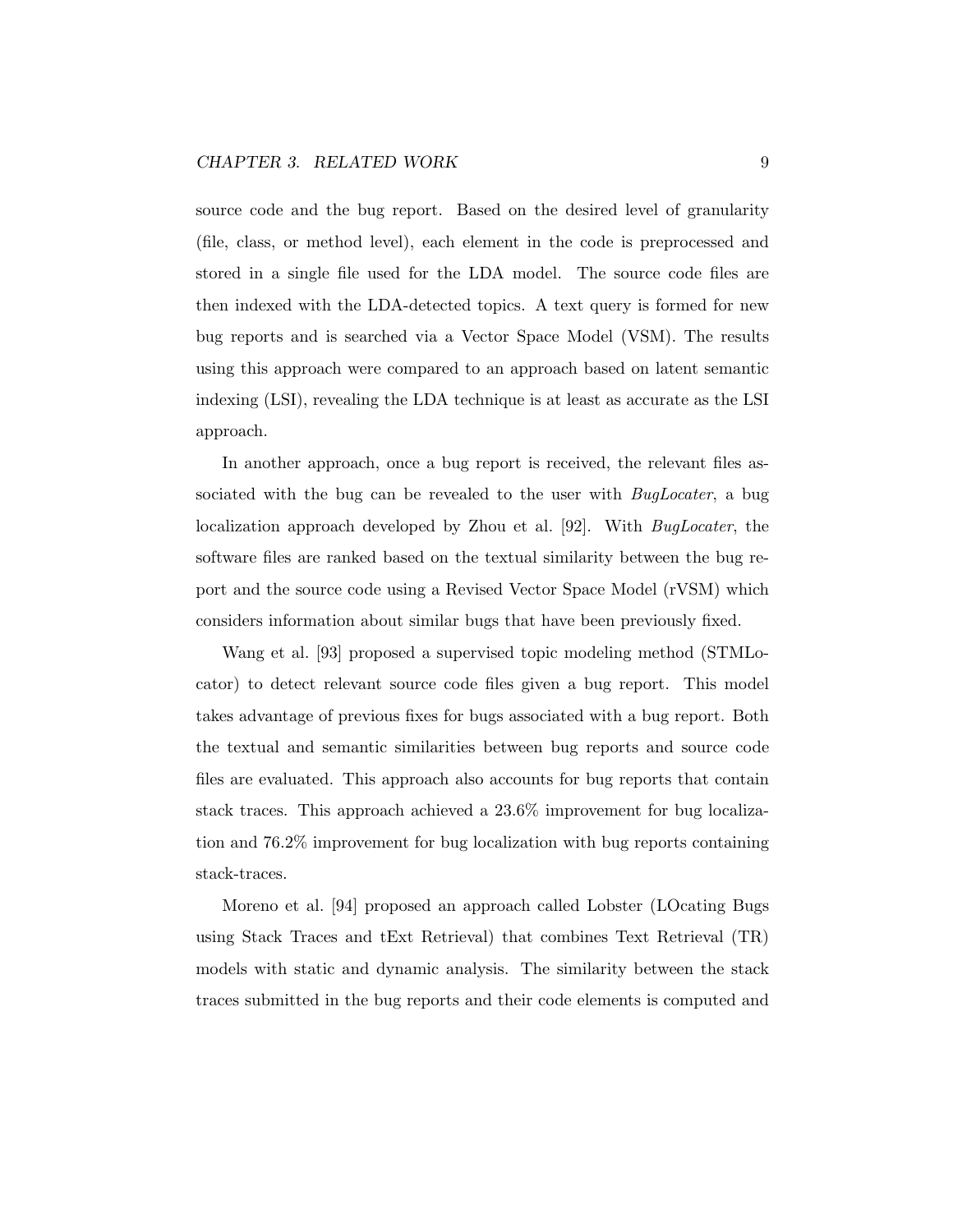source code and the bug report. Based on the desired level of granularity (file, class, or method level), each element in the code is preprocessed and stored in a single file used for the LDA model. The source code files are then indexed with the LDA-detected topics. A text query is formed for new bug reports and is searched via a Vector Space Model (VSM). The results using this approach were compared to an approach based on latent semantic indexing (LSI), revealing the LDA technique is at least as accurate as the LSI approach.

In another approach, once a bug report is received, the relevant files associated with the bug can be revealed to the user with *BugLocater*, a bug localization approach developed by Zhou et al. [92]. With *BugLocater*, the software files are ranked based on the textual similarity between the bug report and the source code using a Revised Vector Space Model (rVSM) which considers information about similar bugs that have been previously fixed.

Wang et al. [93] proposed a supervised topic modeling method (STMLocator) to detect relevant source code files given a bug report. This model takes advantage of previous fixes for bugs associated with a bug report. Both the textual and semantic similarities between bug reports and source code files are evaluated. This approach also accounts for bug reports that contain stack traces. This approach achieved a 23.6% improvement for bug localization and 76.2% improvement for bug localization with bug reports containing stack-traces.

Moreno et al. [94] proposed an approach called Lobster (LOcating Bugs using Stack Traces and tExt Retrieval) that combines Text Retrieval (TR) models with static and dynamic analysis. The similarity between the stack traces submitted in the bug reports and their code elements is computed and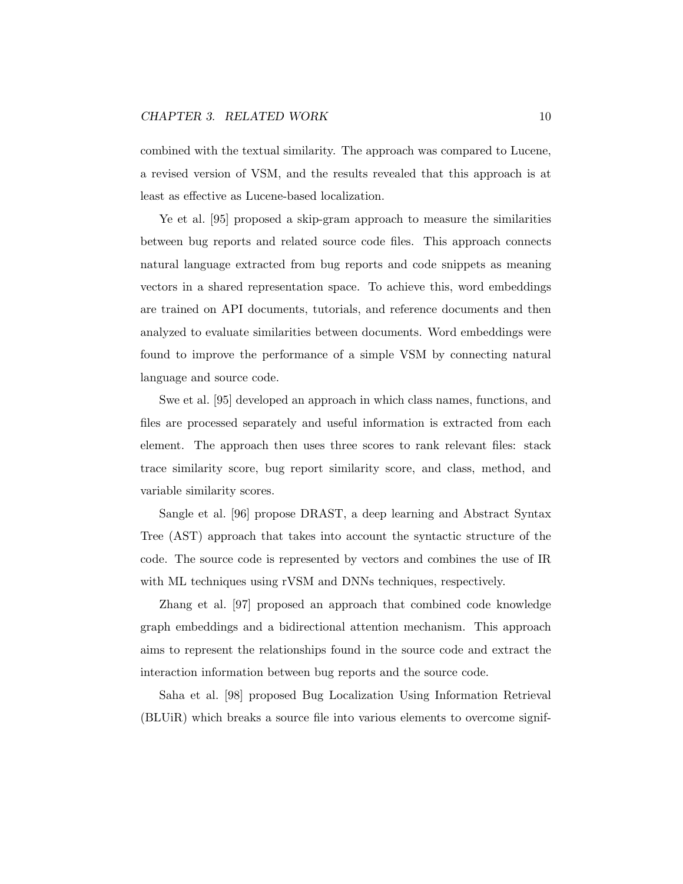combined with the textual similarity. The approach was compared to Lucene, a revised version of VSM, and the results revealed that this approach is at least as effective as Lucene-based localization.

Ye et al. [95] proposed a skip-gram approach to measure the similarities between bug reports and related source code files. This approach connects natural language extracted from bug reports and code snippets as meaning vectors in a shared representation space. To achieve this, word embeddings are trained on API documents, tutorials, and reference documents and then analyzed to evaluate similarities between documents. Word embeddings were found to improve the performance of a simple VSM by connecting natural language and source code.

Swe et al. [95] developed an approach in which class names, functions, and files are processed separately and useful information is extracted from each element. The approach then uses three scores to rank relevant files: stack trace similarity score, bug report similarity score, and class, method, and variable similarity scores.

Sangle et al. [96] propose DRAST, a deep learning and Abstract Syntax Tree (AST) approach that takes into account the syntactic structure of the code. The source code is represented by vectors and combines the use of IR with ML techniques using rVSM and DNNs techniques, respectively.

Zhang et al. [97] proposed an approach that combined code knowledge graph embeddings and a bidirectional attention mechanism. This approach aims to represent the relationships found in the source code and extract the interaction information between bug reports and the source code.

Saha et al. [98] proposed Bug Localization Using Information Retrieval (BLUiR) which breaks a source file into various elements to overcome signif-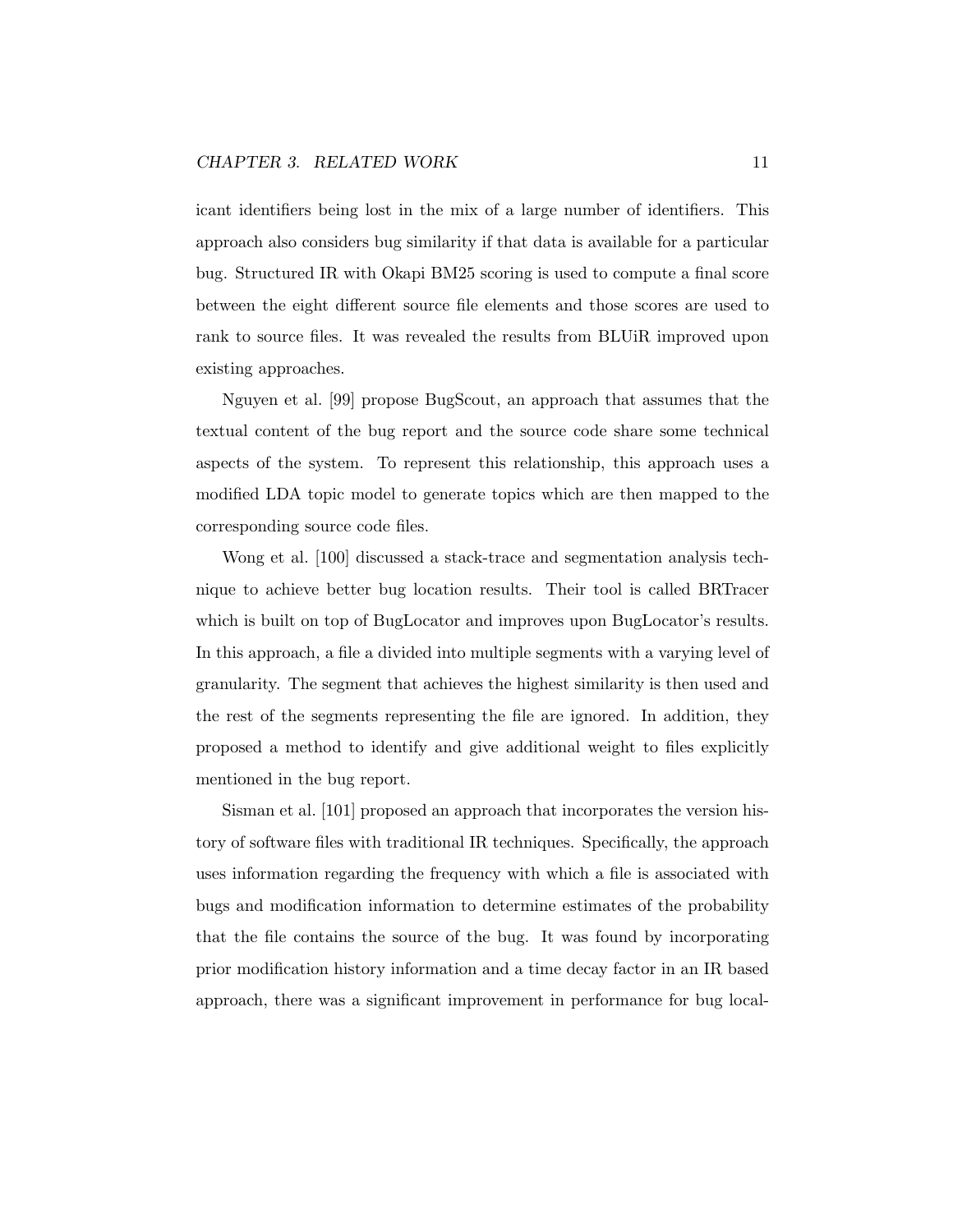icant identifiers being lost in the mix of a large number of identifiers. This approach also considers bug similarity if that data is available for a particular bug. Structured IR with Okapi BM25 scoring is used to compute a final score between the eight different source file elements and those scores are used to rank to source files. It was revealed the results from BLUiR improved upon existing approaches.

Nguyen et al. [99] propose BugScout, an approach that assumes that the textual content of the bug report and the source code share some technical aspects of the system. To represent this relationship, this approach uses a modified LDA topic model to generate topics which are then mapped to the corresponding source code files.

Wong et al. [100] discussed a stack-trace and segmentation analysis technique to achieve better bug location results. Their tool is called BRTracer which is built on top of BugLocator and improves upon BugLocator's results. In this approach, a file a divided into multiple segments with a varying level of granularity. The segment that achieves the highest similarity is then used and the rest of the segments representing the file are ignored. In addition, they proposed a method to identify and give additional weight to files explicitly mentioned in the bug report.

Sisman et al. [101] proposed an approach that incorporates the version history of software files with traditional IR techniques. Specifically, the approach uses information regarding the frequency with which a file is associated with bugs and modification information to determine estimates of the probability that the file contains the source of the bug. It was found by incorporating prior modification history information and a time decay factor in an IR based approach, there was a significant improvement in performance for bug local-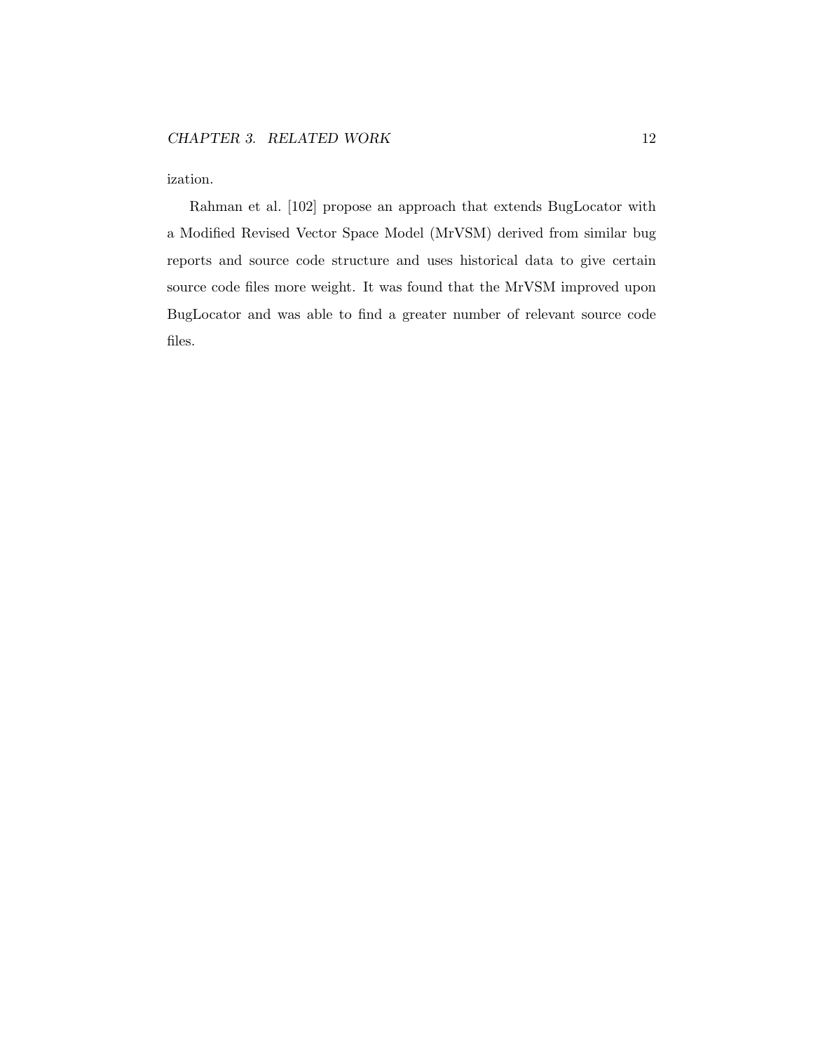ization.

Rahman et al. [102] propose an approach that extends BugLocator with a Modified Revised Vector Space Model (MrVSM) derived from similar bug reports and source code structure and uses historical data to give certain source code files more weight. It was found that the MrVSM improved upon BugLocator and was able to find a greater number of relevant source code files.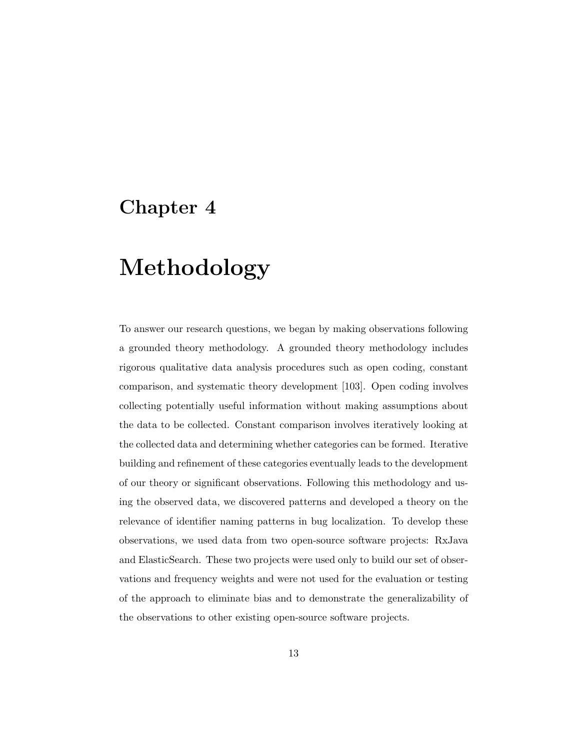# Chapter 4

# Methodology

To answer our research questions, we began by making observations following a grounded theory methodology. A grounded theory methodology includes rigorous qualitative data analysis procedures such as open coding, constant comparison, and systematic theory development [103]. Open coding involves collecting potentially useful information without making assumptions about the data to be collected. Constant comparison involves iteratively looking at the collected data and determining whether categories can be formed. Iterative building and refinement of these categories eventually leads to the development of our theory or significant observations. Following this methodology and using the observed data, we discovered patterns and developed a theory on the relevance of identifier naming patterns in bug localization. To develop these observations, we used data from two open-source software projects: RxJava and ElasticSearch. These two projects were used only to build our set of observations and frequency weights and were not used for the evaluation or testing of the approach to eliminate bias and to demonstrate the generalizability of the observations to other existing open-source software projects.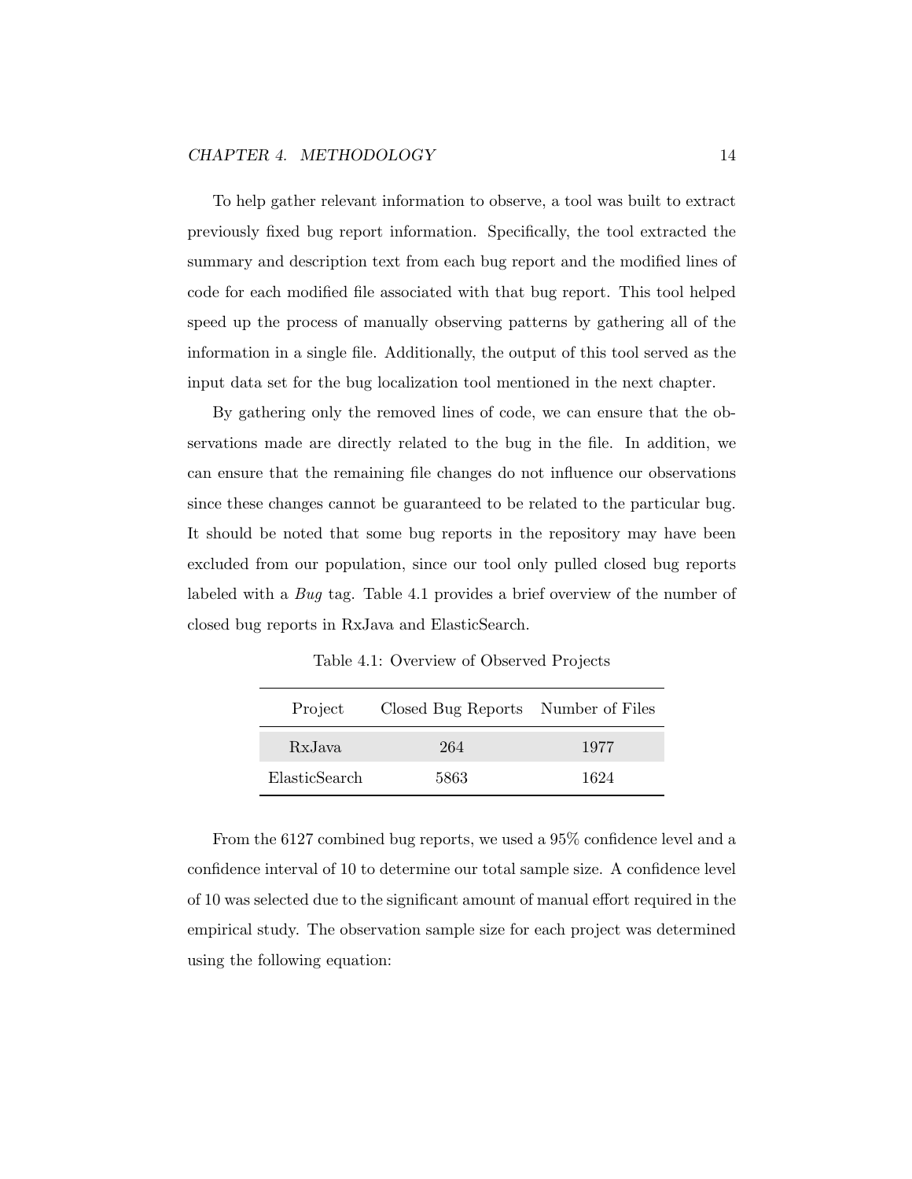To help gather relevant information to observe, a tool was built to extract previously fixed bug report information. Specifically, the tool extracted the summary and description text from each bug report and the modified lines of code for each modified file associated with that bug report. This tool helped speed up the process of manually observing patterns by gathering all of the information in a single file. Additionally, the output of this tool served as the input data set for the bug localization tool mentioned in the next chapter.

By gathering only the removed lines of code, we can ensure that the observations made are directly related to the bug in the file. In addition, we can ensure that the remaining file changes do not influence our observations since these changes cannot be guaranteed to be related to the particular bug. It should be noted that some bug reports in the repository may have been excluded from our population, since our tool only pulled closed bug reports labeled with a *Bug* tag. Table 4.1 provides a brief overview of the number of closed bug reports in RxJava and ElasticSearch.

Table 4.1: Overview of Observed Projects

| Project | Closed Bug Reports | Number of Files |
|---|---|---|
| RxJava | 264 | 1977 |
| ElasticSearch | 5863 | 1624 |

From the 6127 combined bug reports, we used a 95% confidence level and a confidence interval of 10 to determine our total sample size. A confidence level of 10 was selected due to the significant amount of manual effort required in the empirical study. The observation sample size for each project was determined using the following equation: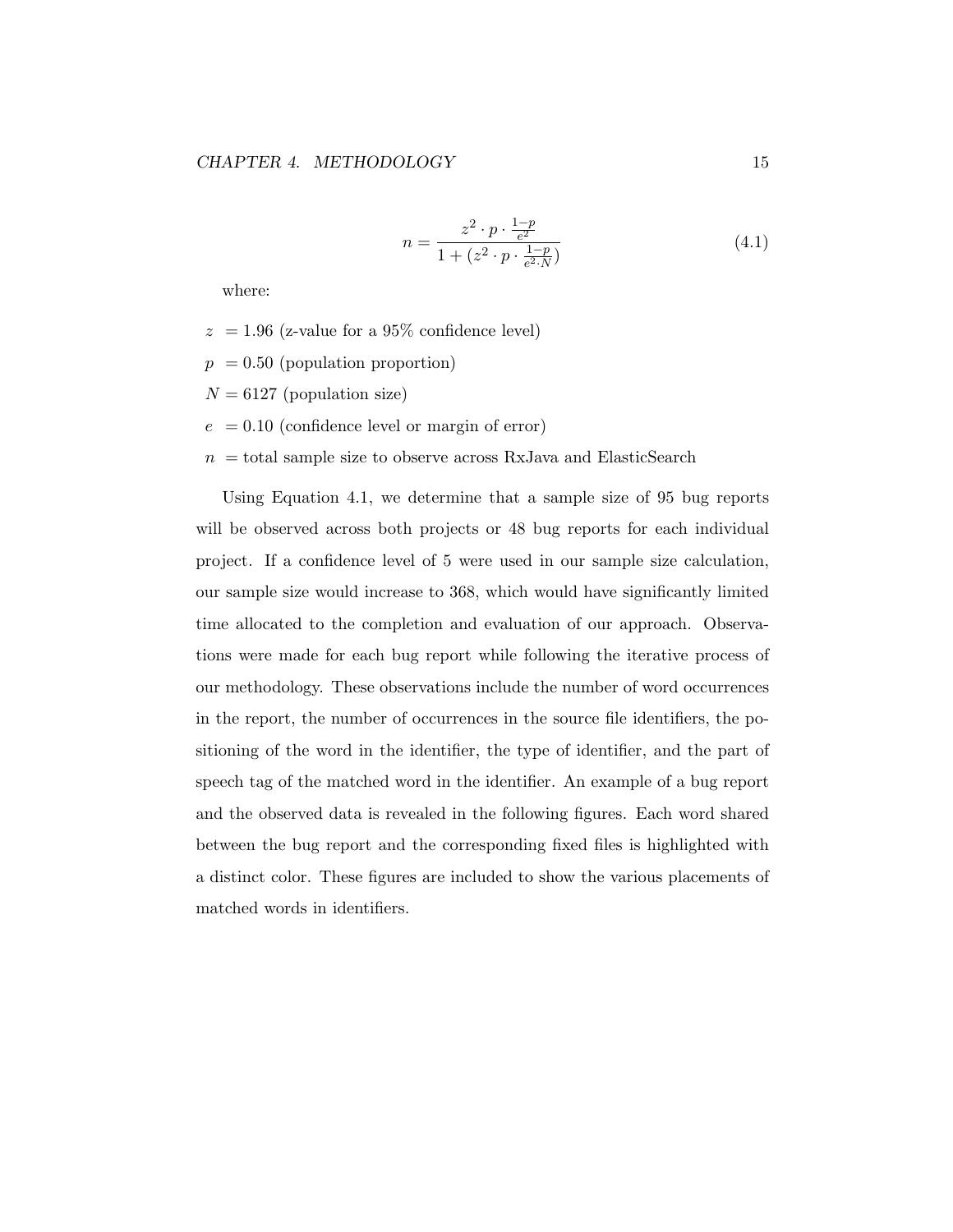$$n = \frac{z^2 \cdot p \cdot \frac{1-p}{e^2}}{1 + (z^2 \cdot p \cdot \frac{1-p}{e^2 \cdot N})} \tag{4.1}$$

where:

$z$ = 1.96 (z-value for a 95% confidence level)

$p$ = 0.50 (population proportion)

$N$ = 6127 (population size)

$e$ = 0.10 (confidence level or margin of error)

$n$ = total sample size to observe across RxJava and ElasticSearch

Using Equation 4.1, we determine that a sample size of 95 bug reports will be observed across both projects or 48 bug reports for each individual project. If a confidence level of 5 were used in our sample size calculation, our sample size would increase to 368, which would have significantly limited time allocated to the completion and evaluation of our approach. Observations were made for each bug report while following the iterative process of our methodology. These observations include the number of word occurrences in the report, the number of occurrences in the source file identifiers, the positioning of the word in the identifier, the type of identifier, and the part of speech tag of the matched word in the identifier. An example of a bug report and the observed data is revealed in the following figures. Each word shared between the bug report and the corresponding fixed files is highlighted with a distinct color. These figures are included to show the various placements of matched words in identifiers.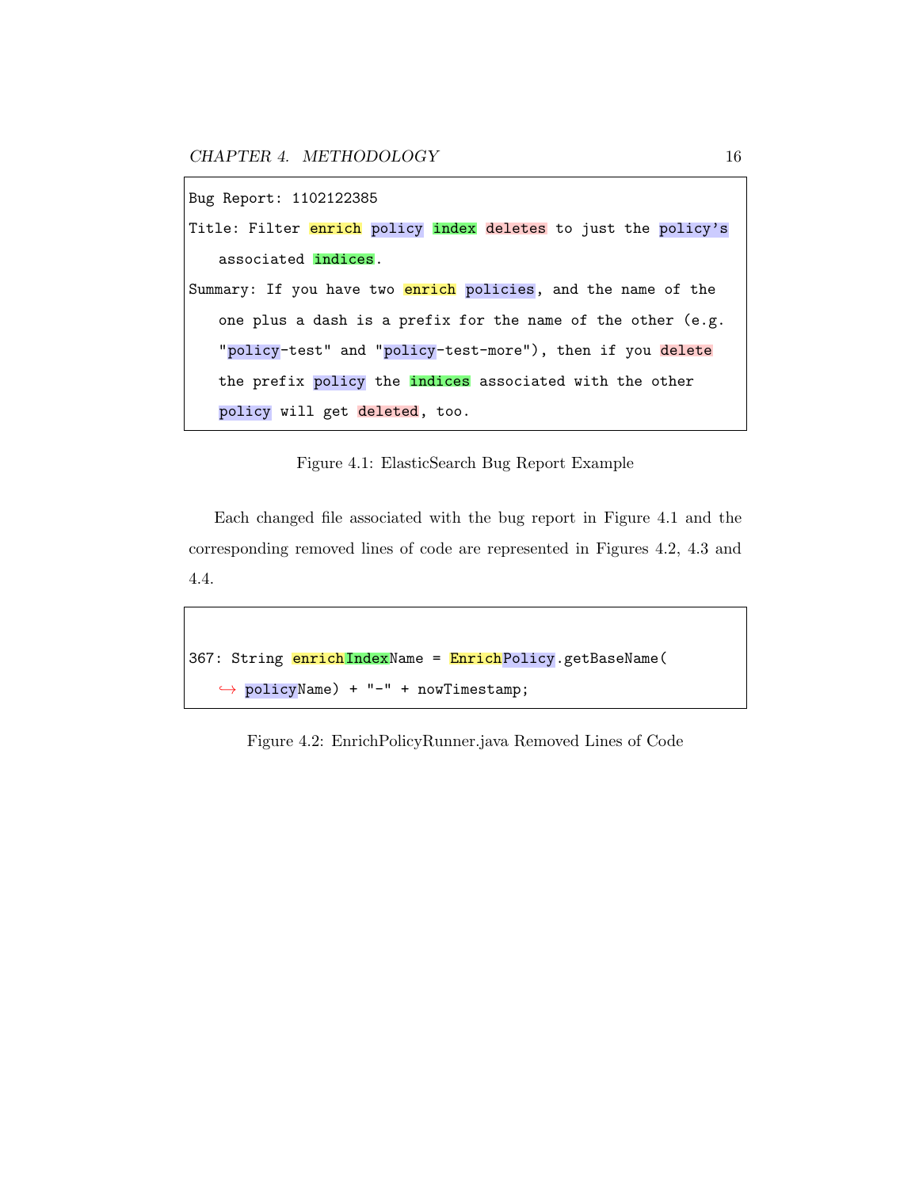```
Bug Report: 1102122385

Title: Filter enrich policy index deletes to just the policy's
    associated indices.

Summary: If you have two enrich policies, and the name of the
    one plus a dash is a prefix for the name of the other (e.g.
    "policy-test" and "policy-test-more"), then if you delete
    the prefix policy the indices associated with the other
    policy will get deleted, too.
```

Figure 4.1: ElasticSearch Bug Report Example

Each changed file associated with the bug report in Figure 4.1 and the corresponding removed lines of code are represented in Figures 4.2, 4.3 and 4.4.

```
367: String enrichIndexName = EnrichPolicy.getBaseName(
    ↪ policyName) + "-" + nowTimestamp;
```

Figure 4.2: EnrichPolicyRunner.java Removed Lines of Code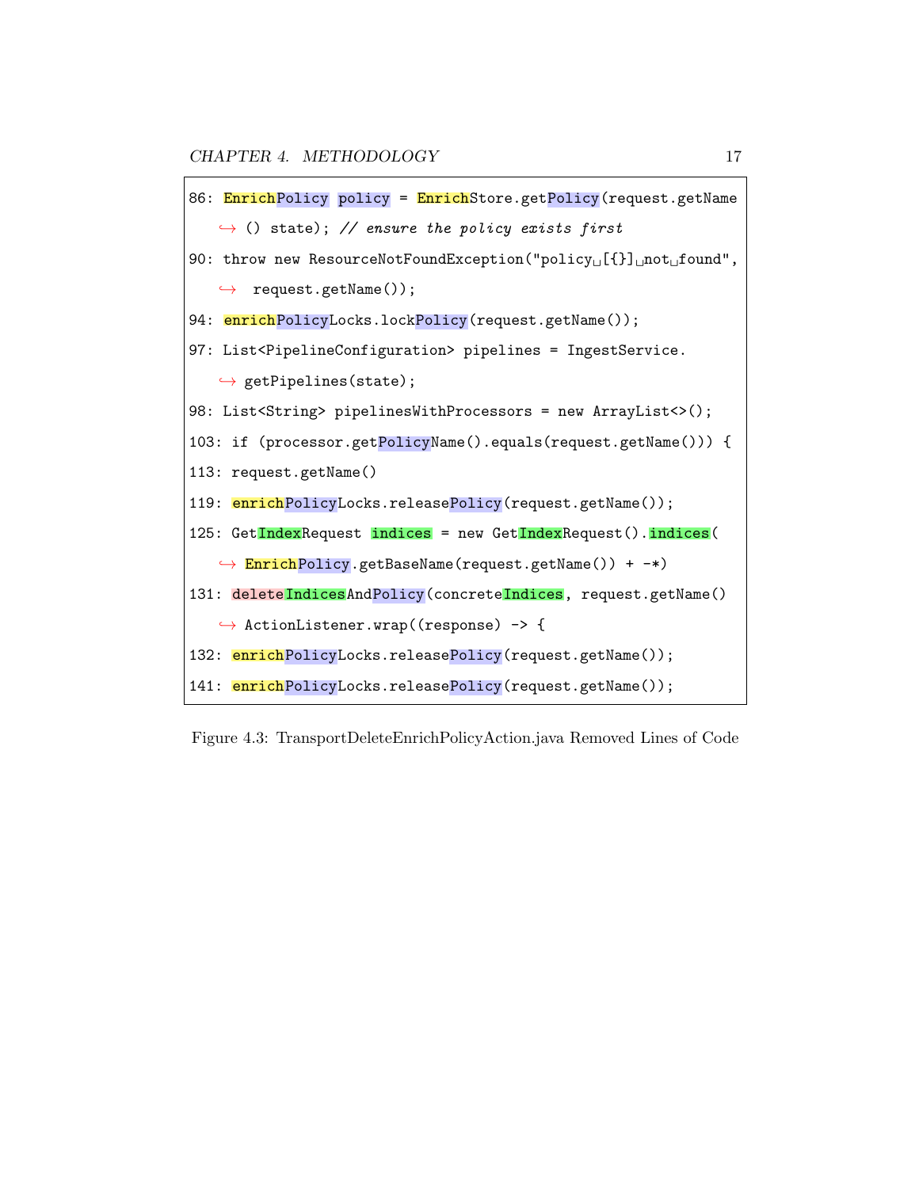```
86: EnrichPolicy policy = EnrichStore.getPolicy(request.getName
    ↪ () state); // ensure the policy exists first
90: throw new ResourceNotFoundException("policy [{}] not found",
    ↪  request.getName());
94: enrichPolicyLocks.lockPolicy(request.getName());
97: List<PipelineConfiguration> pipelines = IngestService.
    ↪ getPipelines(state);
98: List<String> pipelinesWithProcessors = new ArrayList<>();
103: if (processor.getPolicyName().equals(request.getName())) {
113: request.getName()
119: enrichPolicyLocks.releasePolicy(request.getName());
125: GetIndexRequest indices = new GetIndexRequest().indices(
    ↪ EnrichPolicy.getBaseName(request.getName()) + -*)
131: deleteIndicesAndPolicy(concreteIndices, request.getName()
    ↪ ActionListener.wrap((response) -> {
132: enrichPolicyLocks.releasePolicy(request.getName());
141: enrichPolicyLocks.releasePolicy(request.getName());
```

Figure 4.3: TransportDeleteEnrichPolicyAction.java Removed Lines of Code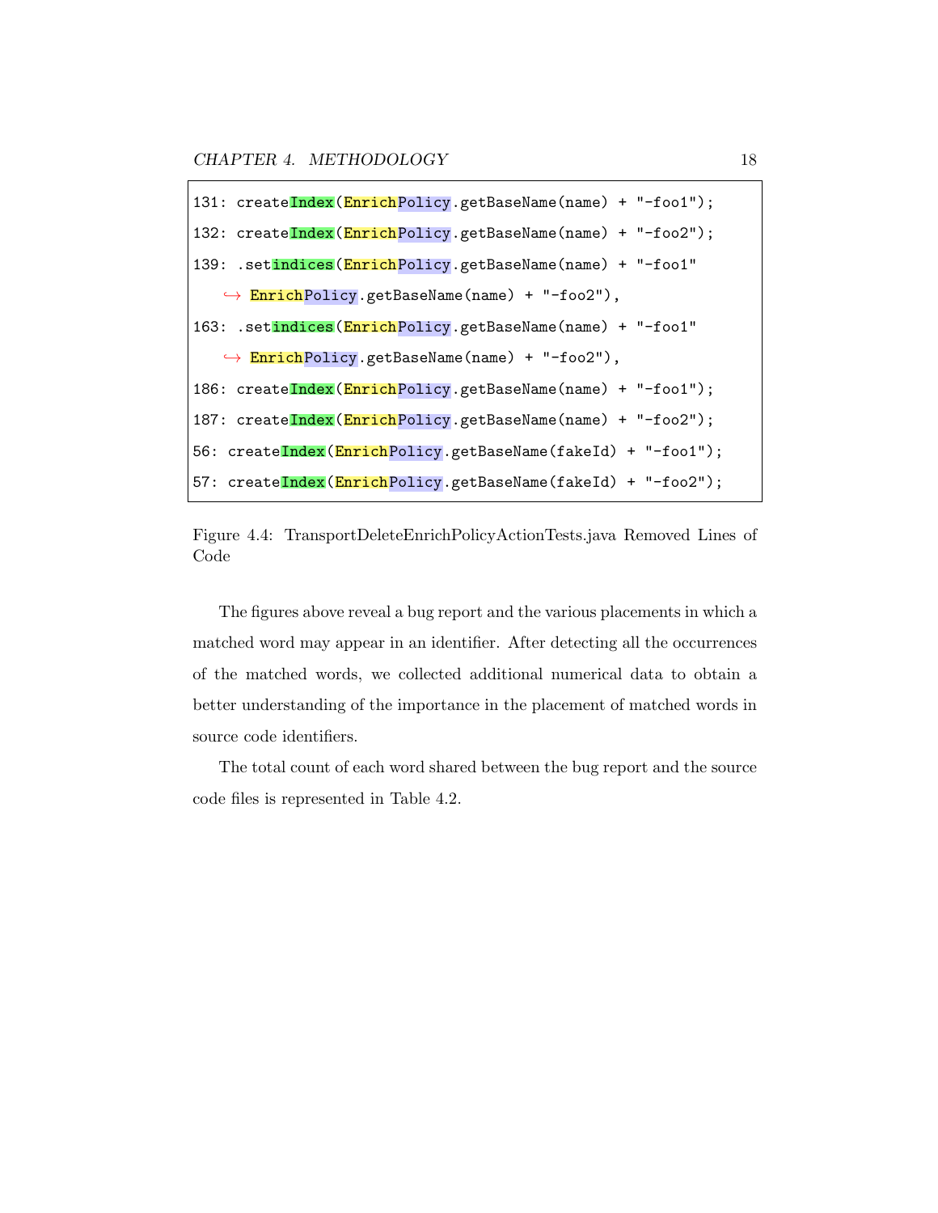```
131: createIndex(EnrichPolicy.getBaseName(name) + "-foo1");
132: createIndex(EnrichPolicy.getBaseName(name) + "-foo2");
139: .setindices(EnrichPolicy.getBaseName(name) + "-foo1"
   ↪ EnrichPolicy.getBaseName(name) + "-foo2"),
163: .setindices(EnrichPolicy.getBaseName(name) + "-foo1"
   ↪ EnrichPolicy.getBaseName(name) + "-foo2"),
186: createIndex(EnrichPolicy.getBaseName(name) + "-foo1");
187: createIndex(EnrichPolicy.getBaseName(name) + "-foo2");
56: createIndex(EnrichPolicy.getBaseName(fakeId) + "-foo1");
57: createIndex(EnrichPolicy.getBaseName(fakeId) + "-foo2");
```

Figure 4.4: TransportDeleteEnrichPolicyActionTests.java Removed Lines of Code

The figures above reveal a bug report and the various placements in which a matched word may appear in an identifier. After detecting all the occurrences of the matched words, we collected additional numerical data to obtain a better understanding of the importance in the placement of matched words in source code identifiers.

The total count of each word shared between the bug report and the source code files is represented in Table 4.2.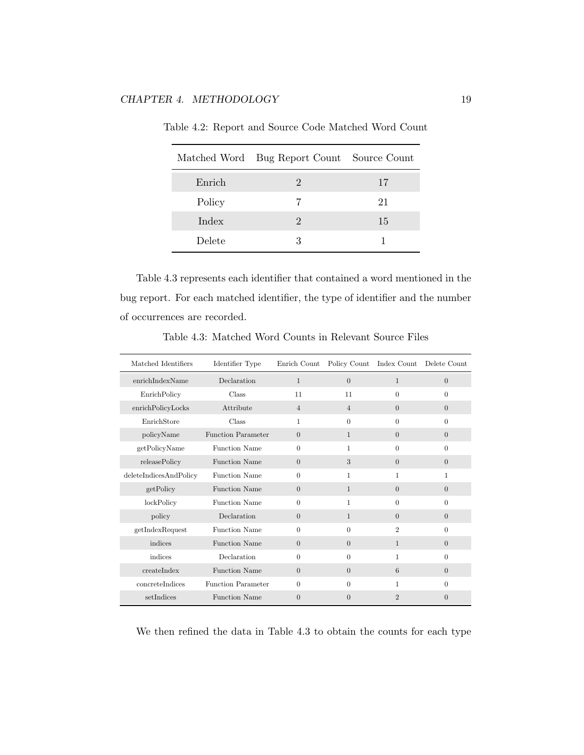Table 4.2: Report and Source Code Matched Word Count

| Matched Word | Bug Report Count | Source Count |
|---|---|---|
| Enrich | 2 | 17 |
| Policy | 7 | 21 |
| Index | 2 | 15 |
| Delete | 3 | 1 |

Table 4.3 represents each identifier that contained a word mentioned in the bug report. For each matched identifier, the type of identifier and the number of occurrences are recorded.

Table 4.3: Matched Word Counts in Relevant Source Files

| Matched Identifiers | Identifier Type | Enrich Count | Policy Count | Index Count | Delete Count |
|---|---|---|---|---|---|
| enrichIndexName | Declaration | 1 | 0 | 1 | 0 |
| EnrichPolicy | Class | 11 | 11 | 0 | 0 |
| enrichPolicyLocks | Attribute | 4 | 4 | 0 | 0 |
| EnrichStore | Class | 1 | 0 | 0 | 0 |
| policyName | Function Parameter | 0 | 1 | 0 | 0 |
| getPolicyName | Function Name | 0 | 1 | 0 | 0 |
| releasePolicy | Function Name | 0 | 3 | 0 | 0 |
| deleteIndicesAndPolicy | Function Name | 0 | 1 | 1 | 1 |
| getPolicy | Function Name | 0 | 1 | 0 | 0 |
| lockPolicy | Function Name | 0 | 1 | 0 | 0 |
| policy | Declaration | 0 | 1 | 0 | 0 |
| getIndexRequest | Function Name | 0 | 0 | 2 | 0 |
| indices | Function Name | 0 | 0 | 1 | 0 |
| indices | Declaration | 0 | 0 | 1 | 0 |
| createIndex | Function Name | 0 | 0 | 6 | 0 |
| concreteIndices | Function Parameter | 0 | 0 | 1 | 0 |
| setIndices | Function Name | 0 | 0 | 2 | 0 |

We then refined the data in Table 4.3 to obtain the counts for each type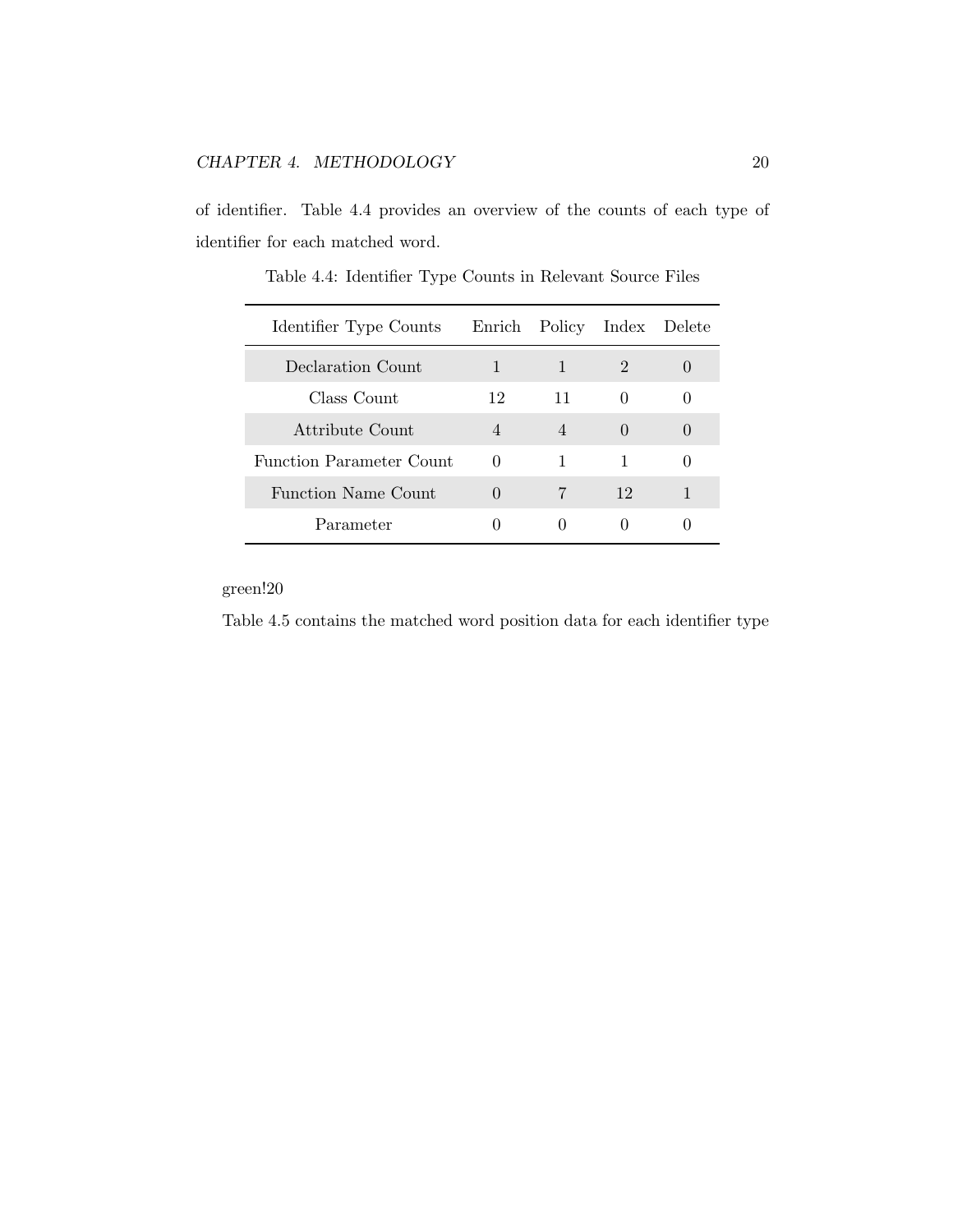of identifier. Table 4.4 provides an overview of the counts of each type of identifier for each matched word.

Table 4.4: Identifier Type Counts in Relevant Source Files

| Identifier Type Counts | Enrich | Policy | Index | Delete |
|---|---|---|---|---|
| Declaration Count | 1 | 1 | 2 | 0 |
| Class Count | 12 | 11 | 0 | 0 |
| Attribute Count | 4 | 4 | 0 | 0 |
| Function Parameter Count | 0 | 1 | 1 | 0 |
| Function Name Count | 0 | 7 | 12 | 1 |
| Parameter | 0 | 0 | 0 | 0 |

green!20

Table 4.5 contains the matched word position data for each identifier type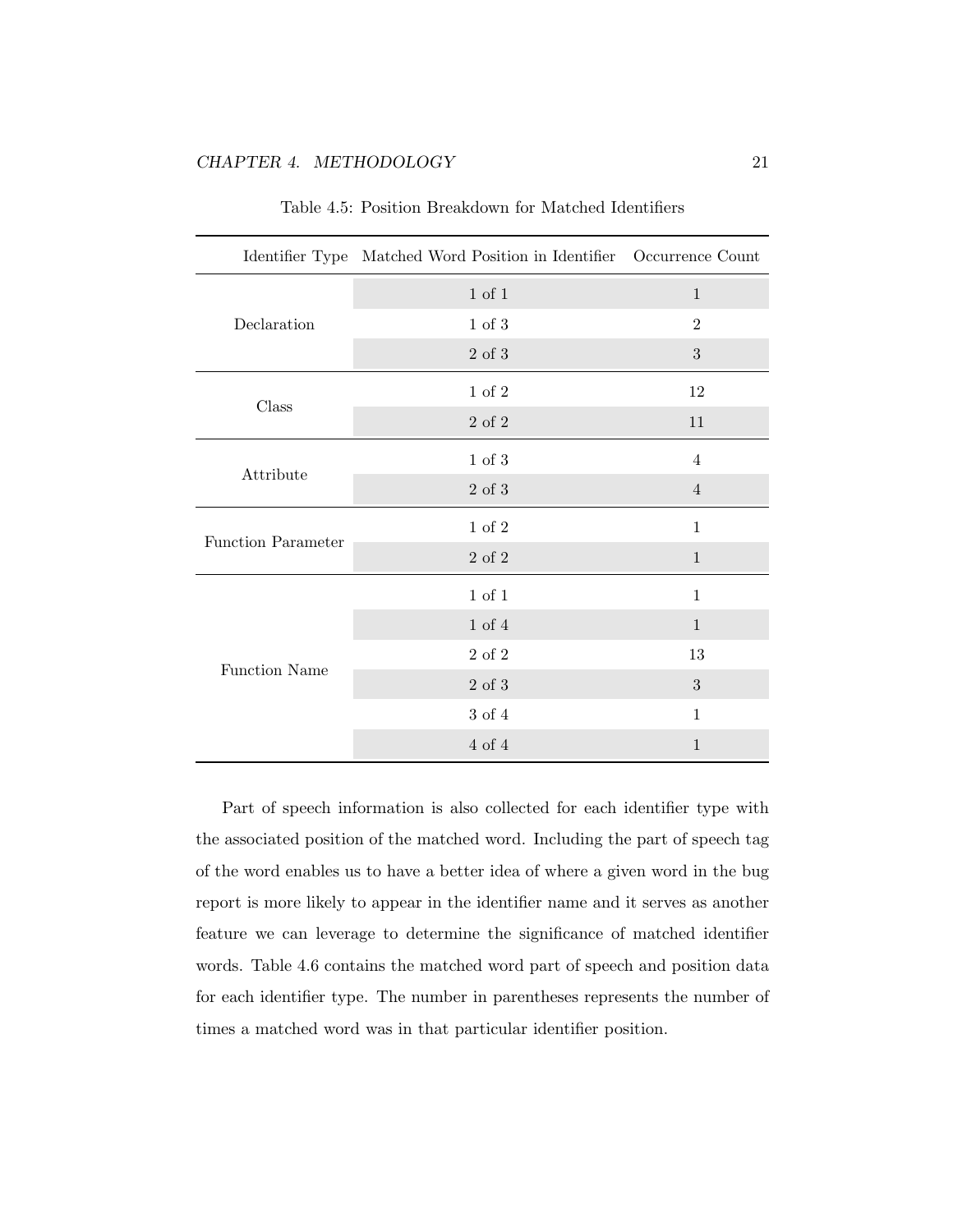Table 4.5: Position Breakdown for Matched Identifiers

| Identifier Type | Matched Word Position in Identifier | Occurrence Count |
|---|---|---|
| Declaration | 1 of 1 | 1 |
| | 1 of 3 | 2 |
| | 2 of 3 | 3 |
| Class | 1 of 2 | 12 |
| | 2 of 2 | 11 |
| Attribute | 1 of 3 | 4 |
| | 2 of 3 | 4 |
| Function Parameter | 1 of 2 | 1 |
| | 2 of 2 | 1 |
| Function Name | 1 of 1 | 1 |
| | 1 of 4 | 1 |
| | 2 of 2 | 13 |
| | 2 of 3 | 3 |
| | 3 of 4 | 1 |
| | 4 of 4 | 1 |

Part of speech information is also collected for each identifier type with the associated position of the matched word. Including the part of speech tag of the word enables us to have a better idea of where a given word in the bug report is more likely to appear in the identifier name and it serves as another feature we can leverage to determine the significance of matched identifier words. Table 4.6 contains the matched word part of speech and position data for each identifier type. The number in parentheses represents the number of times a matched word was in that particular identifier position.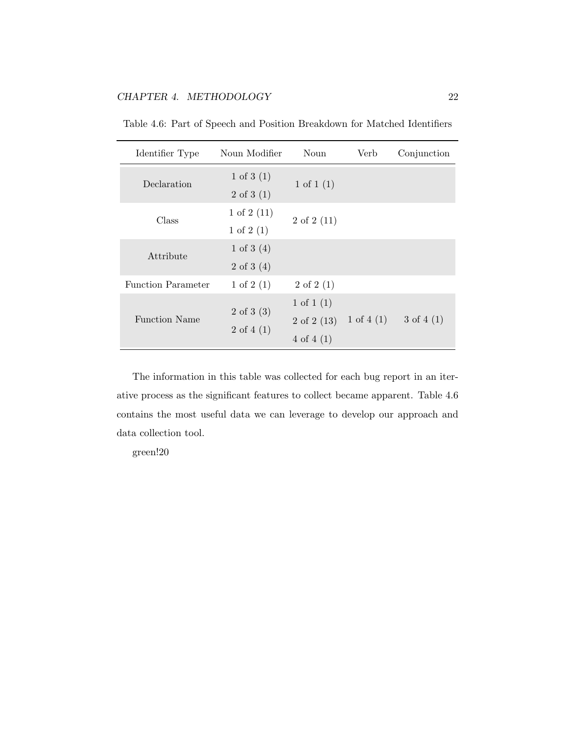Table 4.6: Part of Speech and Position Breakdown for Matched Identifiers

| Identifier Type | Noun Modifier | Noun | Verb | Conjunction |
|---|---|---|---|---|
| Declaration | 1 of 3 (1)<br>2 of 3 (1) | 1 of 1 (1) | | |
| Class | 1 of 2 (11)<br>1 of 2 (1) | 2 of 2 (11) | | |
| Attribute | 1 of 3 (4)<br>2 of 3 (4) | | | |
| Function Parameter | 1 of 2 (1) | 2 of 2 (1) | | |
| Function Name | 2 of 3 (3)<br>2 of 4 (1) | 1 of 1 (1)<br>2 of 2 (13)<br>4 of 4 (1) | 1 of 4 (1) | 3 of 4 (1) |

The information in this table was collected for each bug report in an iterative process as the significant features to collect became apparent. Table 4.6 contains the most useful data we can leverage to develop our approach and data collection tool.

green!20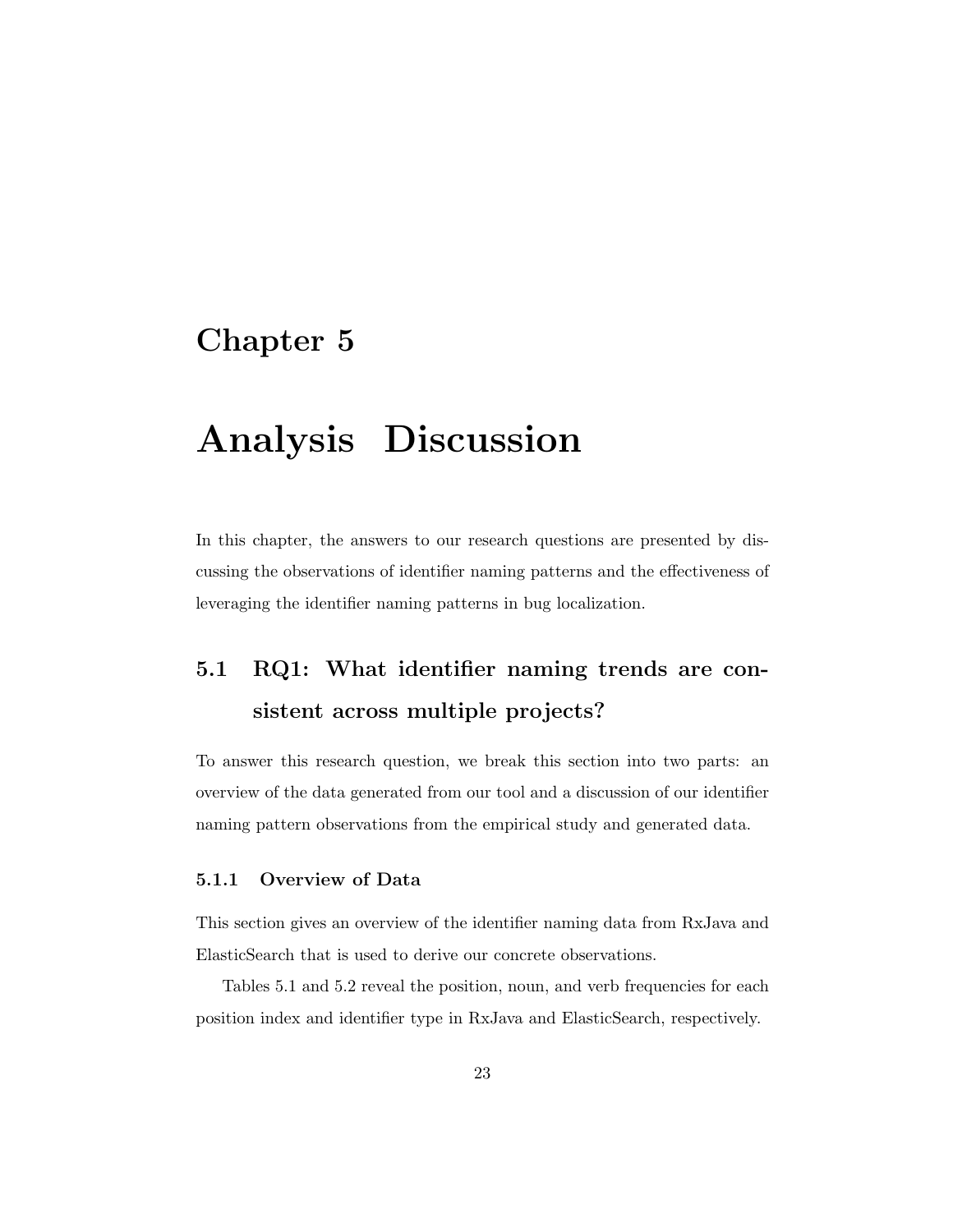# Chapter 5

# Analysis Discussion

In this chapter, the answers to our research questions are presented by discussing the observations of identifier naming patterns and the effectiveness of leveraging the identifier naming patterns in bug localization.

## 5.1 RQ1: What identifier naming trends are consistent across multiple projects?

To answer this research question, we break this section into two parts: an overview of the data generated from our tool and a discussion of our identifier naming pattern observations from the empirical study and generated data.

### 5.1.1 Overview of Data

This section gives an overview of the identifier naming data from RxJava and ElasticSearch that is used to derive our concrete observations.

Tables 5.1 and 5.2 reveal the position, noun, and verb frequencies for each position index and identifier type in RxJava and ElasticSearch, respectively.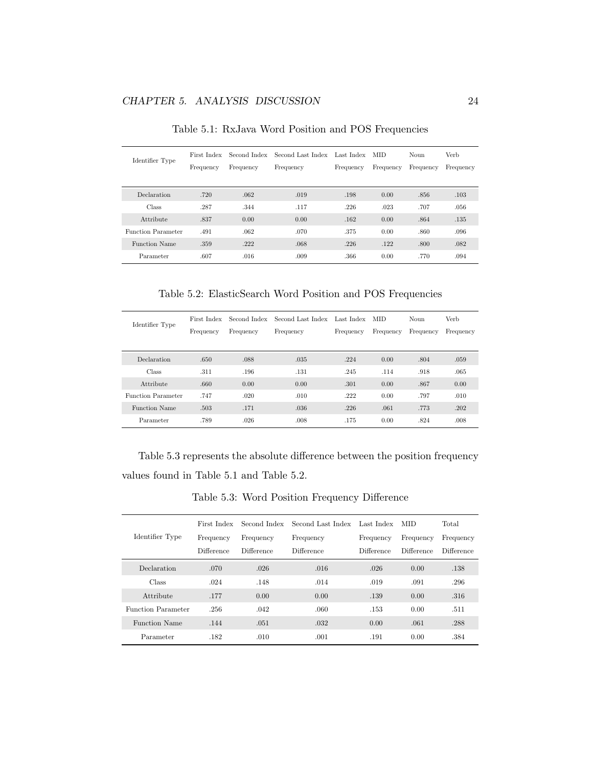Table 5.1: RxJava Word Position and POS Frequencies

| Identifier Type | First Index Frequency | Second Index Frequency | Second Last Index Frequency | Last Index Frequency | MID Frequency | Noun Frequency | Verb Frequency |
|---|---|---|---|---|---|---|---|
| Declaration | .720 | .062 | .019 | .198 | 0.00 | .856 | .103 |
| Class | .287 | .344 | .117 | .226 | .023 | .707 | .056 |
| Attribute | .837 | 0.00 | 0.00 | .162 | 0.00 | .864 | .135 |
| Function Parameter | .491 | .062 | .070 | .375 | 0.00 | .860 | .096 |
| Function Name | .359 | .222 | .068 | .226 | .122 | .800 | .082 |
| Parameter | .607 | .016 | .009 | .366 | 0.00 | .770 | .094 |

Table 5.2: ElasticSearch Word Position and POS Frequencies

| Identifier Type | First Index Frequency | Second Index Frequency | Second Last Index Frequency | Last Index Frequency | MID Frequency | Noun Frequency | Verb Frequency |
|---|---|---|---|---|---|---|---|
| Declaration | .650 | .088 | .035 | .224 | 0.00 | .804 | .059 |
| Class | .311 | .196 | .131 | .245 | .114 | .918 | .065 |
| Attribute | .660 | 0.00 | 0.00 | .301 | 0.00 | .867 | 0.00 |
| Function Parameter | .747 | .020 | .010 | .222 | 0.00 | .797 | .010 |
| Function Name | .503 | .171 | .036 | .226 | .061 | .773 | .202 |
| Parameter | .789 | .026 | .008 | .175 | 0.00 | .824 | .008 |

Table 5.3 represents the absolute difference between the position frequency values found in Table 5.1 and Table 5.2.

Table 5.3: Word Position Frequency Difference

| Identifier Type | First Index Frequency Difference | Second Index Frequency Difference | Second Last Index Frequency Difference | Last Index Frequency Difference | MID Frequency Difference | Total Frequency Difference |
|---|---|---|---|---|---|---|
| Declaration | .070 | .026 | .016 | .026 | 0.00 | .138 |
| Class | .024 | .148 | .014 | .019 | .091 | .296 |
| Attribute | .177 | 0.00 | 0.00 | .139 | 0.00 | .316 |
| Function Parameter | .256 | .042 | .060 | .153 | 0.00 | .511 |
| Function Name | .144 | .051 | .032 | 0.00 | .061 | .288 |
| Parameter | .182 | .010 | .001 | .191 | 0.00 | .384 |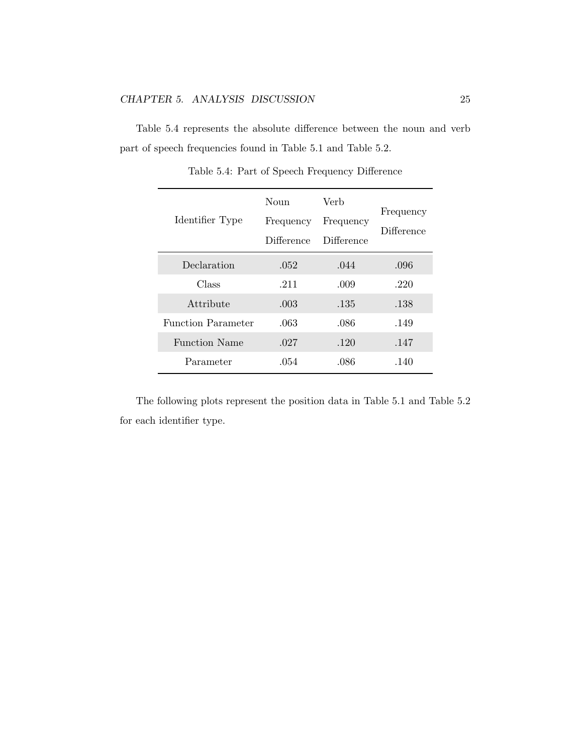Table 5.4 represents the absolute difference between the noun and verb part of speech frequencies found in Table 5.1 and Table 5.2.

Table 5.4: Part of Speech Frequency Difference

| Identifier Type | Noun Frequency Difference | Verb Frequency Difference | Frequency Difference |
|---|---|---|---|
| Declaration | .052 | .044 | .096 |
| Class | .211 | .009 | .220 |
| Attribute | .003 | .135 | .138 |
| Function Parameter | .063 | .086 | .149 |
| Function Name | .027 | .120 | .147 |
| Parameter | .054 | .086 | .140 |

The following plots represent the position data in Table 5.1 and Table 5.2 for each identifier type.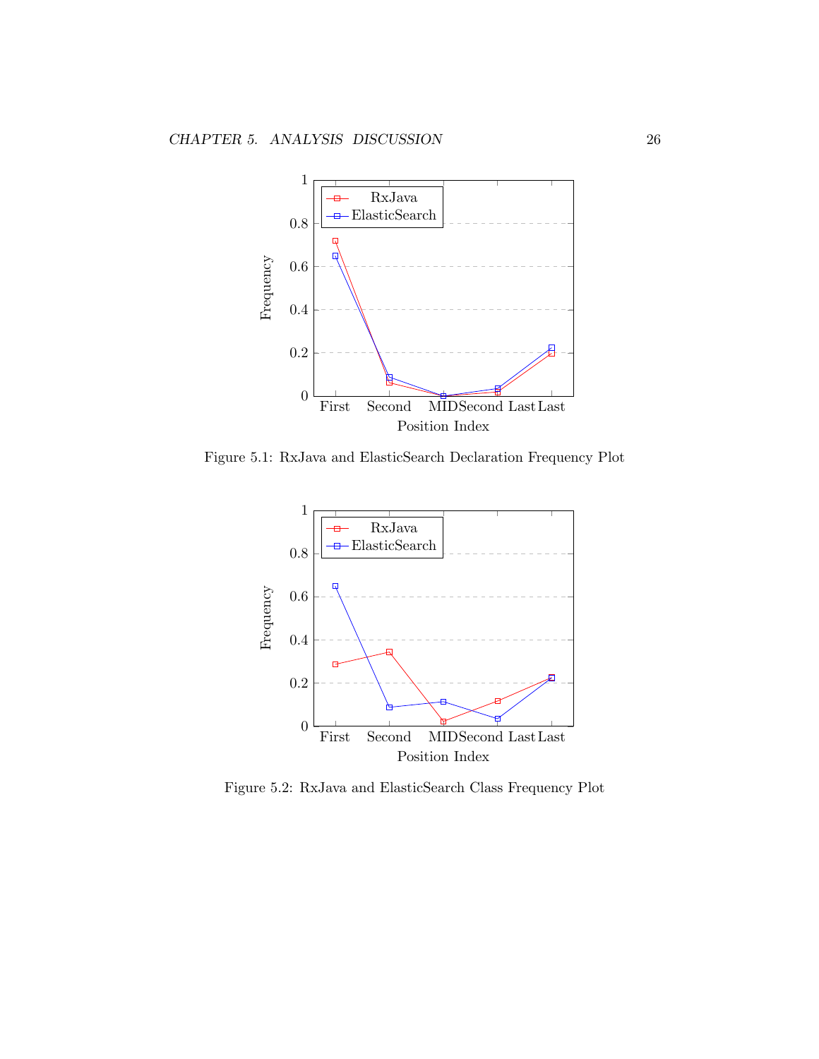Figure 5.1: RxJava and ElasticSearch Declaration Frequency Plot

Figure 5.2: RxJava and ElasticSearch Class Frequency Plot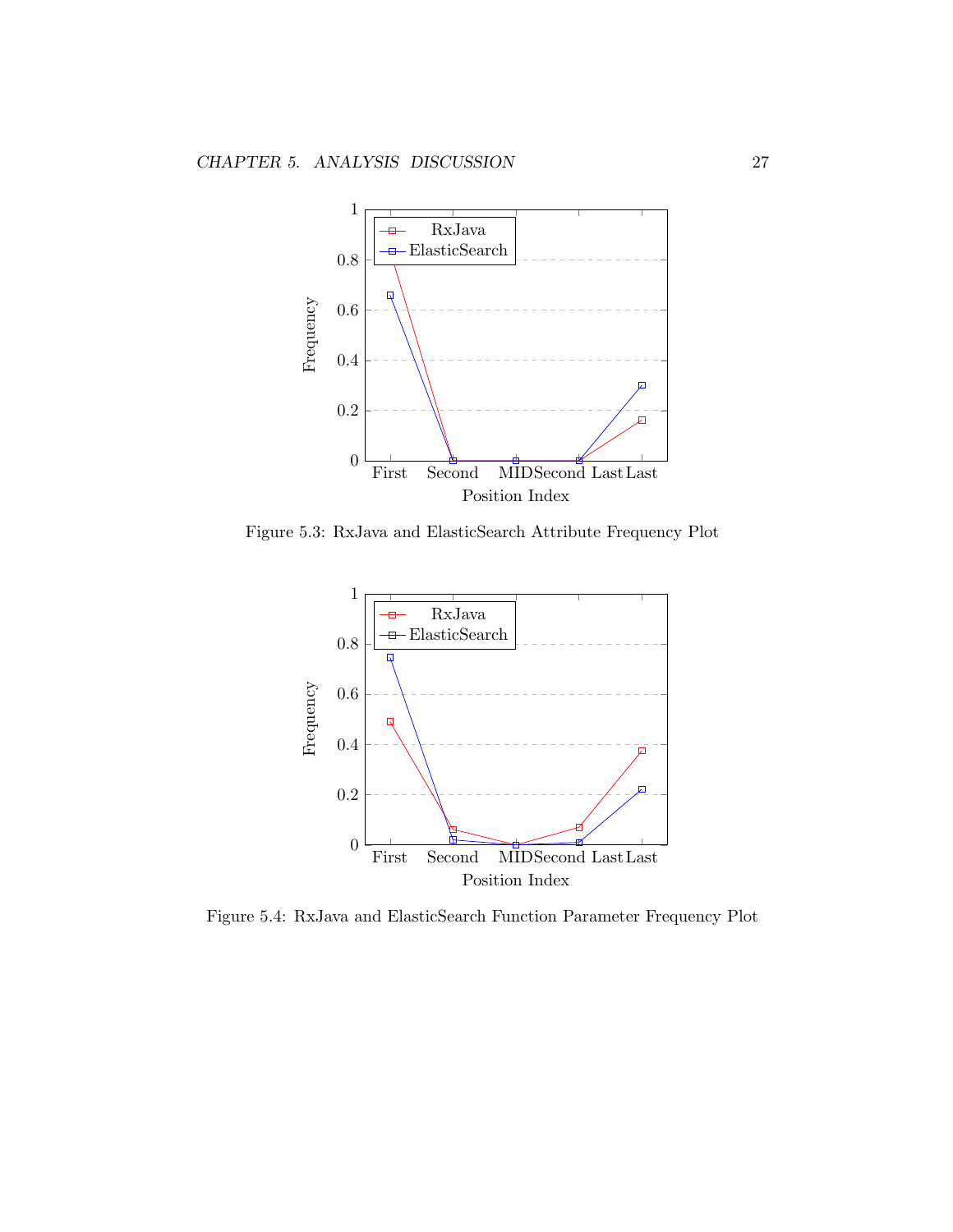Figure 5.3: RxJava and ElasticSearch Attribute Frequency Plot

Figure 5.4: RxJava and ElasticSearch Function Parameter Frequency Plot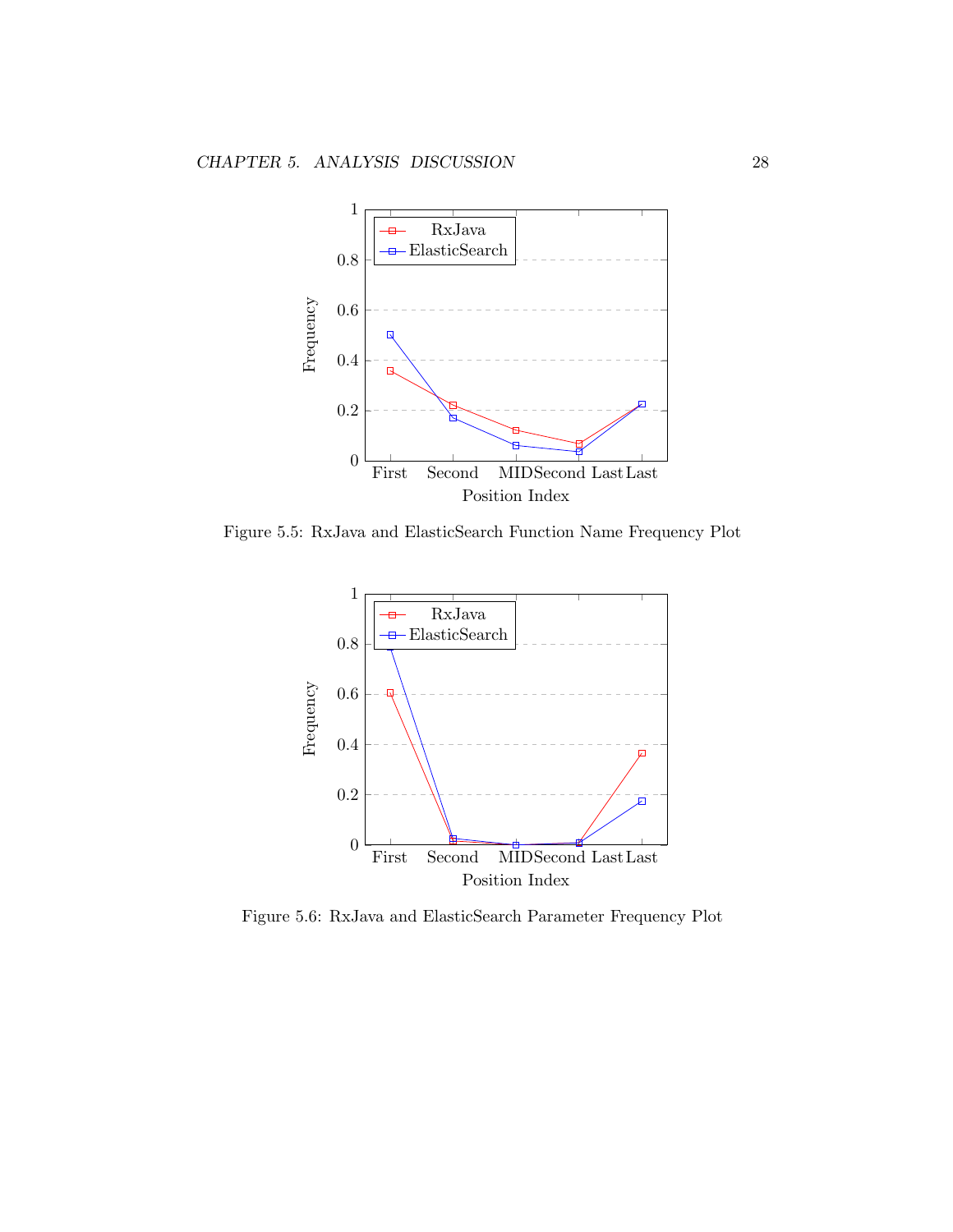Figure 5.5: RxJava and ElasticSearch Function Name Frequency Plot

Figure 5.6: RxJava and ElasticSearch Parameter Frequency Plot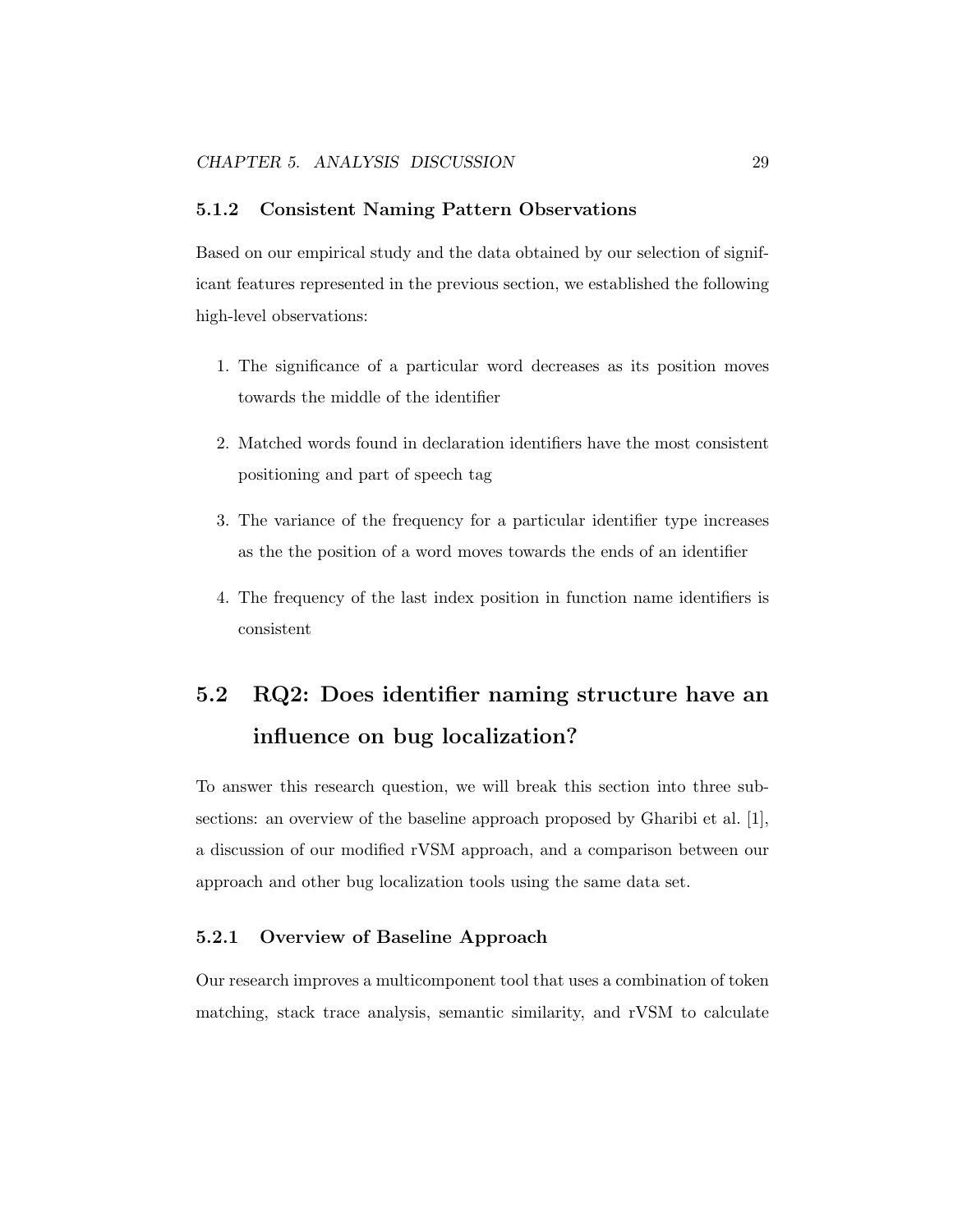### 5.1.2 Consistent Naming Pattern Observations

Based on our empirical study and the data obtained by our selection of significant features represented in the previous section, we established the following high-level observations:

1. The significance of a particular word decreases as its position moves towards the middle of the identifier
2. Matched words found in declaration identifiers have the most consistent positioning and part of speech tag
3. The variance of the frequency for a particular identifier type increases as the the position of a word moves towards the ends of an identifier
4. The frequency of the last index position in function name identifiers is consistent

## 5.2 RQ2: Does identifier naming structure have an influence on bug localization?

To answer this research question, we will break this section into three subsections: an overview of the baseline approach proposed by Gharibi et al. [1], a discussion of our modified rVSM approach, and a comparison between our approach and other bug localization tools using the same data set.

### 5.2.1 Overview of Baseline Approach

Our research improves a multicomponent tool that uses a combination of token matching, stack trace analysis, semantic similarity, and rVSM to calculate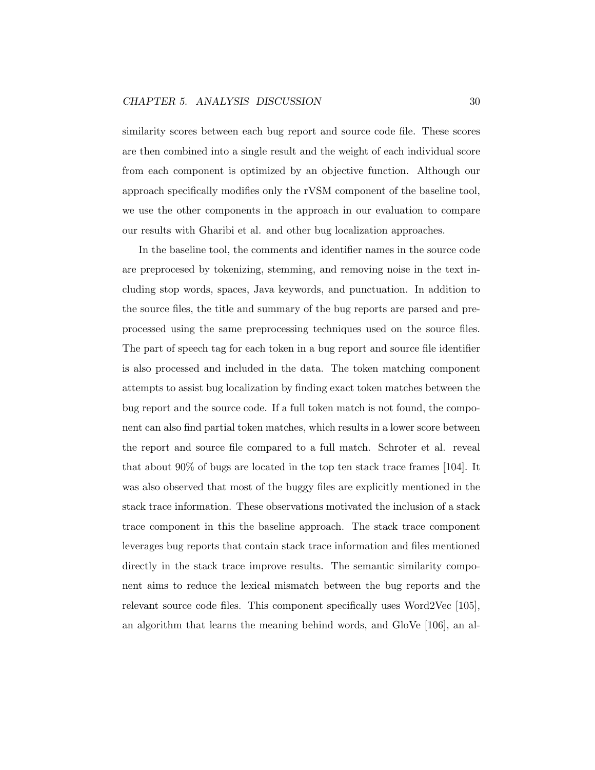similarity scores between each bug report and source code file. These scores are then combined into a single result and the weight of each individual score from each component is optimized by an objective function. Although our approach specifically modifies only the rVSM component of the baseline tool, we use the other components in the approach in our evaluation to compare our results with Gharibi et al. and other bug localization approaches.

In the baseline tool, the comments and identifier names in the source code are preprocesed by tokenizing, stemming, and removing noise in the text including stop words, spaces, Java keywords, and punctuation. In addition to the source files, the title and summary of the bug reports are parsed and preprocessed using the same preprocessing techniques used on the source files. The part of speech tag for each token in a bug report and source file identifier is also processed and included in the data. The token matching component attempts to assist bug localization by finding exact token matches between the bug report and the source code. If a full token match is not found, the component can also find partial token matches, which results in a lower score between the report and source file compared to a full match. Schroter et al. reveal that about 90% of bugs are located in the top ten stack trace frames [104]. It was also observed that most of the buggy files are explicitly mentioned in the stack trace information. These observations motivated the inclusion of a stack trace component in this the baseline approach. The stack trace component leverages bug reports that contain stack trace information and files mentioned directly in the stack trace improve results. The semantic similarity component aims to reduce the lexical mismatch between the bug reports and the relevant source code files. This component specifically uses Word2Vec [105], an algorithm that learns the meaning behind words, and GloVe [106], an al-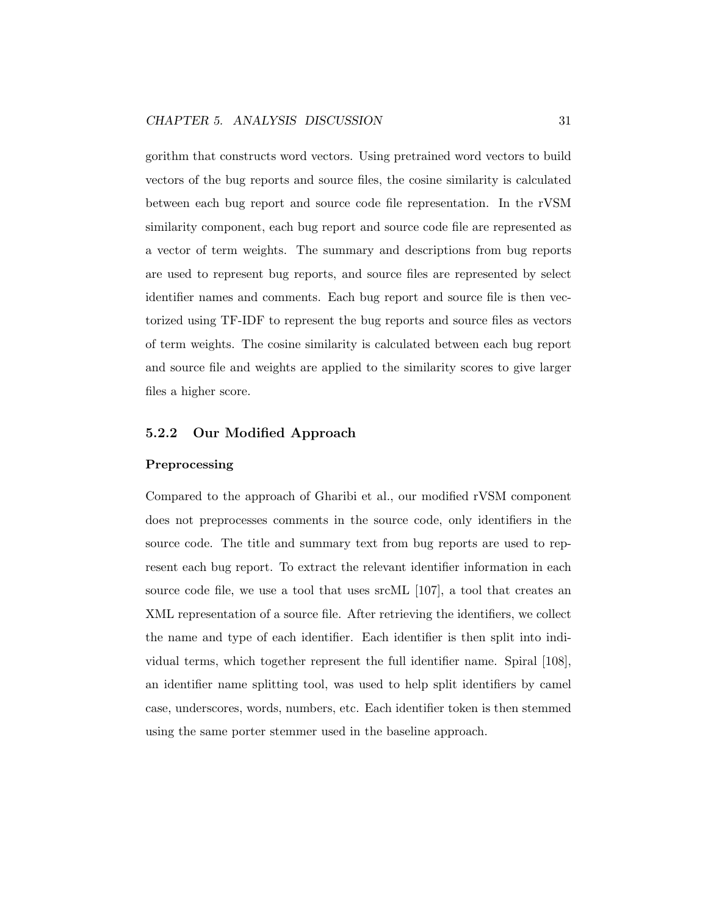gorithm that constructs word vectors. Using pretrained word vectors to build vectors of the bug reports and source files, the cosine similarity is calculated between each bug report and source code file representation. In the rVSM similarity component, each bug report and source code file are represented as a vector of term weights. The summary and descriptions from bug reports are used to represent bug reports, and source files are represented by select identifier names and comments. Each bug report and source file is then vectorized using TF-IDF to represent the bug reports and source files as vectors of term weights. The cosine similarity is calculated between each bug report and source file and weights are applied to the similarity scores to give larger files a higher score.

### 5.2.2 Our Modified Approach

#### Preprocessing

Compared to the approach of Gharibi et al., our modified rVSM component does not preprocesses comments in the source code, only identifiers in the source code. The title and summary text from bug reports are used to represent each bug report. To extract the relevant identifier information in each source code file, we use a tool that uses srcML [107], a tool that creates an XML representation of a source file. After retrieving the identifiers, we collect the name and type of each identifier. Each identifier is then split into individual terms, which together represent the full identifier name. Spiral [108], an identifier name splitting tool, was used to help split identifiers by camel case, underscores, words, numbers, etc. Each identifier token is then stemmed using the same porter stemmer used in the baseline approach.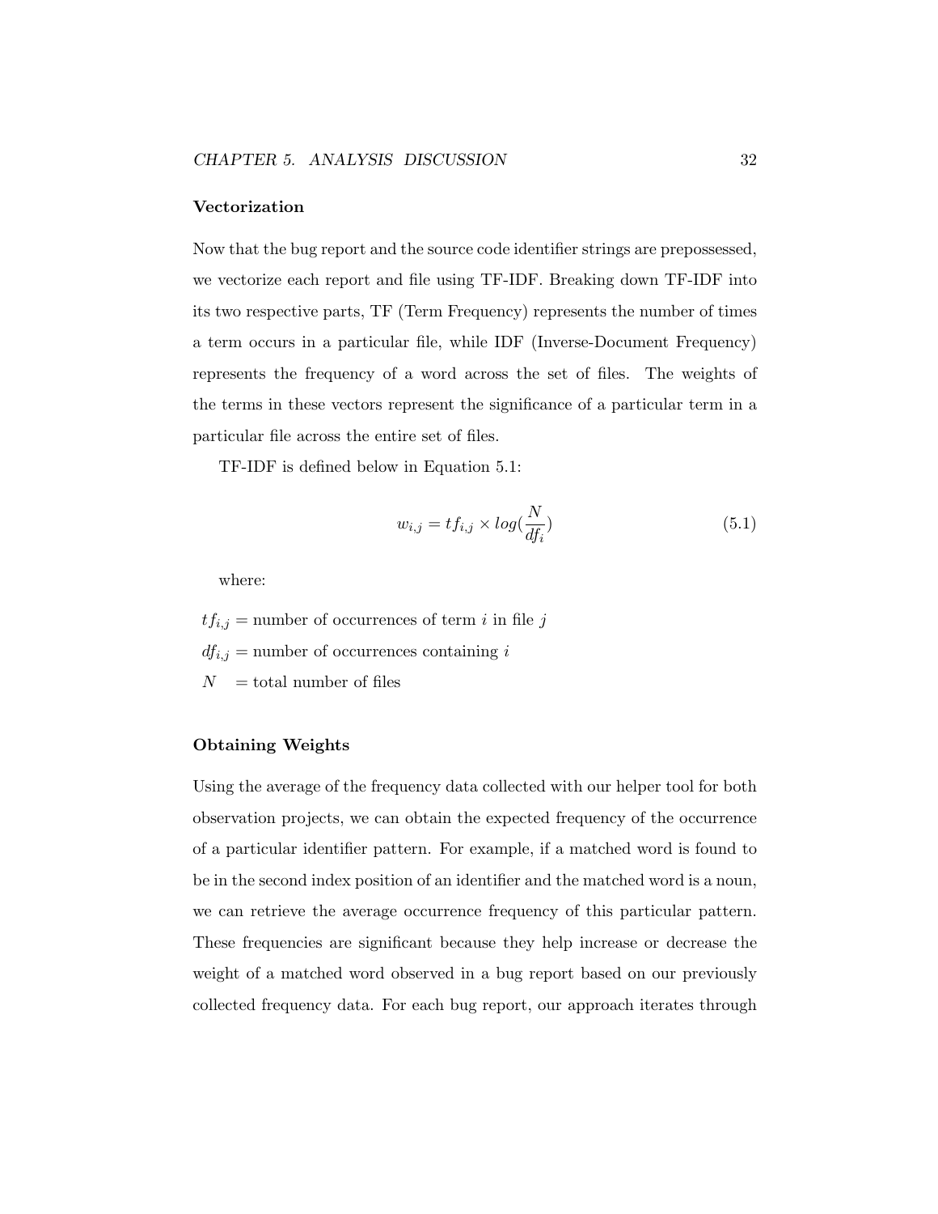### Vectorization

Now that the bug report and the source code identifier strings are prepossessed, we vectorize each report and file using TF-IDF. Breaking down TF-IDF into its two respective parts, TF (Term Frequency) represents the number of times a term occurs in a particular file, while IDF (Inverse-Document Frequency) represents the frequency of a word across the set of files. The weights of the terms in these vectors represent the significance of a particular term in a particular file across the entire set of files.

TF-IDF is defined below in Equation 5.1:

$$w_{i,j} = tf_{i,j} \times log(\frac{N}{df_i}) \tag{5.1}$$

where:

$tf_{i,j}$ = number of occurrences of term $i$ in file $j$

$df_{i,j}$ = number of occurrences containing $i$

$N$ = total number of files

### Obtaining Weights

Using the average of the frequency data collected with our helper tool for both observation projects, we can obtain the expected frequency of the occurrence of a particular identifier pattern. For example, if a matched word is found to be in the second index position of an identifier and the matched word is a noun, we can retrieve the average occurrence frequency of this particular pattern. These frequencies are significant because they help increase or decrease the weight of a matched word observed in a bug report based on our previously collected frequency data. For each bug report, our approach iterates through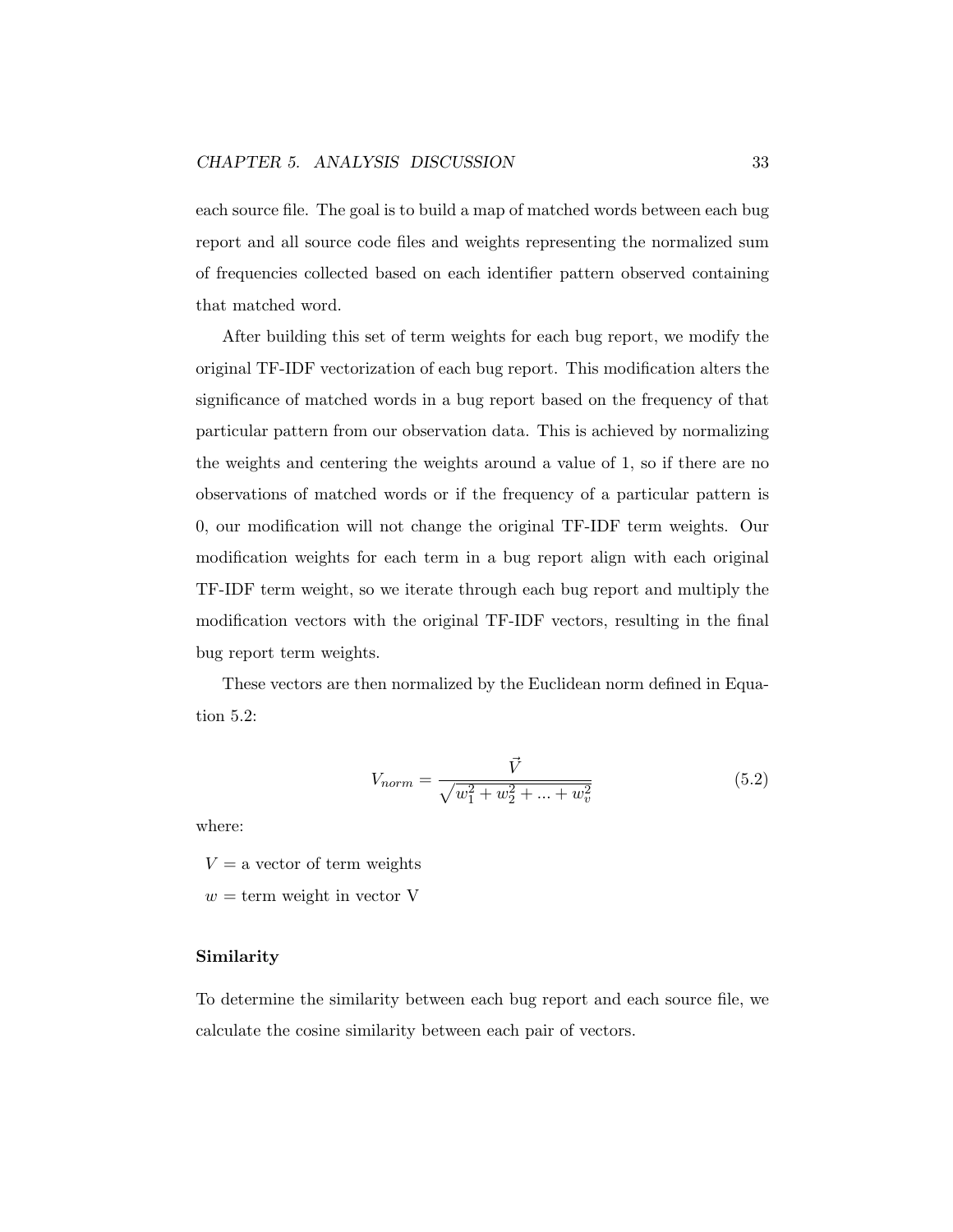each source file. The goal is to build a map of matched words between each bug report and all source code files and weights representing the normalized sum of frequencies collected based on each identifier pattern observed containing that matched word.

After building this set of term weights for each bug report, we modify the original TF-IDF vectorization of each bug report. This modification alters the significance of matched words in a bug report based on the frequency of that particular pattern from our observation data. This is achieved by normalizing the weights and centering the weights around a value of 1, so if there are no observations of matched words or if the frequency of a particular pattern is 0, our modification will not change the original TF-IDF term weights. Our modification weights for each term in a bug report align with each original TF-IDF term weight, so we iterate through each bug report and multiply the modification vectors with the original TF-IDF vectors, resulting in the final bug report term weights.

These vectors are then normalized by the Euclidean norm defined in Equation 5.2:

$$V_{norm} = \frac{\vec{V}}{\sqrt{w_1^2 + w_2^2 + ... + w_v^2}} \tag{5.2}$$

where:

$V$ = a vector of term weights

$w$ = term weight in vector V

### Similarity

To determine the similarity between each bug report and each source file, we calculate the cosine similarity between each pair of vectors.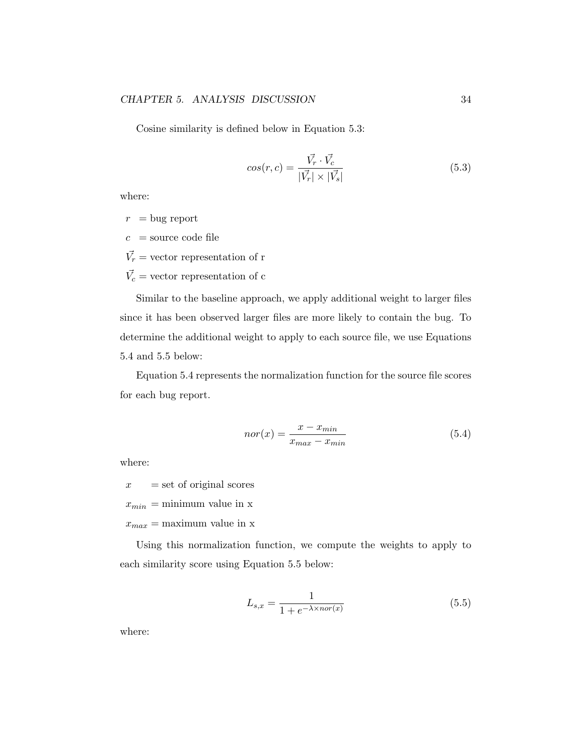Cosine similarity is defined below in Equation 5.3:

$$cos(r, c) = \frac{\vec{V_r} \cdot \vec{V_c}}{|\vec{V_r}| \times |\vec{V_s}|} \tag{5.3}$$

where:

$r$ = bug report

$c$ = source code file

$\vec{V_r}$ = vector representation of r

$\vec{V_c}$ = vector representation of c

Similar to the baseline approach, we apply additional weight to larger files since it has been observed larger files are more likely to contain the bug. To determine the additional weight to apply to each source file, we use Equations 5.4 and 5.5 below:

Equation 5.4 represents the normalization function for the source file scores for each bug report.

$$nor(x) = \frac{x - x_{min}}{x_{max} - x_{min}} \tag{5.4}$$

where:

$x$ = set of original scores

$x_{min}$ = minimum value in x

$x_{max}$ = maximum value in x

Using this normalization function, we compute the weights to apply to each similarity score using Equation 5.5 below:

$$L_{s,x} = \frac{1}{1 + e^{-\lambda \times nor(x)}} \tag{5.5}$$

where: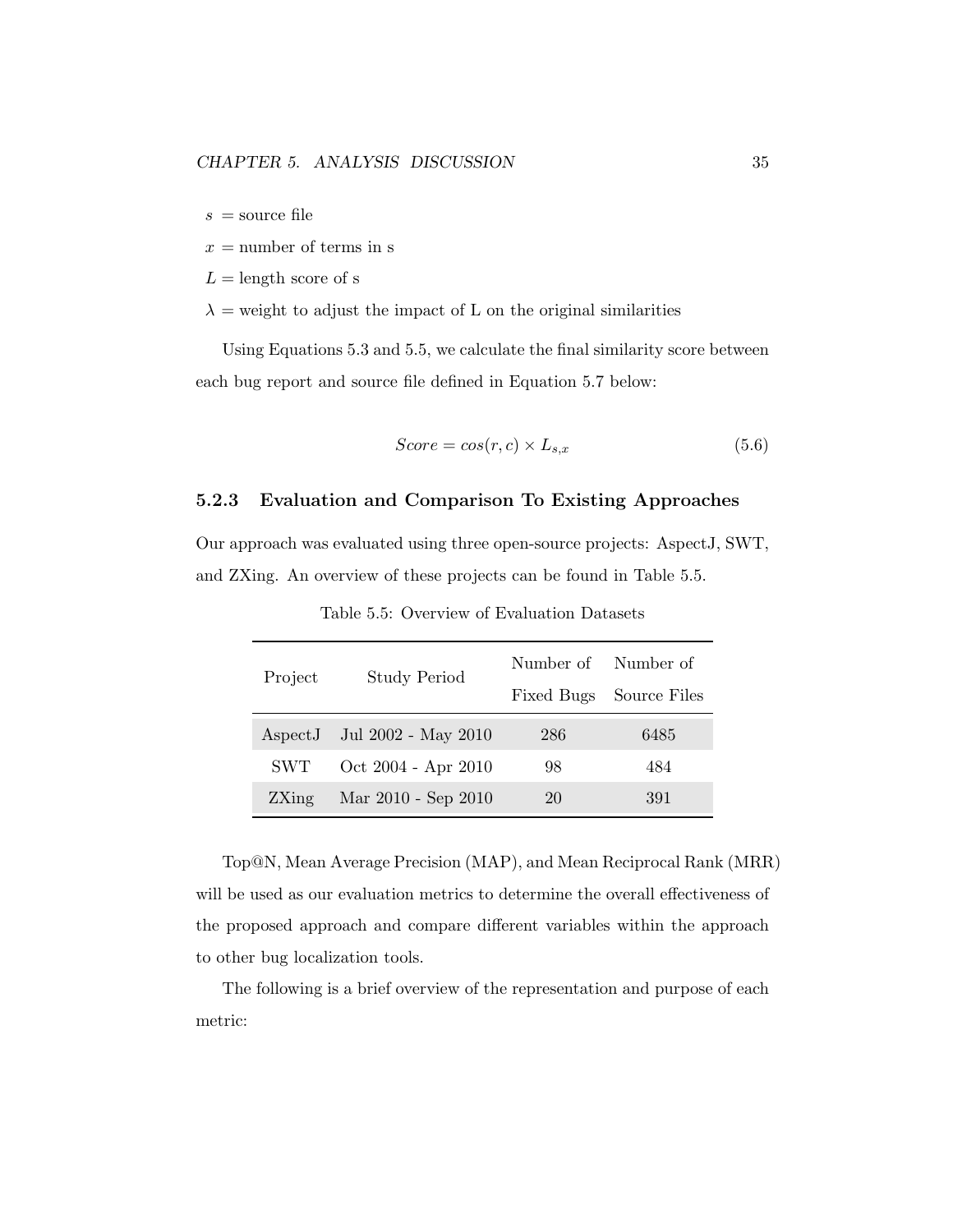$s$ = source file

$x$ = number of terms in s

$L$ = length score of s

$\lambda$ = weight to adjust the impact of L on the original similarities

Using Equations 5.3 and 5.5, we calculate the final similarity score between each bug report and source file defined in Equation 5.7 below:

$$Score = cos(r, c) \times L_{s,x} \tag{5.6}$$

### 5.2.3 Evaluation and Comparison To Existing Approaches

Our approach was evaluated using three open-source projects: AspectJ, SWT, and ZXing. An overview of these projects can be found in Table 5.5.

Table 5.5: Overview of Evaluation Datasets

| Project | Study Period | Number of Fixed Bugs | Number of Source Files |
|---|---|---|---|
| AspectJ | Jul 2002 - May 2010 | 286 | 6485 |
| SWT | Oct 2004 - Apr 2010 | 98 | 484 |
| ZXing | Mar 2010 - Sep 2010 | 20 | 391 |

Top@N, Mean Average Precision (MAP), and Mean Reciprocal Rank (MRR) will be used as our evaluation metrics to determine the overall effectiveness of the proposed approach and compare different variables within the approach to other bug localization tools.

The following is a brief overview of the representation and purpose of each metric: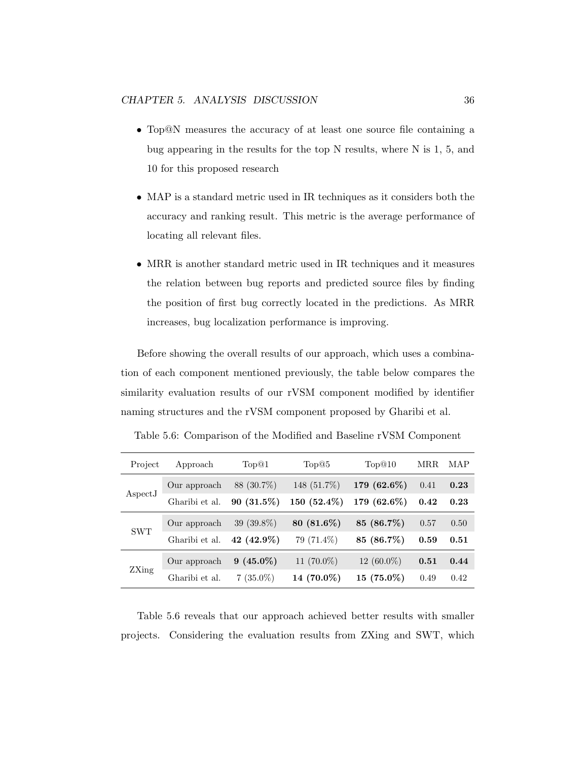- Top@N measures the accuracy of at least one source file containing a bug appearing in the results for the top N results, where N is 1, 5, and 10 for this proposed research

- MAP is a standard metric used in IR techniques as it considers both the accuracy and ranking result. This metric is the average performance of locating all relevant files.

- MRR is another standard metric used in IR techniques and it measures the relation between bug reports and predicted source files by finding the position of first bug correctly located in the predictions. As MRR increases, bug localization performance is improving.

Before showing the overall results of our approach, which uses a combination of each component mentioned previously, the table below compares the similarity evaluation results of our rVSM component modified by identifier naming structures and the rVSM component proposed by Gharibi et al.

Table 5.6: Comparison of the Modified and Baseline rVSM Component

| Project | Approach | Top@1 | Top@5 | Top@10 | MRR | MAP |
|---|---|---|---|---|---|---|
| AspectJ | Our approach | 88 (30.7%) | 148 (51.7%) | **179 (62.6%)** | 0.41 | **0.23** |
| | Gharibi et al. | **90 (31.5%)** | **150 (52.4%)** | **179 (62.6%)** | **0.42** | **0.23** |
| SWT | Our approach | 39 (39.8%) | **80 (81.6%)** | **85 (86.7%)** | 0.57 | 0.50 |
| | Gharibi et al. | **42 (42.9%)** | 79 (71.4%) | **85 (86.7%)** | **0.59** | **0.51** |
| ZXing | Our approach | **9 (45.0%)** | 11 (70.0%) | 12 (60.0%) | **0.51** | **0.44** |
| | Gharibi et al. | 7 (35.0%) | **14 (70.0%)** | **15 (75.0%)** | 0.49 | 0.42 |

Table 5.6 reveals that our approach achieved better results with smaller projects. Considering the evaluation results from ZXing and SWT, which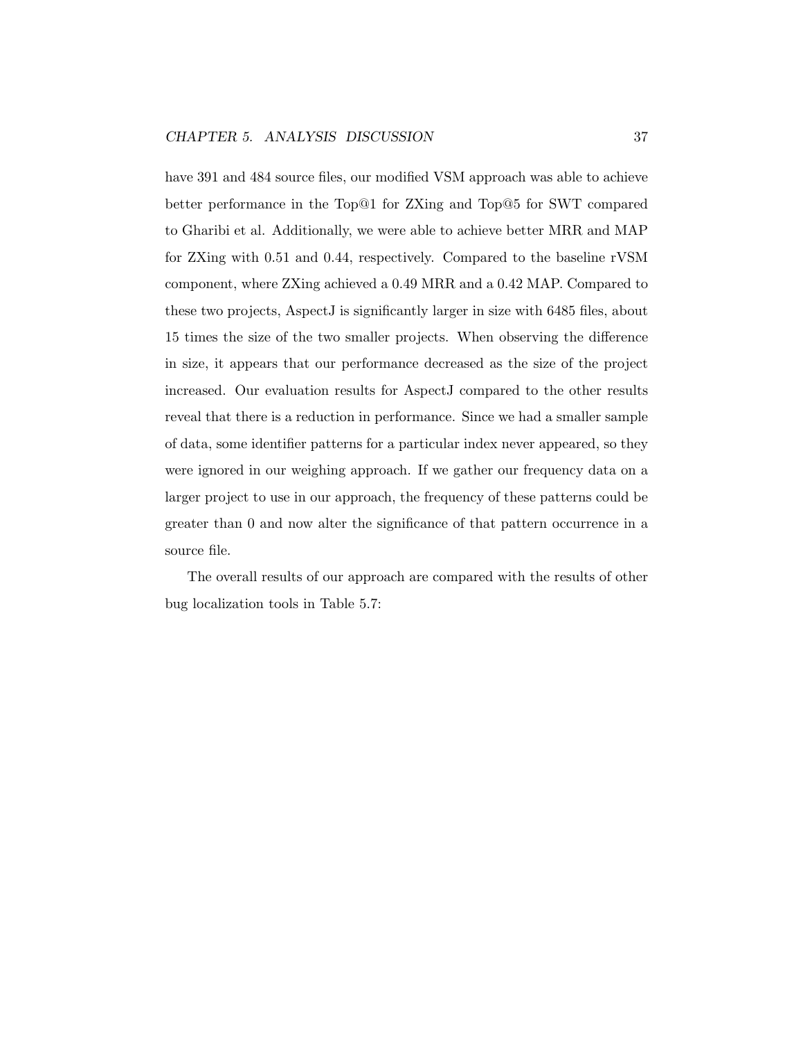have 391 and 484 source files, our modified VSM approach was able to achieve better performance in the Top@1 for ZXing and Top@5 for SWT compared to Gharibi et al. Additionally, we were able to achieve better MRR and MAP for ZXing with 0.51 and 0.44, respectively. Compared to the baseline rVSM component, where ZXing achieved a 0.49 MRR and a 0.42 MAP. Compared to these two projects, AspectJ is significantly larger in size with 6485 files, about 15 times the size of the two smaller projects. When observing the difference in size, it appears that our performance decreased as the size of the project increased. Our evaluation results for AspectJ compared to the other results reveal that there is a reduction in performance. Since we had a smaller sample of data, some identifier patterns for a particular index never appeared, so they were ignored in our weighing approach. If we gather our frequency data on a larger project to use in our approach, the frequency of these patterns could be greater than 0 and now alter the significance of that pattern occurrence in a source file.

The overall results of our approach are compared with the results of other bug localization tools in Table 5.7: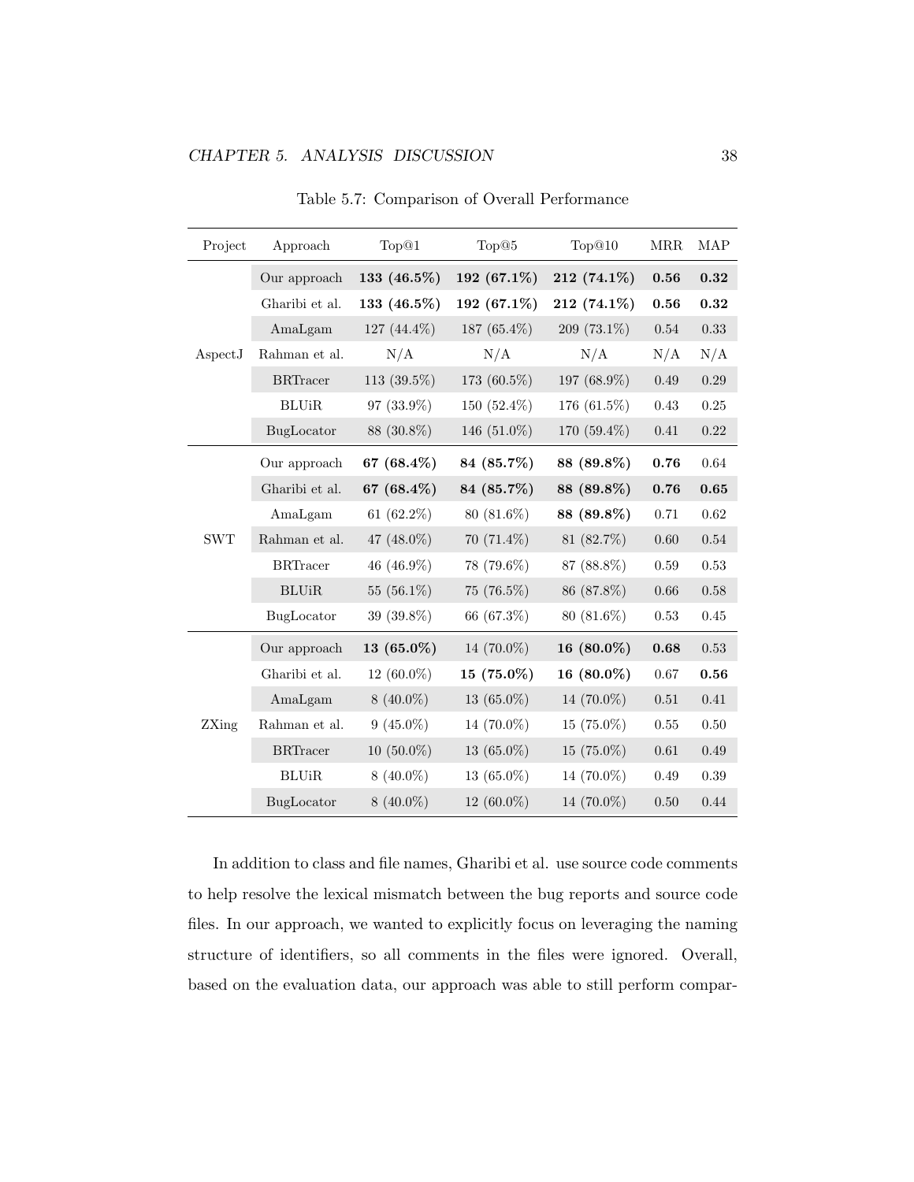Table 5.7: Comparison of Overall Performance

| Project | Approach | Top@1 | Top@5 | Top@10 | MRR | MAP |
|---|---|---|---|---|---|---|
| AspectJ | Our approach | **133 (46.5%)** | **192 (67.1%)** | **212 (74.1%)** | **0.56** | **0.32** |
| | Gharibi et al. | **133 (46.5%)** | **192 (67.1%)** | **212 (74.1%)** | **0.56** | **0.32** |
| | AmaLgam | 127 (44.4%) | 187 (65.4%) | 209 (73.1%) | 0.54 | 0.33 |
| | Rahman et al. | N/A | N/A | N/A | N/A | N/A |
| | BRTracer | 113 (39.5%) | 173 (60.5%) | 197 (68.9%) | 0.49 | 0.29 |
| | BLUiR | 97 (33.9%) | 150 (52.4%) | 176 (61.5%) | 0.43 | 0.25 |
| | BugLocator | 88 (30.8%) | 146 (51.0%) | 170 (59.4%) | 0.41 | 0.22 |
| SWT | Our approach | **67 (68.4%)** | **84 (85.7%)** | **88 (89.8%)** | **0.76** | 0.64 |
| | Gharibi et al. | **67 (68.4%)** | **84 (85.7%)** | **88 (89.8%)** | **0.76** | **0.65** |
| | AmaLgam | 61 (62.2%) | 80 (81.6%) | **88 (89.8%)** | 0.71 | 0.62 |
| | Rahman et al. | 47 (48.0%) | 70 (71.4%) | 81 (82.7%) | 0.60 | 0.54 |
| | BRTracer | 46 (46.9%) | 78 (79.6%) | 87 (88.8%) | 0.59 | 0.53 |
| | BLUiR | 55 (56.1%) | 75 (76.5%) | 86 (87.8%) | 0.66 | 0.58 |
| | BugLocator | 39 (39.8%) | 66 (67.3%) | 80 (81.6%) | 0.53 | 0.45 |
| ZXing | Our approach | **13 (65.0%)** | 14 (70.0%) | **16 (80.0%)** | **0.68** | 0.53 |
| | Gharibi et al. | 12 (60.0%) | **15 (75.0%)** | **16 (80.0%)** | 0.67 | **0.56** |
| | AmaLgam | 8 (40.0%) | 13 (65.0%) | 14 (70.0%) | 0.51 | 0.41 |
| | Rahman et al. | 9 (45.0%) | 14 (70.0%) | 15 (75.0%) | 0.55 | 0.50 |
| | BRTracer | 10 (50.0%) | 13 (65.0%) | 15 (75.0%) | 0.61 | 0.49 |
| | BLUiR | 8 (40.0%) | 13 (65.0%) | 14 (70.0%) | 0.49 | 0.39 |
| | BugLocator | 8 (40.0%) | 12 (60.0%) | 14 (70.0%) | 0.50 | 0.44 |

In addition to class and file names, Gharibi et al. use source code comments to help resolve the lexical mismatch between the bug reports and source code files. In our approach, we wanted to explicitly focus on leveraging the naming structure of identifiers, so all comments in the files were ignored. Overall, based on the evaluation data, our approach was able to still perform compar-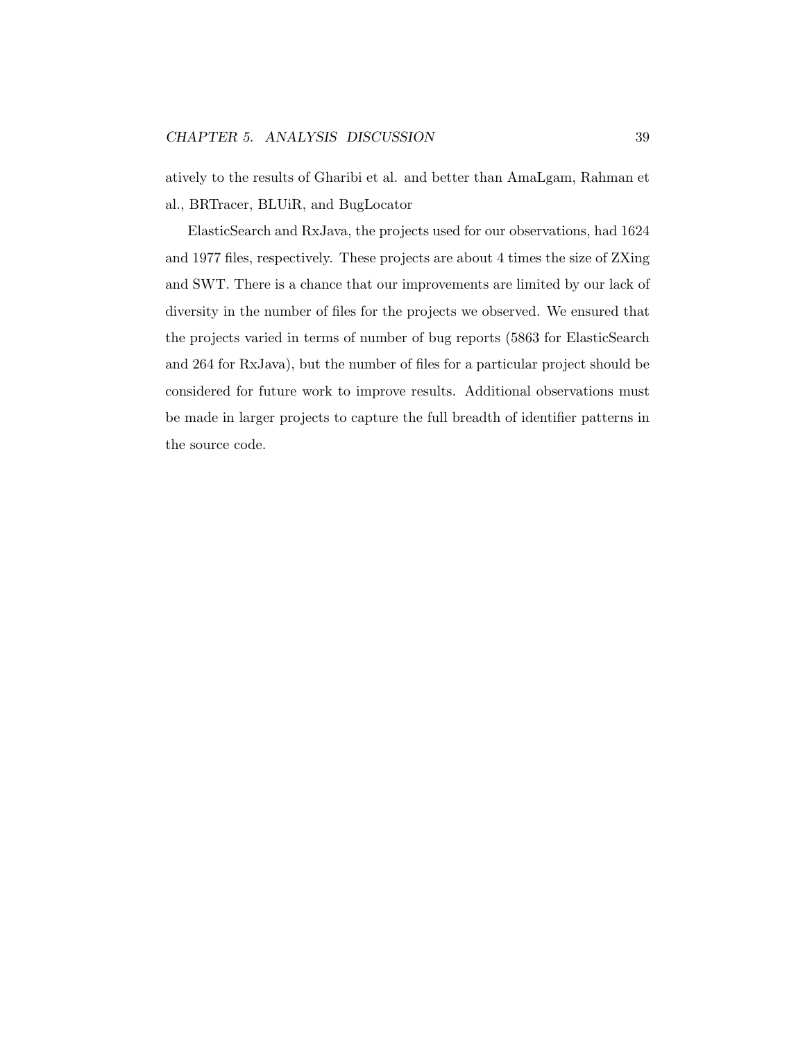atively to the results of Gharibi et al. and better than AmaLgam, Rahman et al., BRTracer, BLUiR, and BugLocator

ElasticSearch and RxJava, the projects used for our observations, had 1624 and 1977 files, respectively. These projects are about 4 times the size of ZXing and SWT. There is a chance that our improvements are limited by our lack of diversity in the number of files for the projects we observed. We ensured that the projects varied in terms of number of bug reports (5863 for ElasticSearch and 264 for RxJava), but the number of files for a particular project should be considered for future work to improve results. Additional observations must be made in larger projects to capture the full breadth of identifier patterns in the source code.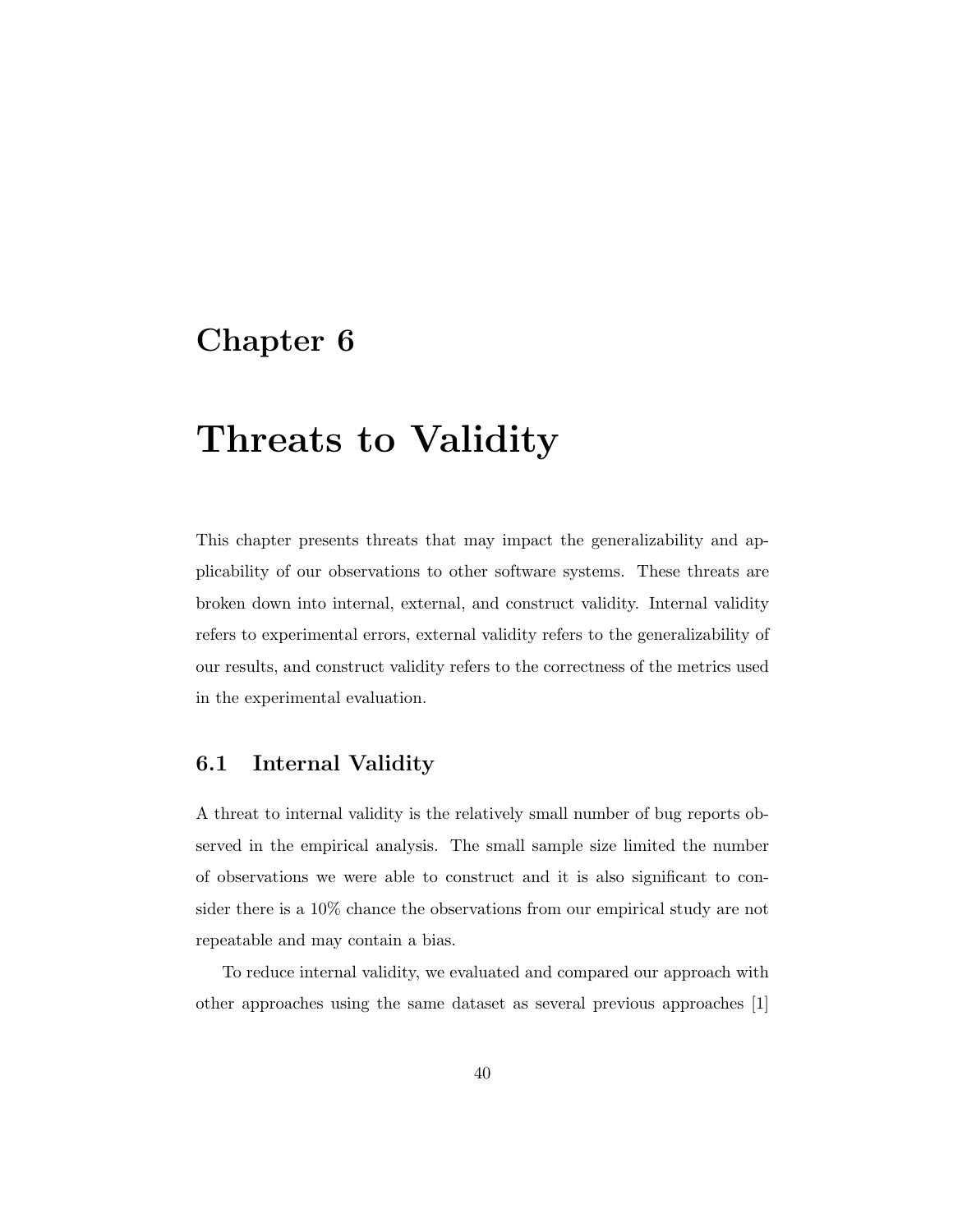# Chapter 6

# Threats to Validity

This chapter presents threats that may impact the generalizability and applicability of our observations to other software systems. These threats are broken down into internal, external, and construct validity. Internal validity refers to experimental errors, external validity refers to the generalizability of our results, and construct validity refers to the correctness of the metrics used in the experimental evaluation.

## 6.1 Internal Validity

A threat to internal validity is the relatively small number of bug reports observed in the empirical analysis. The small sample size limited the number of observations we were able to construct and it is also significant to consider there is a 10% chance the observations from our empirical study are not repeatable and may contain a bias.

To reduce internal validity, we evaluated and compared our approach with other approaches using the same dataset as several previous approaches [1]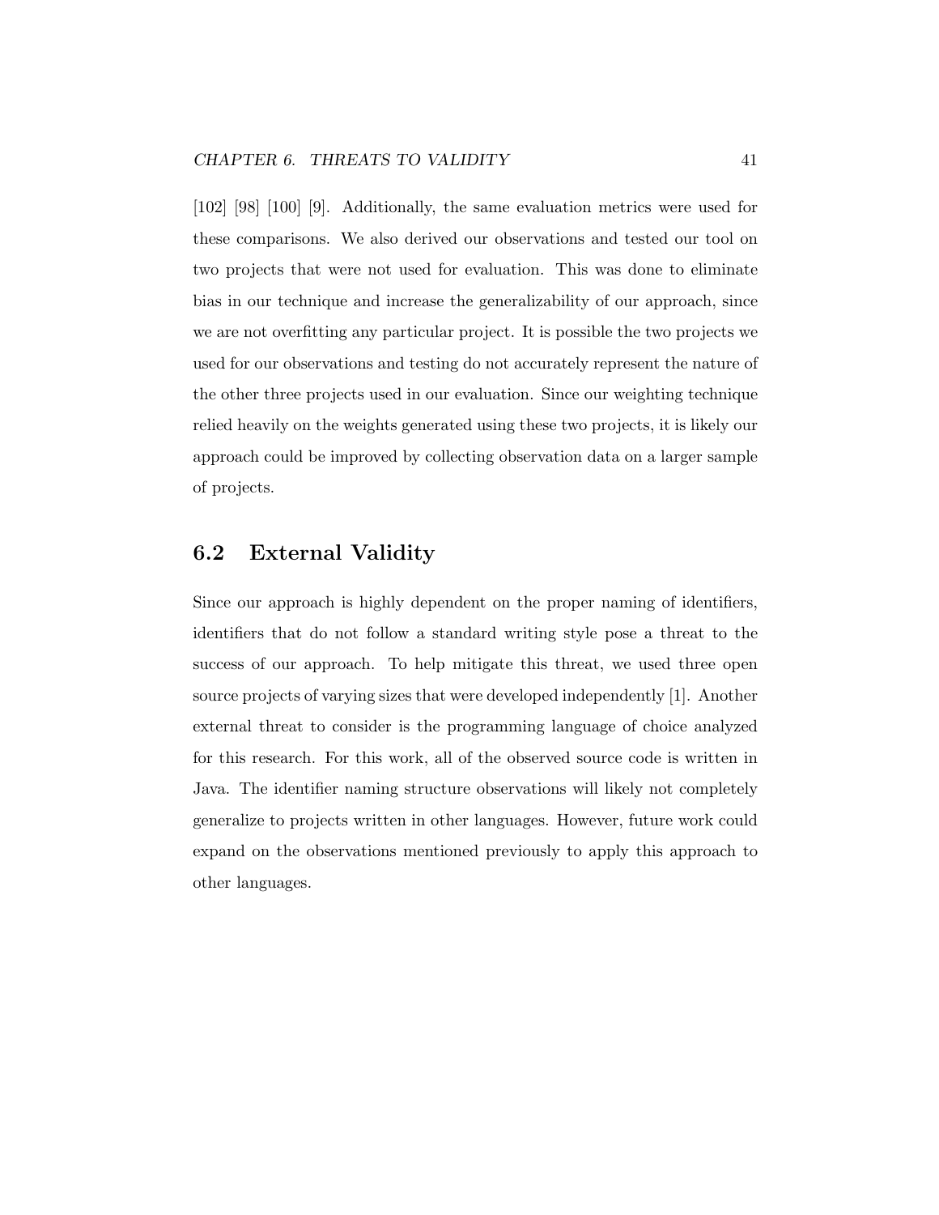[102] [98] [100] [9]. Additionally, the same evaluation metrics were used for these comparisons. We also derived our observations and tested our tool on two projects that were not used for evaluation. This was done to eliminate bias in our technique and increase the generalizability of our approach, since we are not overfitting any particular project. It is possible the two projects we used for our observations and testing do not accurately represent the nature of the other three projects used in our evaluation. Since our weighting technique relied heavily on the weights generated using these two projects, it is likely our approach could be improved by collecting observation data on a larger sample of projects.

## 6.2 External Validity

Since our approach is highly dependent on the proper naming of identifiers, identifiers that do not follow a standard writing style pose a threat to the success of our approach. To help mitigate this threat, we used three open source projects of varying sizes that were developed independently [1]. Another external threat to consider is the programming language of choice analyzed for this research. For this work, all of the observed source code is written in Java. The identifier naming structure observations will likely not completely generalize to projects written in other languages. However, future work could expand on the observations mentioned previously to apply this approach to other languages.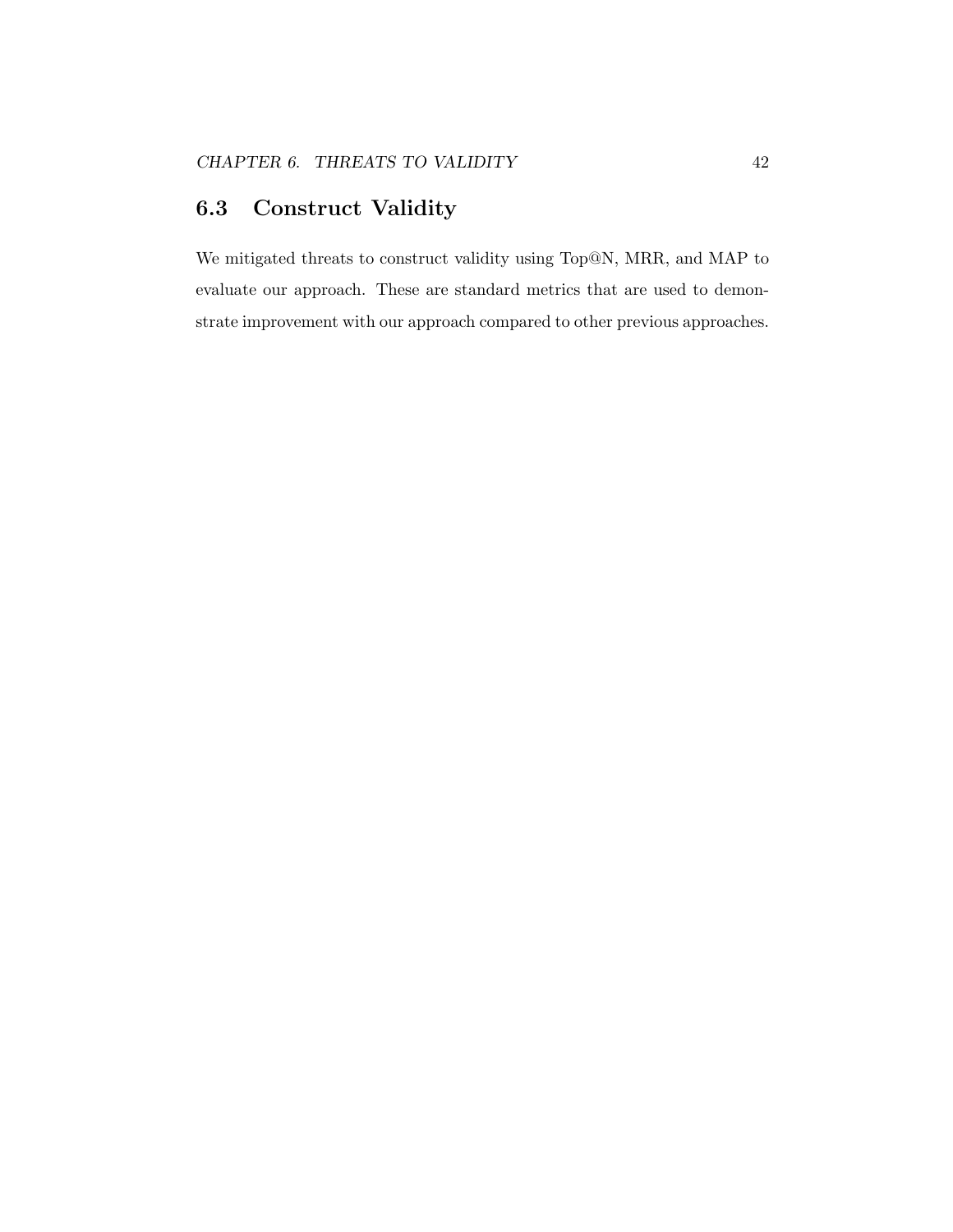## 6.3 Construct Validity

We mitigated threats to construct validity using Top@N, MRR, and MAP to evaluate our approach. These are standard metrics that are used to demonstrate improvement with our approach compared to other previous approaches.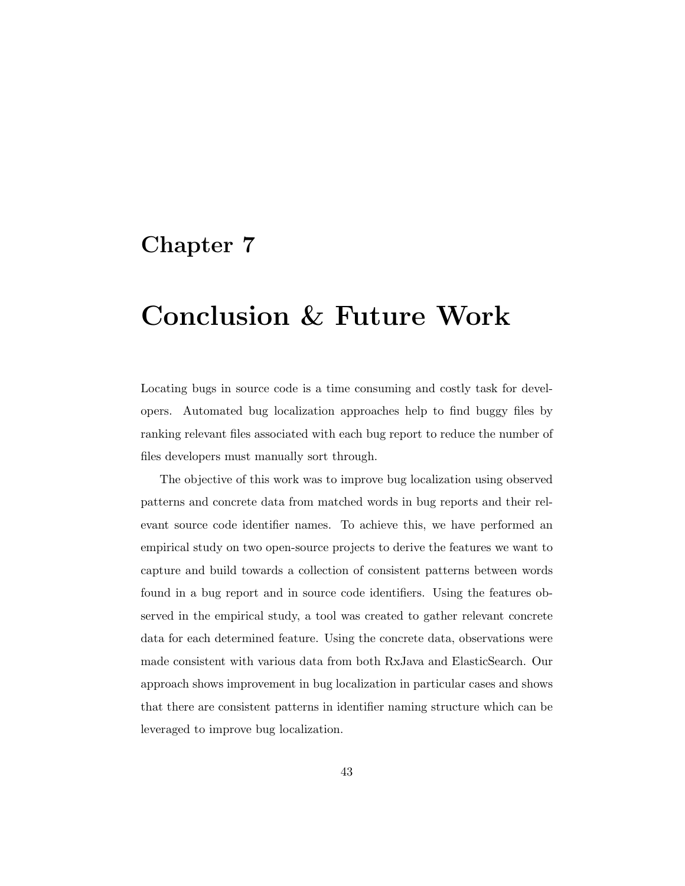# Chapter 7

# Conclusion & Future Work

Locating bugs in source code is a time consuming and costly task for developers. Automated bug localization approaches help to find buggy files by ranking relevant files associated with each bug report to reduce the number of files developers must manually sort through.

The objective of this work was to improve bug localization using observed patterns and concrete data from matched words in bug reports and their relevant source code identifier names. To achieve this, we have performed an empirical study on two open-source projects to derive the features we want to capture and build towards a collection of consistent patterns between words found in a bug report and in source code identifiers. Using the features observed in the empirical study, a tool was created to gather relevant concrete data for each determined feature. Using the concrete data, observations were made consistent with various data from both RxJava and ElasticSearch. Our approach shows improvement in bug localization in particular cases and shows that there are consistent patterns in identifier naming structure which can be leveraged to improve bug localization.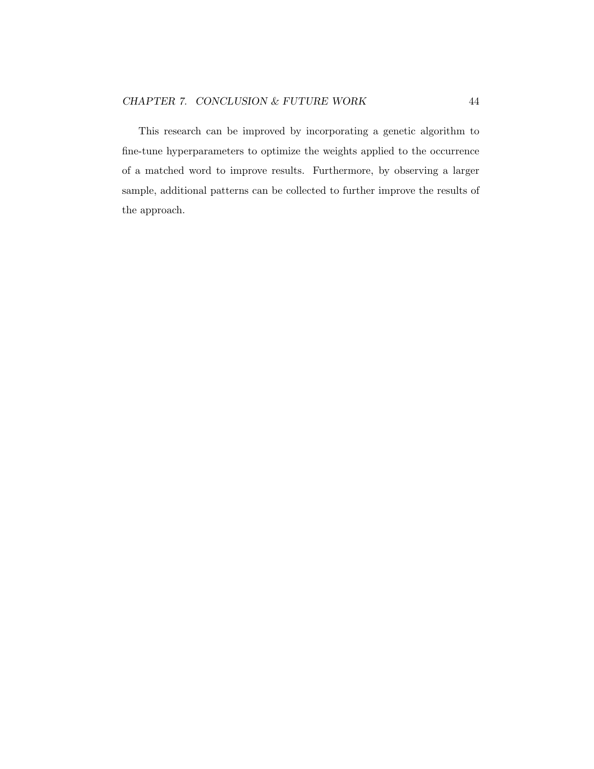This research can be improved by incorporating a genetic algorithm to fine-tune hyperparameters to optimize the weights applied to the occurrence of a matched word to improve results. Furthermore, by observing a larger sample, additional patterns can be collected to further improve the results of the approach.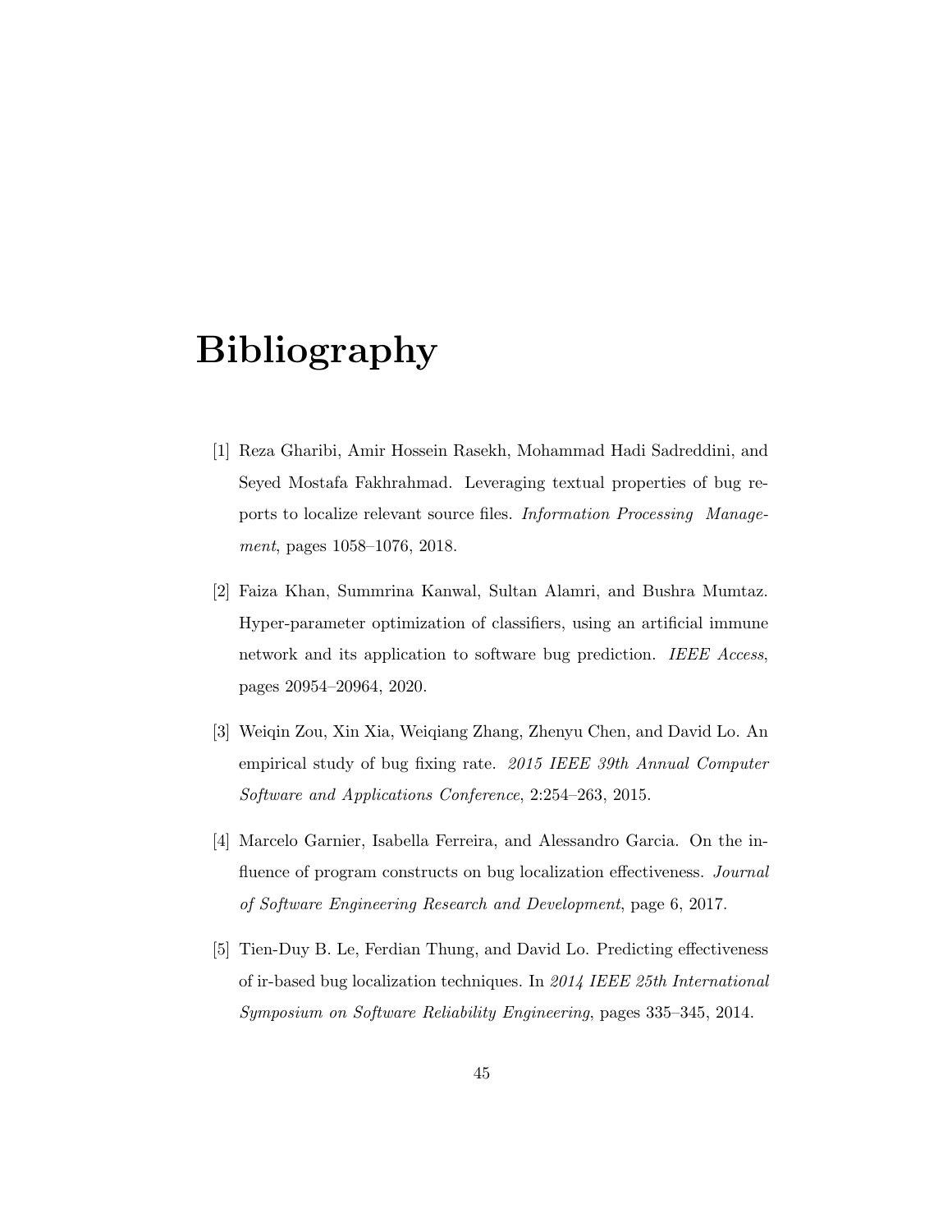# Bibliography

[1] Reza Gharibi, Amir Hossein Rasekh, Mohammad Hadi Sadreddini, and Seyed Mostafa Fakhrahmad. Leveraging textual properties of bug reports to localize relevant source files. *Information Processing Management*, pages 1058–1076, 2018.

[2] Faiza Khan, Summrina Kanwal, Sultan Alamri, and Bushra Mumtaz. Hyper-parameter optimization of classifiers, using an artificial immune network and its application to software bug prediction. *IEEE Access*, pages 20954–20964, 2020.

[3] Weiqin Zou, Xin Xia, Weiqiang Zhang, Zhenyu Chen, and David Lo. An empirical study of bug fixing rate. *2015 IEEE 39th Annual Computer Software and Applications Conference*, 2:254–263, 2015.

[4] Marcelo Garnier, Isabella Ferreira, and Alessandro Garcia. On the influence of program constructs on bug localization effectiveness. *Journal of Software Engineering Research and Development*, page 6, 2017.

[5] Tien-Duy B. Le, Ferdian Thung, and David Lo. Predicting effectiveness of ir-based bug localization techniques. In *2014 IEEE 25th International Symposium on Software Reliability Engineering*, pages 335–345, 2014.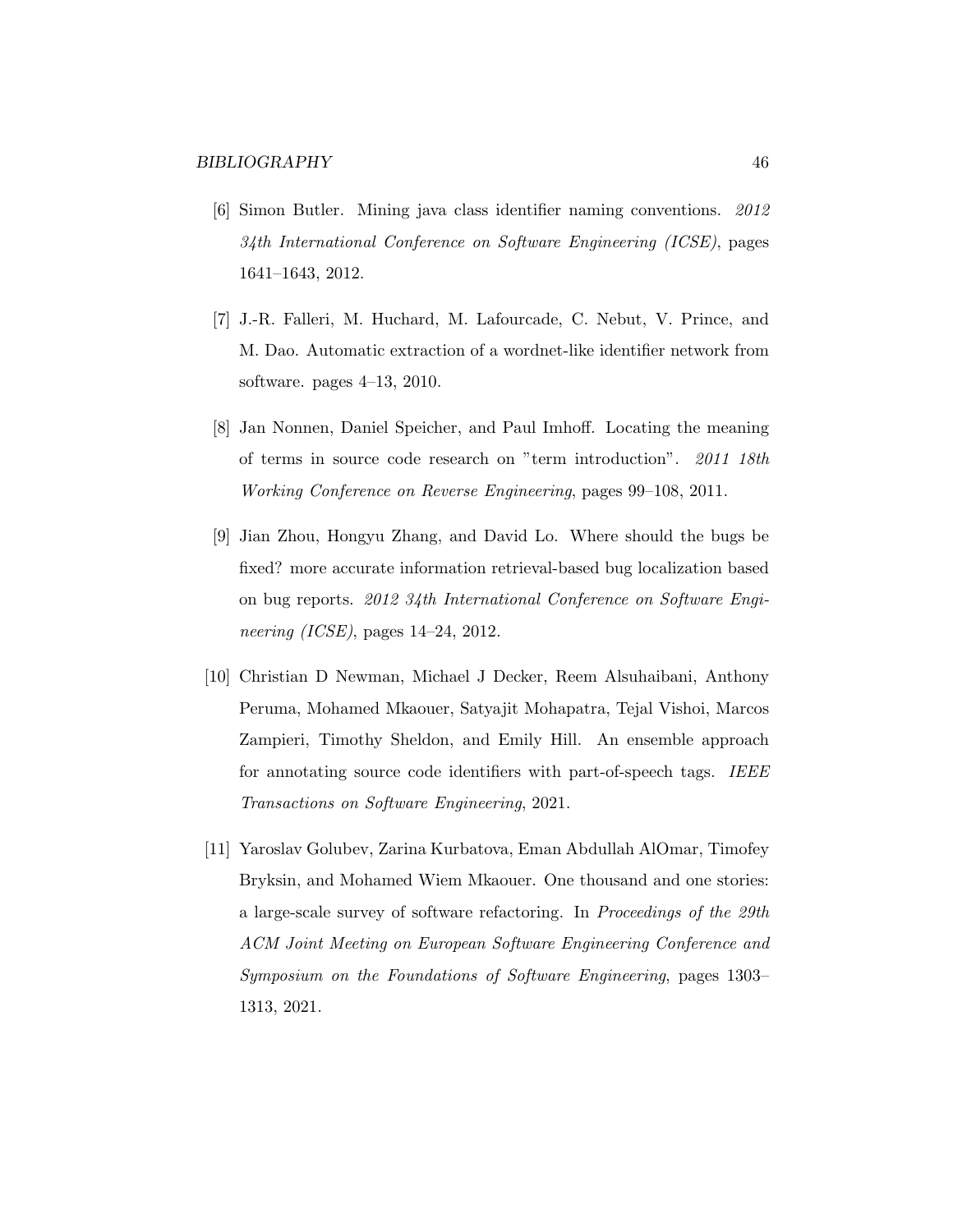[6] Simon Butler. Mining java class identifier naming conventions. *2012 34th International Conference on Software Engineering (ICSE)*, pages 1641–1643, 2012.

[7] J.-R. Falleri, M. Huchard, M. Lafourcade, C. Nebut, V. Prince, and M. Dao. Automatic extraction of a wordnet-like identifier network from software. pages 4–13, 2010.

[8] Jan Nonnen, Daniel Speicher, and Paul Imhoff. Locating the meaning of terms in source code research on "term introduction". *2011 18th Working Conference on Reverse Engineering*, pages 99–108, 2011.

[9] Jian Zhou, Hongyu Zhang, and David Lo. Where should the bugs be fixed? more accurate information retrieval-based bug localization based on bug reports. *2012 34th International Conference on Software Engineering (ICSE)*, pages 14–24, 2012.

[10] Christian D Newman, Michael J Decker, Reem Alsuhaibani, Anthony Peruma, Mohamed Mkaouer, Satyajit Mohapatra, Tejal Vishoi, Marcos Zampieri, Timothy Sheldon, and Emily Hill. An ensemble approach for annotating source code identifiers with part-of-speech tags. *IEEE Transactions on Software Engineering*, 2021.

[11] Yaroslav Golubev, Zarina Kurbatova, Eman Abdullah AlOmar, Timofey Bryksin, and Mohamed Wiem Mkaouer. One thousand and one stories: a large-scale survey of software refactoring. In *Proceedings of the 29th ACM Joint Meeting on European Software Engineering Conference and Symposium on the Foundations of Software Engineering*, pages 1303–1313, 2021.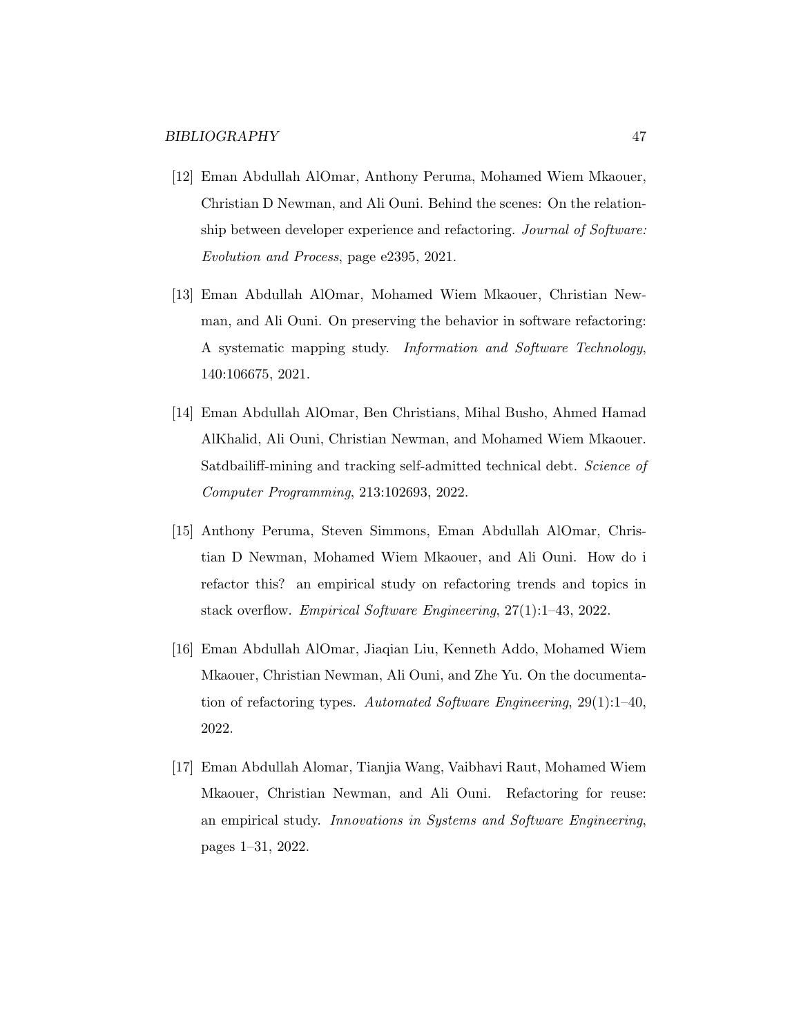[12] Eman Abdullah AlOmar, Anthony Peruma, Mohamed Wiem Mkaouer, Christian D Newman, and Ali Ouni. Behind the scenes: On the relationship between developer experience and refactoring. *Journal of Software: Evolution and Process*, page e2395, 2021.

[13] Eman Abdullah AlOmar, Mohamed Wiem Mkaouer, Christian Newman, and Ali Ouni. On preserving the behavior in software refactoring: A systematic mapping study. *Information and Software Technology*, 140:106675, 2021.

[14] Eman Abdullah AlOmar, Ben Christians, Mihal Busho, Ahmed Hamad AlKhalid, Ali Ouni, Christian Newman, and Mohamed Wiem Mkaouer. Satdbailiff-mining and tracking self-admitted technical debt. *Science of Computer Programming*, 213:102693, 2022.

[15] Anthony Peruma, Steven Simmons, Eman Abdullah AlOmar, Christian D Newman, Mohamed Wiem Mkaouer, and Ali Ouni. How do i refactor this? an empirical study on refactoring trends and topics in stack overflow. *Empirical Software Engineering*, 27(1):1–43, 2022.

[16] Eman Abdullah AlOmar, Jiaqian Liu, Kenneth Addo, Mohamed Wiem Mkaouer, Christian Newman, Ali Ouni, and Zhe Yu. On the documentation of refactoring types. *Automated Software Engineering*, 29(1):1–40, 2022.

[17] Eman Abdullah Alomar, Tianjia Wang, Vaibhavi Raut, Mohamed Wiem Mkaouer, Christian Newman, and Ali Ouni. Refactoring for reuse: an empirical study. *Innovations in Systems and Software Engineering*, pages 1–31, 2022.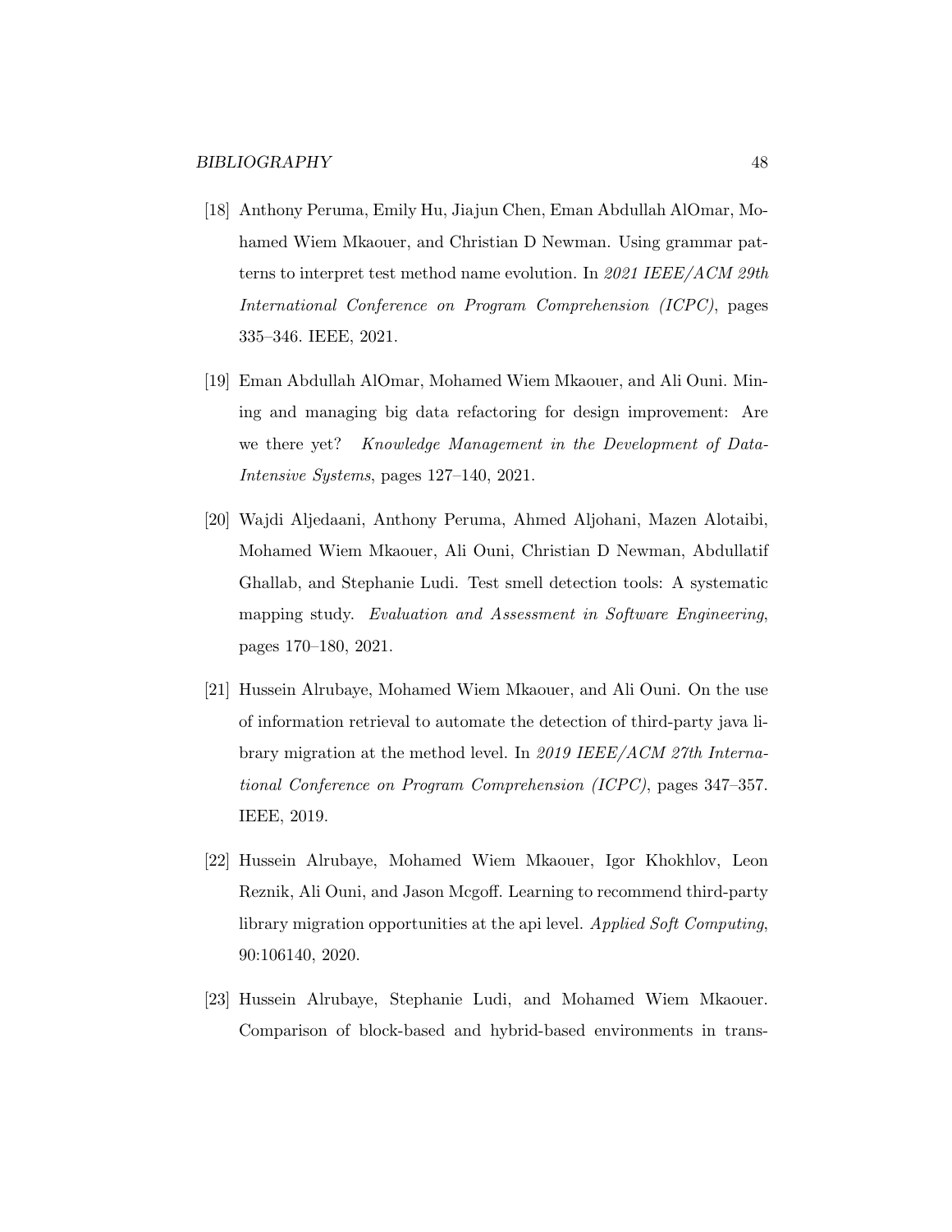[18] Anthony Peruma, Emily Hu, Jiajun Chen, Eman Abdullah AlOmar, Mohamed Wiem Mkaouer, and Christian D Newman. Using grammar patterns to interpret test method name evolution. In *2021 IEEE/ACM 29th International Conference on Program Comprehension (ICPC)*, pages 335–346. IEEE, 2021.

[19] Eman Abdullah AlOmar, Mohamed Wiem Mkaouer, and Ali Ouni. Mining and managing big data refactoring for design improvement: Are we there yet? *Knowledge Management in the Development of Data-Intensive Systems*, pages 127–140, 2021.

[20] Wajdi Aljedaani, Anthony Peruma, Ahmed Aljohani, Mazen Alotaibi, Mohamed Wiem Mkaouer, Ali Ouni, Christian D Newman, Abdullatif Ghallab, and Stephanie Ludi. Test smell detection tools: A systematic mapping study. *Evaluation and Assessment in Software Engineering*, pages 170–180, 2021.

[21] Hussein Alrubaye, Mohamed Wiem Mkaouer, and Ali Ouni. On the use of information retrieval to automate the detection of third-party java library migration at the method level. In *2019 IEEE/ACM 27th International Conference on Program Comprehension (ICPC)*, pages 347–357. IEEE, 2019.

[22] Hussein Alrubaye, Mohamed Wiem Mkaouer, Igor Khokhlov, Leon Reznik, Ali Ouni, and Jason Mcgoff. Learning to recommend third-party library migration opportunities at the api level. *Applied Soft Computing*, 90:106140, 2020.

[23] Hussein Alrubaye, Stephanie Ludi, and Mohamed Wiem Mkaouer. Comparison of block-based and hybrid-based environments in trans-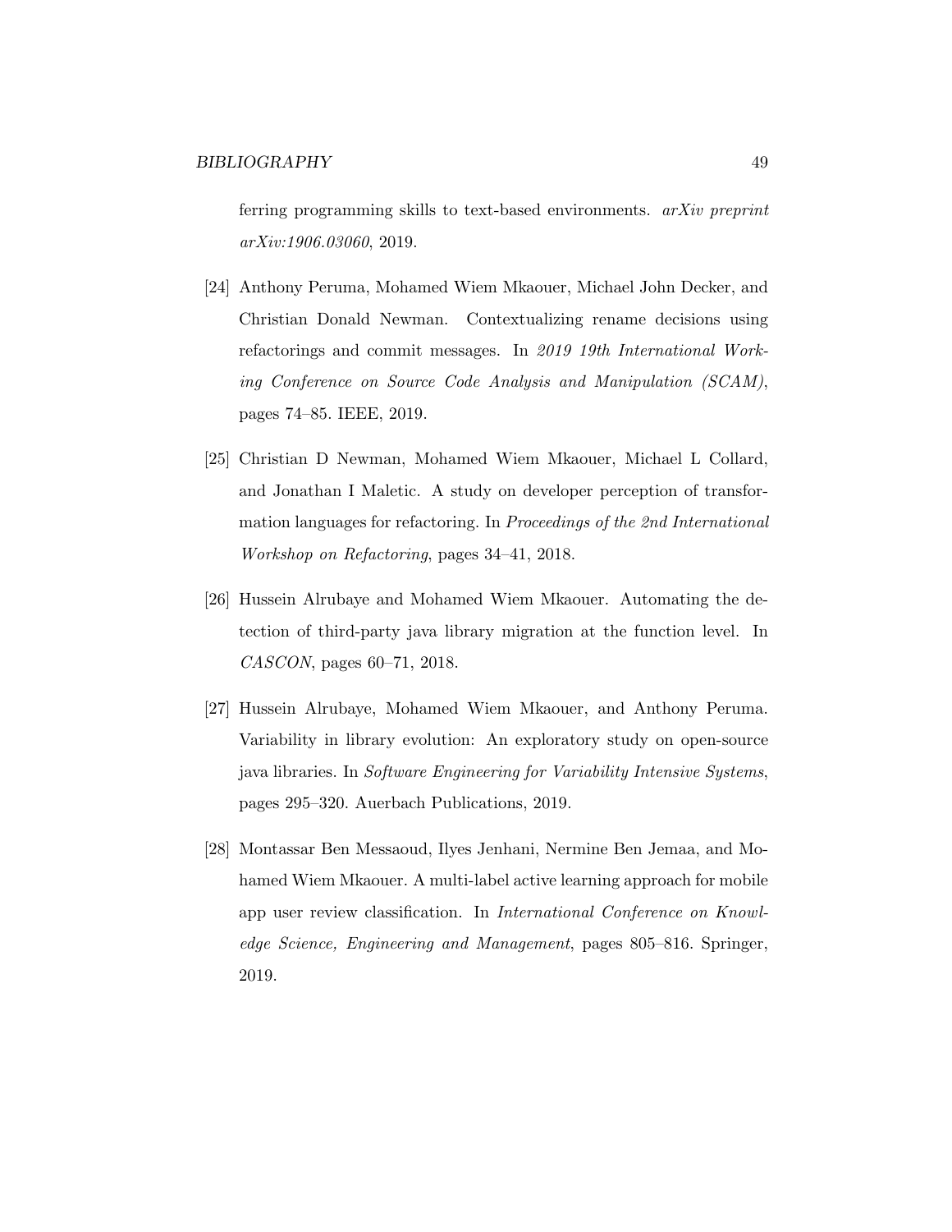ferring programming skills to text-based environments. *arXiv preprint arXiv:1906.03060*, 2019.

[24] Anthony Peruma, Mohamed Wiem Mkaouer, Michael John Decker, and Christian Donald Newman. Contextualizing rename decisions using refactorings and commit messages. In *2019 19th International Working Conference on Source Code Analysis and Manipulation (SCAM)*, pages 74–85. IEEE, 2019.

[25] Christian D Newman, Mohamed Wiem Mkaouer, Michael L Collard, and Jonathan I Maletic. A study on developer perception of transformation languages for refactoring. In *Proceedings of the 2nd International Workshop on Refactoring*, pages 34–41, 2018.

[26] Hussein Alrubaye and Mohamed Wiem Mkaouer. Automating the detection of third-party java library migration at the function level. In *CASCON*, pages 60–71, 2018.

[27] Hussein Alrubaye, Mohamed Wiem Mkaouer, and Anthony Peruma. Variability in library evolution: An exploratory study on open-source java libraries. In *Software Engineering for Variability Intensive Systems*, pages 295–320. Auerbach Publications, 2019.

[28] Montassar Ben Messaoud, Ilyes Jenhani, Nermine Ben Jemaa, and Mohamed Wiem Mkaouer. A multi-label active learning approach for mobile app user review classification. In *International Conference on Knowledge Science, Engineering and Management*, pages 805–816. Springer, 2019.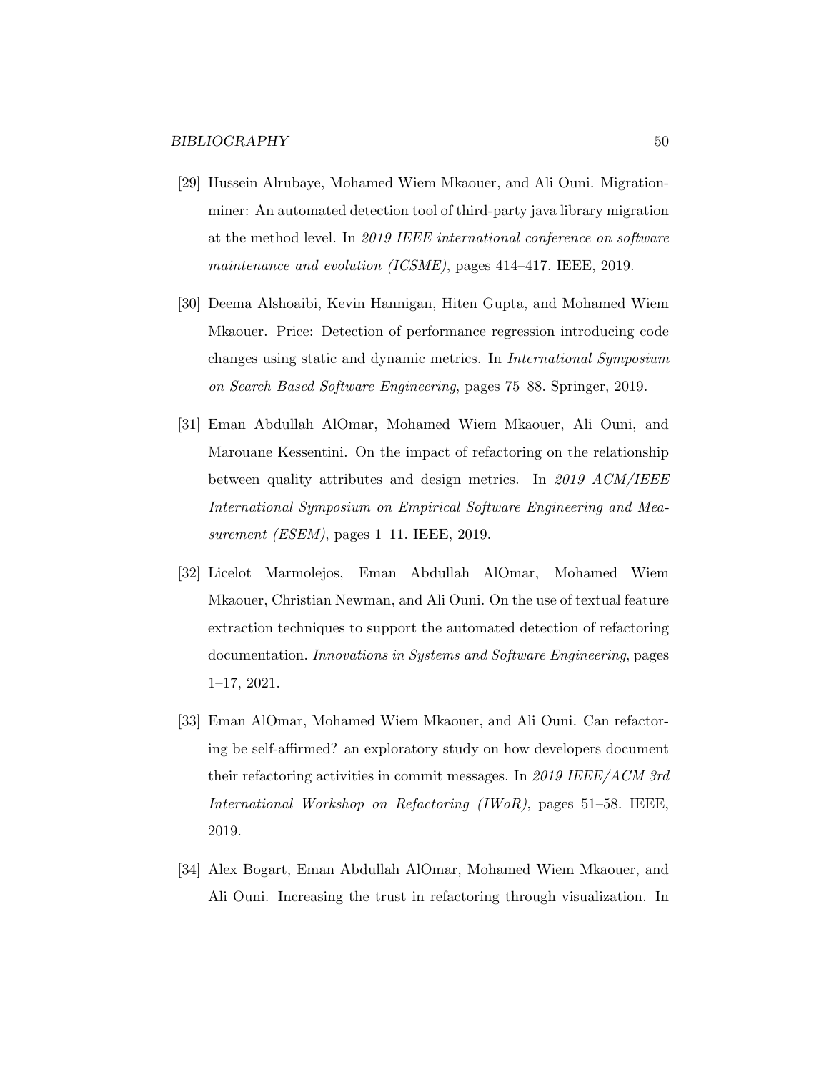[29] Hussein Alrubaye, Mohamed Wiem Mkaouer, and Ali Ouni. Migrationminer: An automated detection tool of third-party java library migration at the method level. In *2019 IEEE international conference on software maintenance and evolution (ICSME)*, pages 414–417. IEEE, 2019.

[30] Deema Alshoaibi, Kevin Hannigan, Hiten Gupta, and Mohamed Wiem Mkaouer. Price: Detection of performance regression introducing code changes using static and dynamic metrics. In *International Symposium on Search Based Software Engineering*, pages 75–88. Springer, 2019.

[31] Eman Abdullah AlOmar, Mohamed Wiem Mkaouer, Ali Ouni, and Marouane Kessentini. On the impact of refactoring on the relationship between quality attributes and design metrics. In *2019 ACM/IEEE International Symposium on Empirical Software Engineering and Measurement (ESEM)*, pages 1–11. IEEE, 2019.

[32] Licelot Marmolejos, Eman Abdullah AlOmar, Mohamed Wiem Mkaouer, Christian Newman, and Ali Ouni. On the use of textual feature extraction techniques to support the automated detection of refactoring documentation. *Innovations in Systems and Software Engineering*, pages 1–17, 2021.

[33] Eman AlOmar, Mohamed Wiem Mkaouer, and Ali Ouni. Can refactoring be self-affirmed? an exploratory study on how developers document their refactoring activities in commit messages. In *2019 IEEE/ACM 3rd International Workshop on Refactoring (IWoR)*, pages 51–58. IEEE, 2019.

[34] Alex Bogart, Eman Abdullah AlOmar, Mohamed Wiem Mkaouer, and Ali Ouni. Increasing the trust in refactoring through visualization. In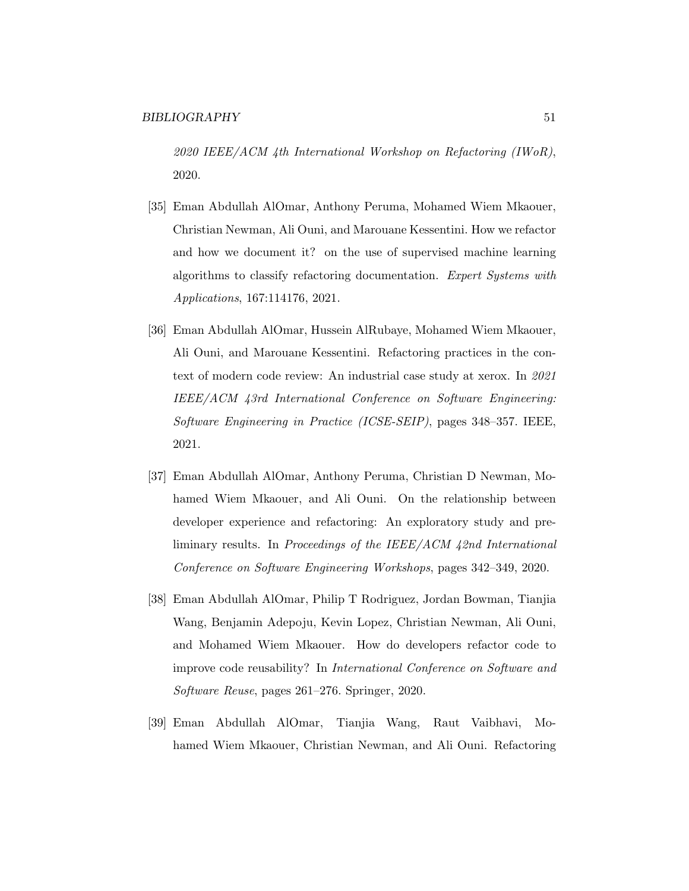*2020 IEEE/ACM 4th International Workshop on Refactoring (IWoR)*, 2020.

[35] Eman Abdullah AlOmar, Anthony Peruma, Mohamed Wiem Mkaouer, Christian Newman, Ali Ouni, and Marouane Kessentini. How we refactor and how we document it? on the use of supervised machine learning algorithms to classify refactoring documentation. *Expert Systems with Applications*, 167:114176, 2021.

[36] Eman Abdullah AlOmar, Hussein AlRubaye, Mohamed Wiem Mkaouer, Ali Ouni, and Marouane Kessentini. Refactoring practices in the context of modern code review: An industrial case study at xerox. In *2021 IEEE/ACM 43rd International Conference on Software Engineering: Software Engineering in Practice (ICSE-SEIP)*, pages 348–357. IEEE, 2021.

[37] Eman Abdullah AlOmar, Anthony Peruma, Christian D Newman, Mohamed Wiem Mkaouer, and Ali Ouni. On the relationship between developer experience and refactoring: An exploratory study and preliminary results. In *Proceedings of the IEEE/ACM 42nd International Conference on Software Engineering Workshops*, pages 342–349, 2020.

[38] Eman Abdullah AlOmar, Philip T Rodriguez, Jordan Bowman, Tianjia Wang, Benjamin Adepoju, Kevin Lopez, Christian Newman, Ali Ouni, and Mohamed Wiem Mkaouer. How do developers refactor code to improve code reusability? In *International Conference on Software and Software Reuse*, pages 261–276. Springer, 2020.

[39] Eman Abdullah AlOmar, Tianjia Wang, Raut Vaibhavi, Mohamed Wiem Mkaouer, Christian Newman, and Ali Ouni. Refactoring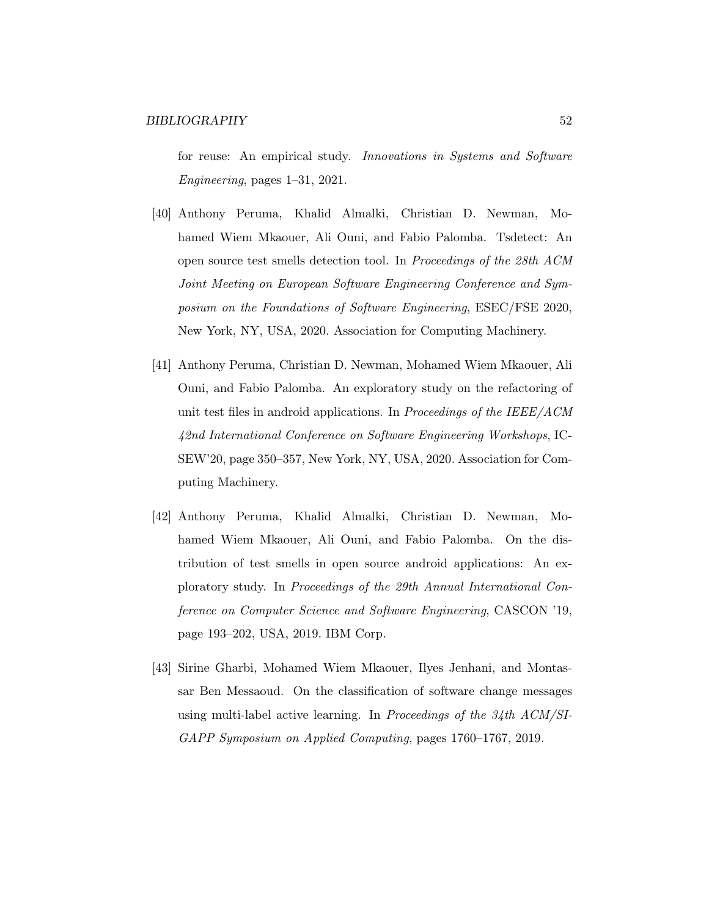for reuse: An empirical study. *Innovations in Systems and Software Engineering*, pages 1–31, 2021.

[40] Anthony Peruma, Khalid Almalki, Christian D. Newman, Mohamed Wiem Mkaouer, Ali Ouni, and Fabio Palomba. Tsdetect: An open source test smells detection tool. In *Proceedings of the 28th ACM Joint Meeting on European Software Engineering Conference and Symposium on the Foundations of Software Engineering*, ESEC/FSE 2020, New York, NY, USA, 2020. Association for Computing Machinery.

[41] Anthony Peruma, Christian D. Newman, Mohamed Wiem Mkaouer, Ali Ouni, and Fabio Palomba. An exploratory study on the refactoring of unit test files in android applications. In *Proceedings of the IEEE/ACM 42nd International Conference on Software Engineering Workshops*, ICSEW'20, page 350–357, New York, NY, USA, 2020. Association for Computing Machinery.

[42] Anthony Peruma, Khalid Almalki, Christian D. Newman, Mohamed Wiem Mkaouer, Ali Ouni, and Fabio Palomba. On the distribution of test smells in open source android applications: An exploratory study. In *Proceedings of the 29th Annual International Conference on Computer Science and Software Engineering*, CASCON '19, page 193–202, USA, 2019. IBM Corp.

[43] Sirine Gharbi, Mohamed Wiem Mkaouer, Ilyes Jenhani, and Montassar Ben Messaoud. On the classification of software change messages using multi-label active learning. In *Proceedings of the 34th ACM/SIGAPP Symposium on Applied Computing*, pages 1760–1767, 2019.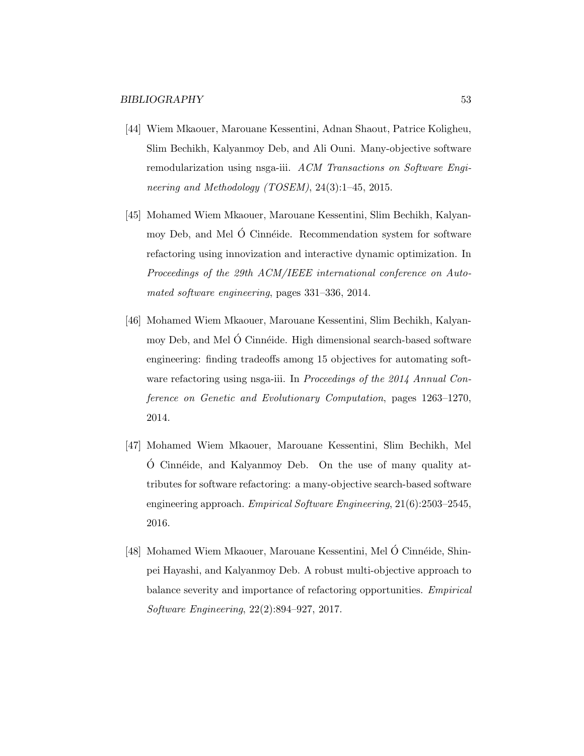[44] Wiem Mkaouer, Marouane Kessentini, Adnan Shaout, Patrice Koligheu, Slim Bechikh, Kalyanmoy Deb, and Ali Ouni. Many-objective software remodularization using nsga-iii. *ACM Transactions on Software Engineering and Methodology (TOSEM)*, 24(3):1–45, 2015.

[45] Mohamed Wiem Mkaouer, Marouane Kessentini, Slim Bechikh, Kalyanmoy Deb, and Mel Ó Cinnéide. Recommendation system for software refactoring using innovization and interactive dynamic optimization. In *Proceedings of the 29th ACM/IEEE international conference on Automated software engineering*, pages 331–336, 2014.

[46] Mohamed Wiem Mkaouer, Marouane Kessentini, Slim Bechikh, Kalyanmoy Deb, and Mel Ó Cinnéide. High dimensional search-based software engineering: finding tradeoffs among 15 objectives for automating software refactoring using nsga-iii. In *Proceedings of the 2014 Annual Conference on Genetic and Evolutionary Computation*, pages 1263–1270, 2014.

[47] Mohamed Wiem Mkaouer, Marouane Kessentini, Slim Bechikh, Mel Ó Cinnéide, and Kalyanmoy Deb. On the use of many quality attributes for software refactoring: a many-objective search-based software engineering approach. *Empirical Software Engineering*, 21(6):2503–2545, 2016.

[48] Mohamed Wiem Mkaouer, Marouane Kessentini, Mel Ó Cinnéide, Shinpei Hayashi, and Kalyanmoy Deb. A robust multi-objective approach to balance severity and importance of refactoring opportunities. *Empirical Software Engineering*, 22(2):894–927, 2017.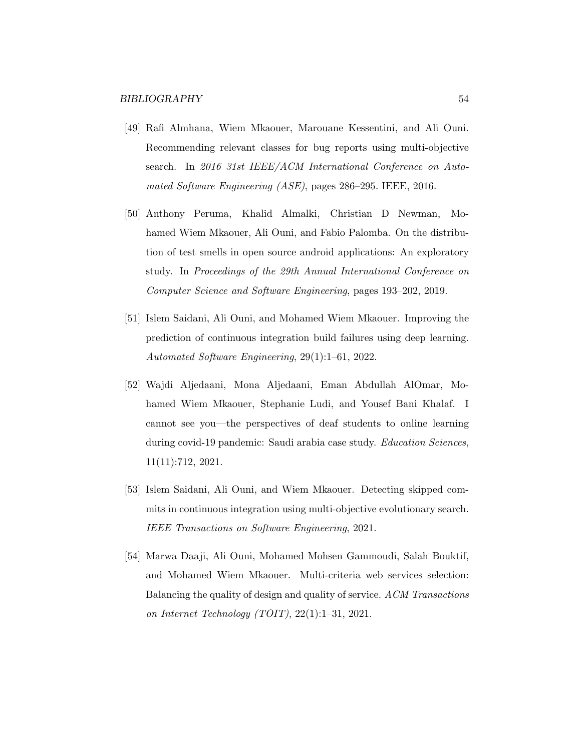[49] Rafi Almhana, Wiem Mkaouer, Marouane Kessentini, and Ali Ouni. Recommending relevant classes for bug reports using multi-objective search. In *2016 31st IEEE/ACM International Conference on Automated Software Engineering (ASE)*, pages 286–295. IEEE, 2016.

[50] Anthony Peruma, Khalid Almalki, Christian D Newman, Mohamed Wiem Mkaouer, Ali Ouni, and Fabio Palomba. On the distribution of test smells in open source android applications: An exploratory study. In *Proceedings of the 29th Annual International Conference on Computer Science and Software Engineering*, pages 193–202, 2019.

[51] Islem Saidani, Ali Ouni, and Mohamed Wiem Mkaouer. Improving the prediction of continuous integration build failures using deep learning. *Automated Software Engineering*, 29(1):1–61, 2022.

[52] Wajdi Aljedaani, Mona Aljedaani, Eman Abdullah AlOmar, Mohamed Wiem Mkaouer, Stephanie Ludi, and Yousef Bani Khalaf. I cannot see you—the perspectives of deaf students to online learning during covid-19 pandemic: Saudi arabia case study. *Education Sciences*, 11(11):712, 2021.

[53] Islem Saidani, Ali Ouni, and Wiem Mkaouer. Detecting skipped commits in continuous integration using multi-objective evolutionary search. *IEEE Transactions on Software Engineering*, 2021.

[54] Marwa Daaji, Ali Ouni, Mohamed Mohsen Gammoudi, Salah Bouktif, and Mohamed Wiem Mkaouer. Multi-criteria web services selection: Balancing the quality of design and quality of service. *ACM Transactions on Internet Technology (TOIT)*, 22(1):1–31, 2021.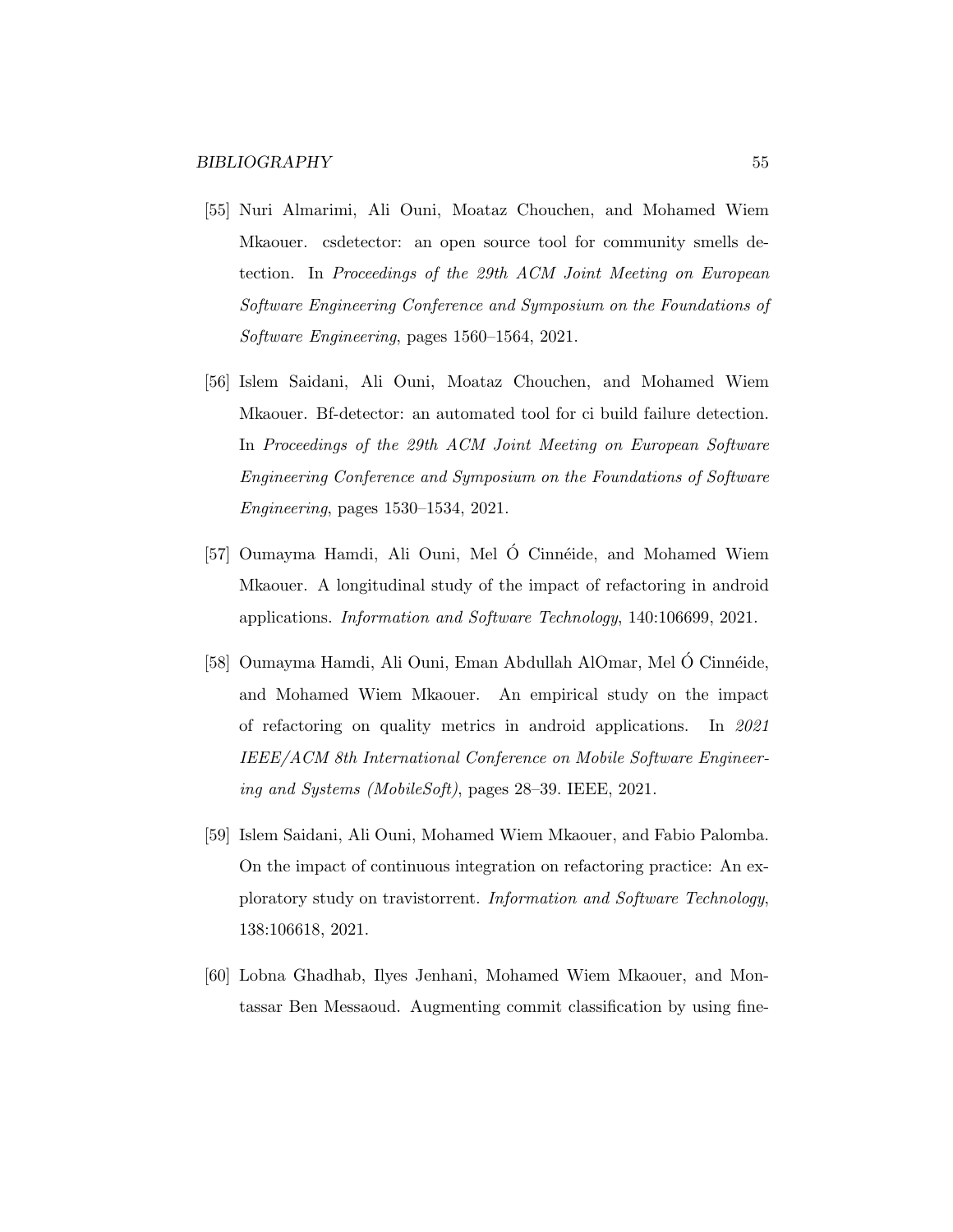[55] Nuri Almarimi, Ali Ouni, Moataz Chouchen, and Mohamed Wiem Mkaouer. csdetector: an open source tool for community smells detection. In *Proceedings of the 29th ACM Joint Meeting on European Software Engineering Conference and Symposium on the Foundations of Software Engineering*, pages 1560–1564, 2021.

[56] Islem Saidani, Ali Ouni, Moataz Chouchen, and Mohamed Wiem Mkaouer. Bf-detector: an automated tool for ci build failure detection. In *Proceedings of the 29th ACM Joint Meeting on European Software Engineering Conference and Symposium on the Foundations of Software Engineering*, pages 1530–1534, 2021.

[57] Oumayma Hamdi, Ali Ouni, Mel Ó Cinnéide, and Mohamed Wiem Mkaouer. A longitudinal study of the impact of refactoring in android applications. *Information and Software Technology*, 140:106699, 2021.

[58] Oumayma Hamdi, Ali Ouni, Eman Abdullah AlOmar, Mel Ó Cinnéide, and Mohamed Wiem Mkaouer. An empirical study on the impact of refactoring on quality metrics in android applications. In *2021 IEEE/ACM 8th International Conference on Mobile Software Engineering and Systems (MobileSoft)*, pages 28–39. IEEE, 2021.

[59] Islem Saidani, Ali Ouni, Mohamed Wiem Mkaouer, and Fabio Palomba. On the impact of continuous integration on refactoring practice: An exploratory study on travistorrent. *Information and Software Technology*, 138:106618, 2021.

[60] Lobna Ghadhab, Ilyes Jenhani, Mohamed Wiem Mkaouer, and Montassar Ben Messaoud. Augmenting commit classification by using fine-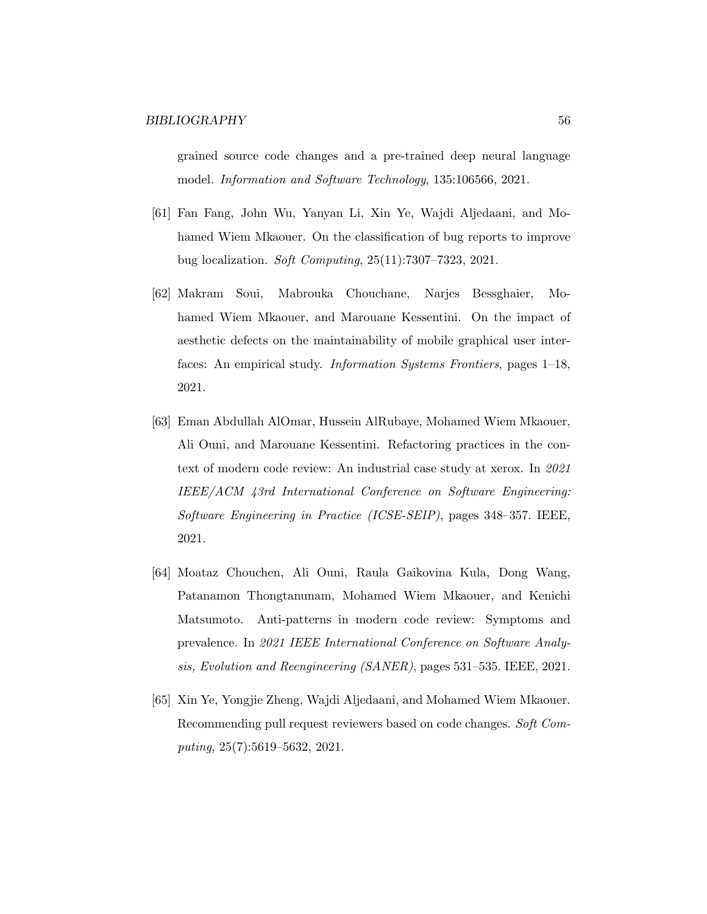grained source code changes and a pre-trained deep neural language model. *Information and Software Technology*, 135:106566, 2021.

[61] Fan Fang, John Wu, Yanyan Li, Xin Ye, Wajdi Aljedaani, and Mohamed Wiem Mkaouer. On the classification of bug reports to improve bug localization. *Soft Computing*, 25(11):7307–7323, 2021.

[62] Makram Soui, Mabrouka Chouchane, Narjes Bessghaier, Mohamed Wiem Mkaouer, and Marouane Kessentini. On the impact of aesthetic defects on the maintainability of mobile graphical user interfaces: An empirical study. *Information Systems Frontiers*, pages 1–18, 2021.

[63] Eman Abdullah AlOmar, Hussein AlRubaye, Mohamed Wiem Mkaouer, Ali Ouni, and Marouane Kessentini. Refactoring practices in the context of modern code review: An industrial case study at xerox. In *2021 IEEE/ACM 43rd International Conference on Software Engineering: Software Engineering in Practice (ICSE-SEIP)*, pages 348–357. IEEE, 2021.

[64] Moataz Chouchen, Ali Ouni, Raula Gaikovina Kula, Dong Wang, Patanamon Thongtanunam, Mohamed Wiem Mkaouer, and Kenichi Matsumoto. Anti-patterns in modern code review: Symptoms and prevalence. In *2021 IEEE International Conference on Software Analysis, Evolution and Reengineering (SANER)*, pages 531–535. IEEE, 2021.

[65] Xin Ye, Yongjie Zheng, Wajdi Aljedaani, and Mohamed Wiem Mkaouer. Recommending pull request reviewers based on code changes. *Soft Computing*, 25(7):5619–5632, 2021.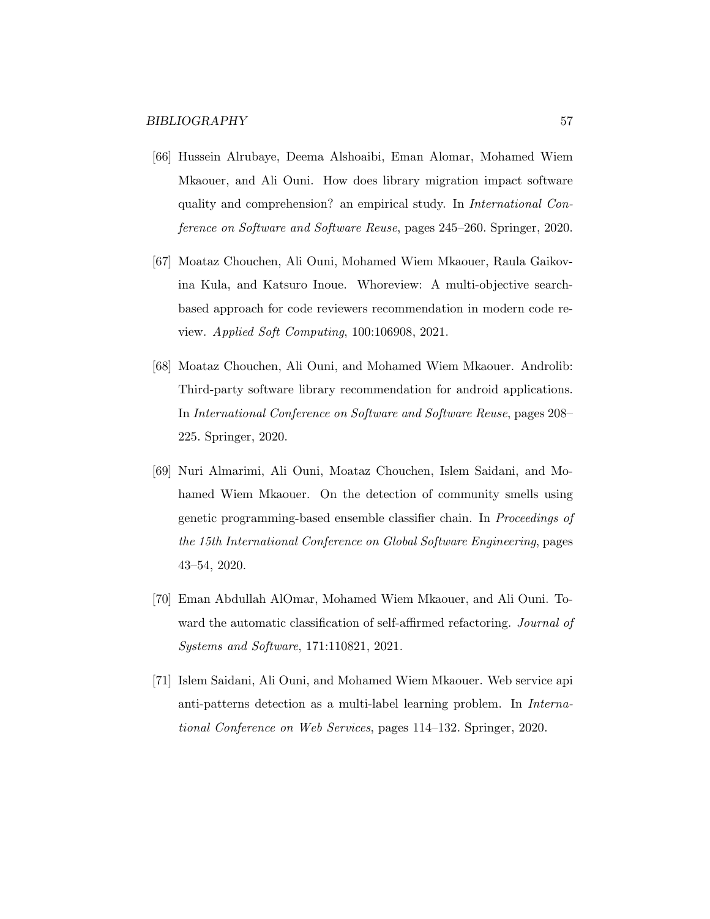[66] Hussein Alrubaye, Deema Alshoaibi, Eman Alomar, Mohamed Wiem Mkaouer, and Ali Ouni. How does library migration impact software quality and comprehension? an empirical study. In *International Conference on Software and Software Reuse*, pages 245–260. Springer, 2020.

[67] Moataz Chouchen, Ali Ouni, Mohamed Wiem Mkaouer, Raula Gaikovina Kula, and Katsuro Inoue. Whoreview: A multi-objective search-based approach for code reviewers recommendation in modern code review. *Applied Soft Computing*, 100:106908, 2021.

[68] Moataz Chouchen, Ali Ouni, and Mohamed Wiem Mkaouer. Androlib: Third-party software library recommendation for android applications. In *International Conference on Software and Software Reuse*, pages 208–225. Springer, 2020.

[69] Nuri Almarimi, Ali Ouni, Moataz Chouchen, Islem Saidani, and Mohamed Wiem Mkaouer. On the detection of community smells using genetic programming-based ensemble classifier chain. In *Proceedings of the 15th International Conference on Global Software Engineering*, pages 43–54, 2020.

[70] Eman Abdullah AlOmar, Mohamed Wiem Mkaouer, and Ali Ouni. Toward the automatic classification of self-affirmed refactoring. *Journal of Systems and Software*, 171:110821, 2021.

[71] Islem Saidani, Ali Ouni, and Mohamed Wiem Mkaouer. Web service api anti-patterns detection as a multi-label learning problem. In *International Conference on Web Services*, pages 114–132. Springer, 2020.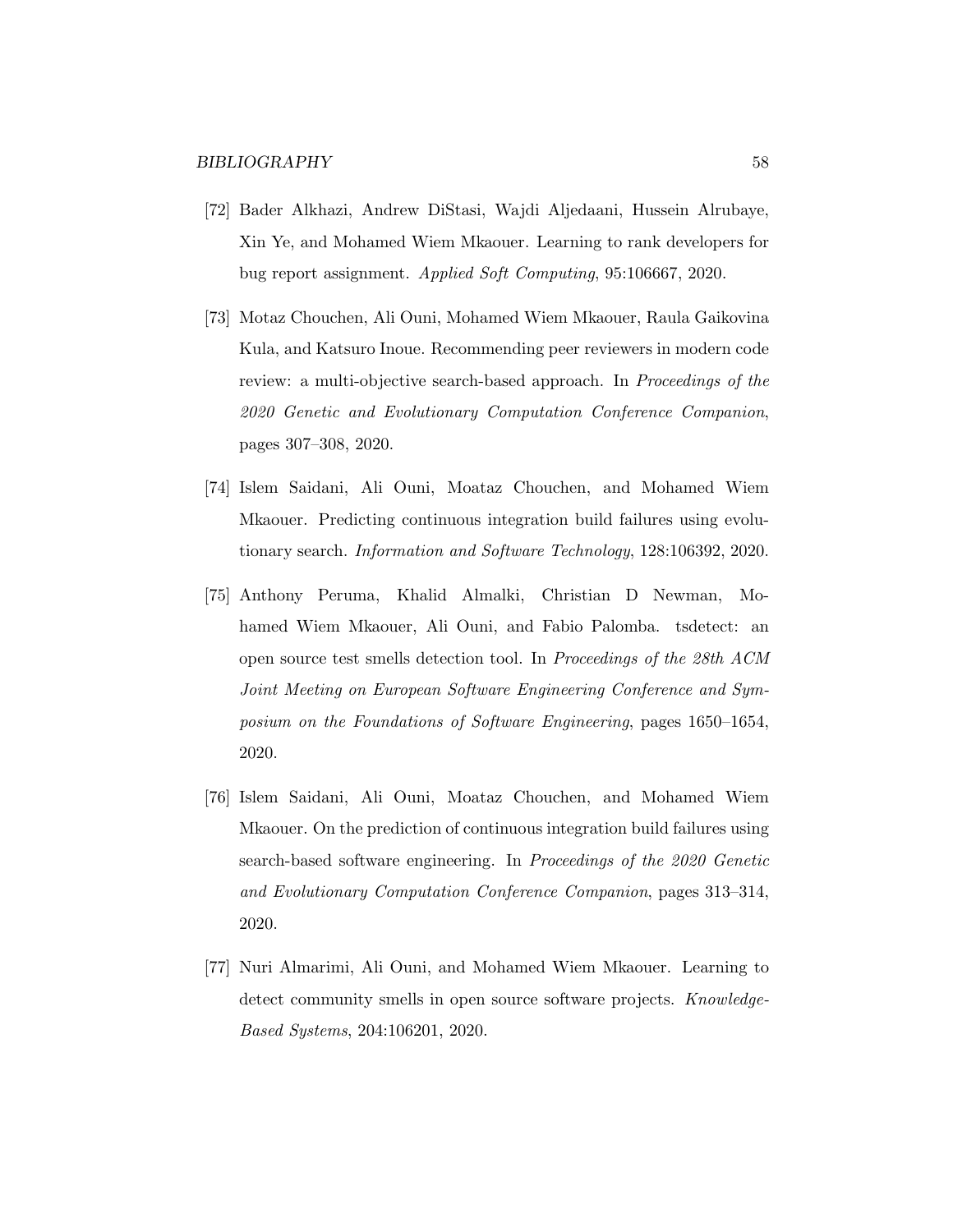[72] Bader Alkhazi, Andrew DiStasi, Wajdi Aljedaani, Hussein Alrubaye, Xin Ye, and Mohamed Wiem Mkaouer. Learning to rank developers for bug report assignment. *Applied Soft Computing*, 95:106667, 2020.

[73] Motaz Chouchen, Ali Ouni, Mohamed Wiem Mkaouer, Raula Gaikovina Kula, and Katsuro Inoue. Recommending peer reviewers in modern code review: a multi-objective search-based approach. In *Proceedings of the 2020 Genetic and Evolutionary Computation Conference Companion*, pages 307–308, 2020.

[74] Islem Saidani, Ali Ouni, Moataz Chouchen, and Mohamed Wiem Mkaouer. Predicting continuous integration build failures using evolutionary search. *Information and Software Technology*, 128:106392, 2020.

[75] Anthony Peruma, Khalid Almalki, Christian D Newman, Mohamed Wiem Mkaouer, Ali Ouni, and Fabio Palomba. tsdetect: an open source test smells detection tool. In *Proceedings of the 28th ACM Joint Meeting on European Software Engineering Conference and Symposium on the Foundations of Software Engineering*, pages 1650–1654, 2020.

[76] Islem Saidani, Ali Ouni, Moataz Chouchen, and Mohamed Wiem Mkaouer. On the prediction of continuous integration build failures using search-based software engineering. In *Proceedings of the 2020 Genetic and Evolutionary Computation Conference Companion*, pages 313–314, 2020.

[77] Nuri Almarimi, Ali Ouni, and Mohamed Wiem Mkaouer. Learning to detect community smells in open source software projects. *Knowledge-Based Systems*, 204:106201, 2020.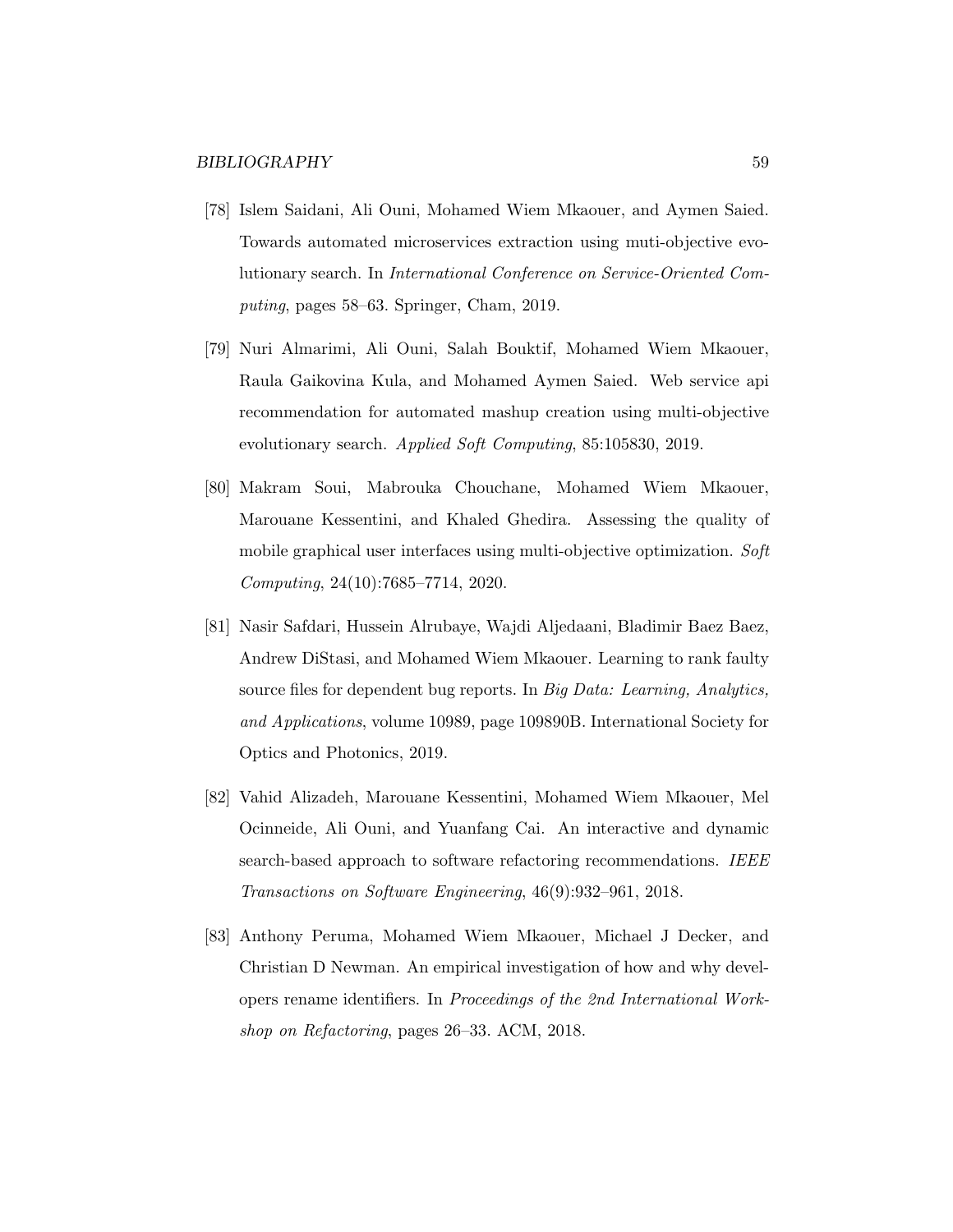[78] Islem Saidani, Ali Ouni, Mohamed Wiem Mkaouer, and Aymen Saied. Towards automated microservices extraction using muti-objective evolutionary search. In *International Conference on Service-Oriented Computing*, pages 58–63. Springer, Cham, 2019.

[79] Nuri Almarimi, Ali Ouni, Salah Bouktif, Mohamed Wiem Mkaouer, Raula Gaikovina Kula, and Mohamed Aymen Saied. Web service api recommendation for automated mashup creation using multi-objective evolutionary search. *Applied Soft Computing*, 85:105830, 2019.

[80] Makram Soui, Mabrouka Chouchane, Mohamed Wiem Mkaouer, Marouane Kessentini, and Khaled Ghedira. Assessing the quality of mobile graphical user interfaces using multi-objective optimization. *Soft Computing*, 24(10):7685–7714, 2020.

[81] Nasir Safdari, Hussein Alrubaye, Wajdi Aljedaani, Bladimir Baez Baez, Andrew DiStasi, and Mohamed Wiem Mkaouer. Learning to rank faulty source files for dependent bug reports. In *Big Data: Learning, Analytics, and Applications*, volume 10989, page 109890B. International Society for Optics and Photonics, 2019.

[82] Vahid Alizadeh, Marouane Kessentini, Mohamed Wiem Mkaouer, Mel Ocinneide, Ali Ouni, and Yuanfang Cai. An interactive and dynamic search-based approach to software refactoring recommendations. *IEEE Transactions on Software Engineering*, 46(9):932–961, 2018.

[83] Anthony Peruma, Mohamed Wiem Mkaouer, Michael J Decker, and Christian D Newman. An empirical investigation of how and why developers rename identifiers. In *Proceedings of the 2nd International Workshop on Refactoring*, pages 26–33. ACM, 2018.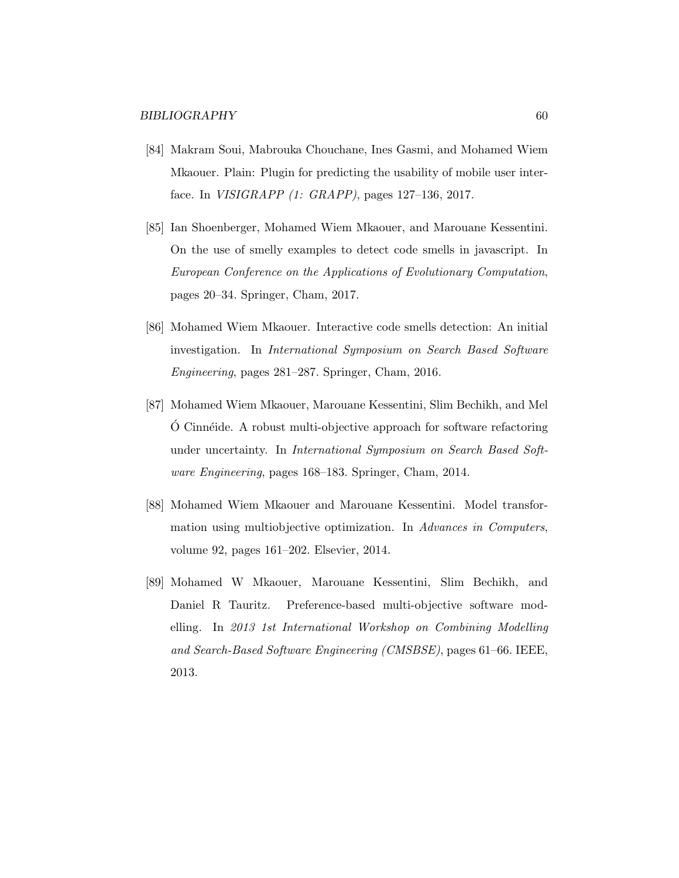[84] Makram Soui, Mabrouka Chouchane, Ines Gasmi, and Mohamed Wiem Mkaouer. Plain: Plugin for predicting the usability of mobile user interface. In *VISIGRAPP (1: GRAPP)*, pages 127–136, 2017.

[85] Ian Shoenberger, Mohamed Wiem Mkaouer, and Marouane Kessentini. On the use of smelly examples to detect code smells in javascript. In *European Conference on the Applications of Evolutionary Computation*, pages 20–34. Springer, Cham, 2017.

[86] Mohamed Wiem Mkaouer. Interactive code smells detection: An initial investigation. In *International Symposium on Search Based Software Engineering*, pages 281–287. Springer, Cham, 2016.

[87] Mohamed Wiem Mkaouer, Marouane Kessentini, Slim Bechikh, and Mel Ó Cinnéide. A robust multi-objective approach for software refactoring under uncertainty. In *International Symposium on Search Based Software Engineering*, pages 168–183. Springer, Cham, 2014.

[88] Mohamed Wiem Mkaouer and Marouane Kessentini. Model transformation using multiobjective optimization. In *Advances in Computers*, volume 92, pages 161–202. Elsevier, 2014.

[89] Mohamed W Mkaouer, Marouane Kessentini, Slim Bechikh, and Daniel R Tauritz. Preference-based multi-objective software modelling. In *2013 1st International Workshop on Combining Modelling and Search-Based Software Engineering (CMSBSE)*, pages 61–66. IEEE, 2013.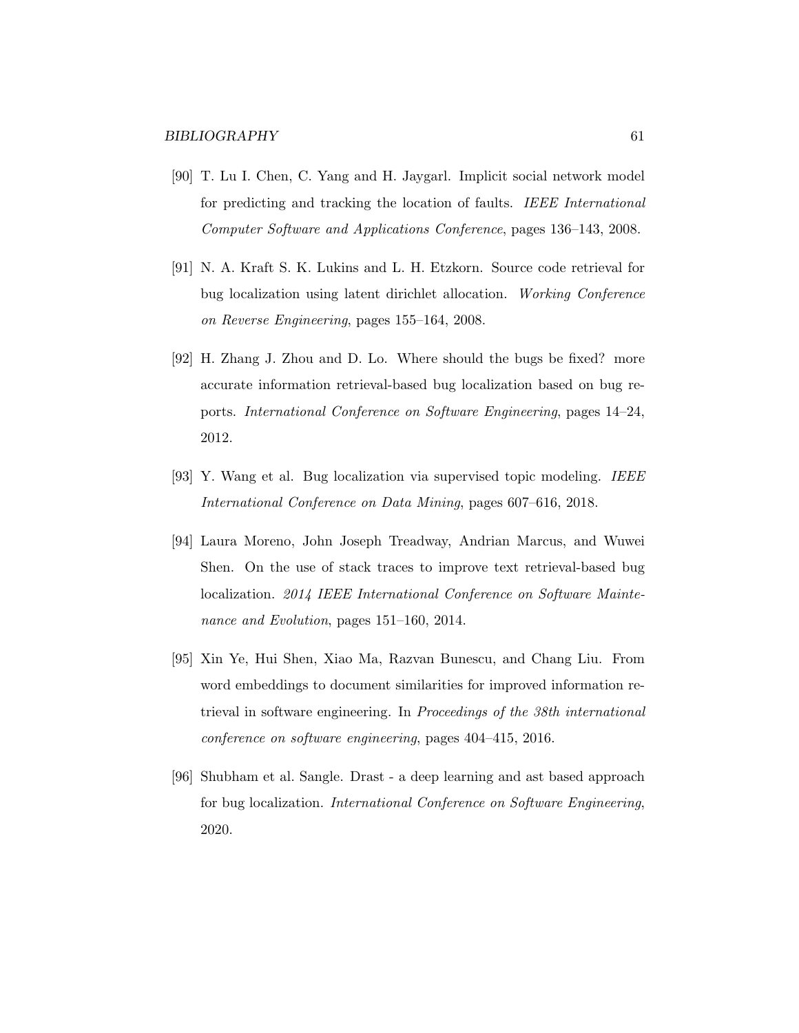[90] T. Lu I. Chen, C. Yang and H. Jaygarl. Implicit social network model for predicting and tracking the location of faults. *IEEE International Computer Software and Applications Conference*, pages 136–143, 2008.

[91] N. A. Kraft S. K. Lukins and L. H. Etzkorn. Source code retrieval for bug localization using latent dirichlet allocation. *Working Conference on Reverse Engineering*, pages 155–164, 2008.

[92] H. Zhang J. Zhou and D. Lo. Where should the bugs be fixed? more accurate information retrieval-based bug localization based on bug reports. *International Conference on Software Engineering*, pages 14–24, 2012.

[93] Y. Wang et al. Bug localization via supervised topic modeling. *IEEE International Conference on Data Mining*, pages 607–616, 2018.

[94] Laura Moreno, John Joseph Treadway, Andrian Marcus, and Wuwei Shen. On the use of stack traces to improve text retrieval-based bug localization. *2014 IEEE International Conference on Software Maintenance and Evolution*, pages 151–160, 2014.

[95] Xin Ye, Hui Shen, Xiao Ma, Razvan Bunescu, and Chang Liu. From word embeddings to document similarities for improved information retrieval in software engineering. In *Proceedings of the 38th international conference on software engineering*, pages 404–415, 2016.

[96] Shubham et al. Sangle. Drast - a deep learning and ast based approach for bug localization. *International Conference on Software Engineering*, 2020.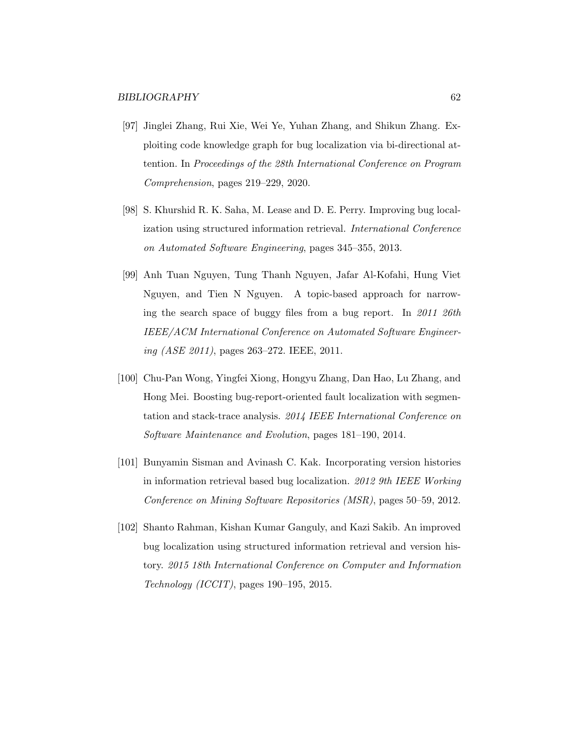[97] Jinglei Zhang, Rui Xie, Wei Ye, Yuhan Zhang, and Shikun Zhang. Exploiting code knowledge graph for bug localization via bi-directional attention. In *Proceedings of the 28th International Conference on Program Comprehension*, pages 219–229, 2020.

[98] S. Khurshid R. K. Saha, M. Lease and D. E. Perry. Improving bug localization using structured information retrieval. *International Conference on Automated Software Engineering*, pages 345–355, 2013.

[99] Anh Tuan Nguyen, Tung Thanh Nguyen, Jafar Al-Kofahi, Hung Viet Nguyen, and Tien N Nguyen. A topic-based approach for narrowing the search space of buggy files from a bug report. In *2011 26th IEEE/ACM International Conference on Automated Software Engineering (ASE 2011)*, pages 263–272. IEEE, 2011.

[100] Chu-Pan Wong, Yingfei Xiong, Hongyu Zhang, Dan Hao, Lu Zhang, and Hong Mei. Boosting bug-report-oriented fault localization with segmentation and stack-trace analysis. *2014 IEEE International Conference on Software Maintenance and Evolution*, pages 181–190, 2014.

[101] Bunyamin Sisman and Avinash C. Kak. Incorporating version histories in information retrieval based bug localization. *2012 9th IEEE Working Conference on Mining Software Repositories (MSR)*, pages 50–59, 2012.

[102] Shanto Rahman, Kishan Kumar Ganguly, and Kazi Sakib. An improved bug localization using structured information retrieval and version history. *2015 18th International Conference on Computer and Information Technology (ICCIT)*, pages 190–195, 2015.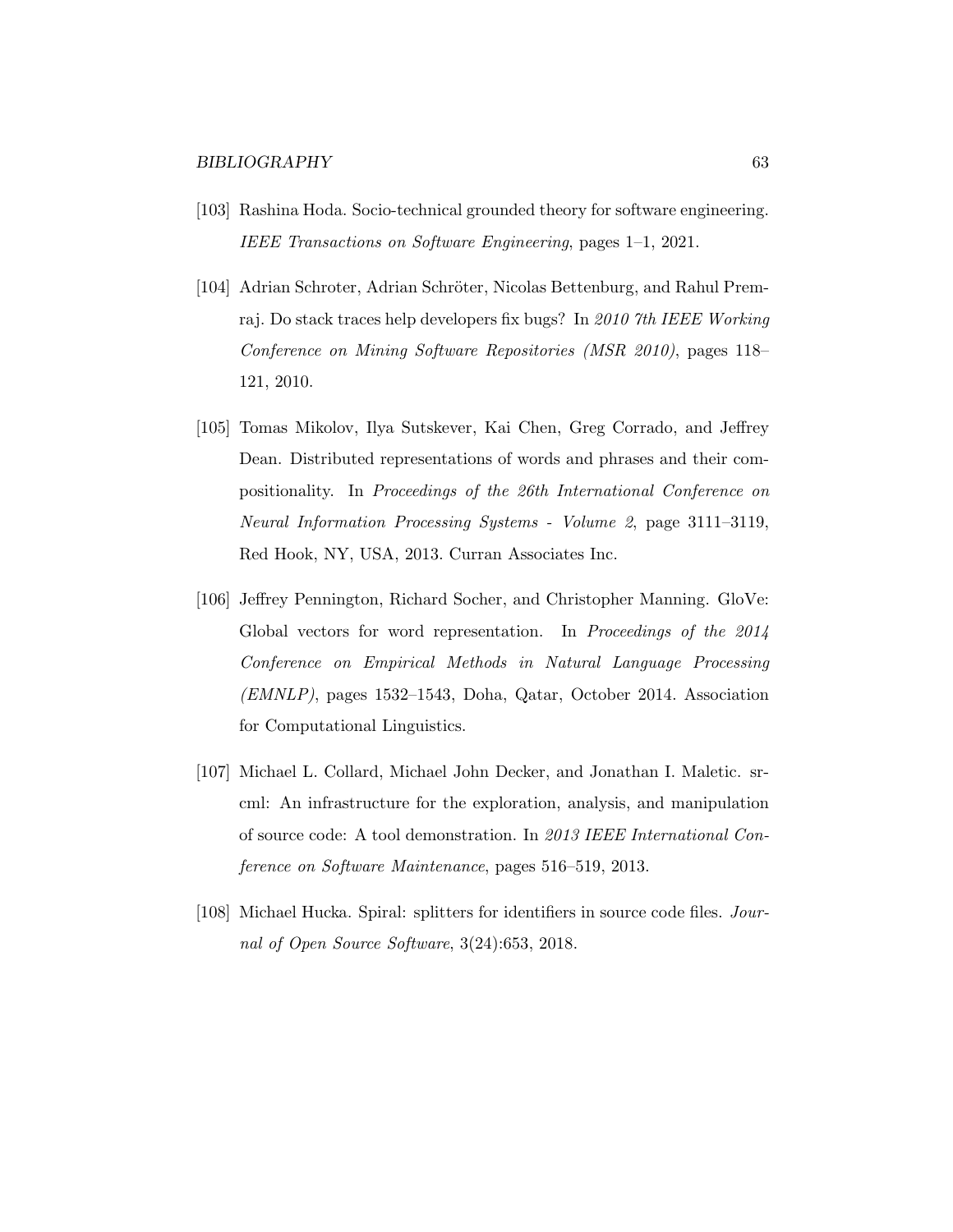[103] Rashina Hoda. Socio-technical grounded theory for software engineering. *IEEE Transactions on Software Engineering*, pages 1–1, 2021.

[104] Adrian Schroter, Adrian Schröter, Nicolas Bettenburg, and Rahul Premraj. Do stack traces help developers fix bugs? In *2010 7th IEEE Working Conference on Mining Software Repositories (MSR 2010)*, pages 118–121, 2010.

[105] Tomas Mikolov, Ilya Sutskever, Kai Chen, Greg Corrado, and Jeffrey Dean. Distributed representations of words and phrases and their compositionality. In *Proceedings of the 26th International Conference on Neural Information Processing Systems - Volume 2*, page 3111–3119, Red Hook, NY, USA, 2013. Curran Associates Inc.

[106] Jeffrey Pennington, Richard Socher, and Christopher Manning. GloVe: Global vectors for word representation. In *Proceedings of the 2014 Conference on Empirical Methods in Natural Language Processing (EMNLP)*, pages 1532–1543, Doha, Qatar, October 2014. Association for Computational Linguistics.

[107] Michael L. Collard, Michael John Decker, and Jonathan I. Maletic. srcml: An infrastructure for the exploration, analysis, and manipulation of source code: A tool demonstration. In *2013 IEEE International Conference on Software Maintenance*, pages 516–519, 2013.

[108] Michael Hucka. Spiral: splitters for identifiers in source code files. *Journal of Open Source Software*, 3(24):653, 2018.